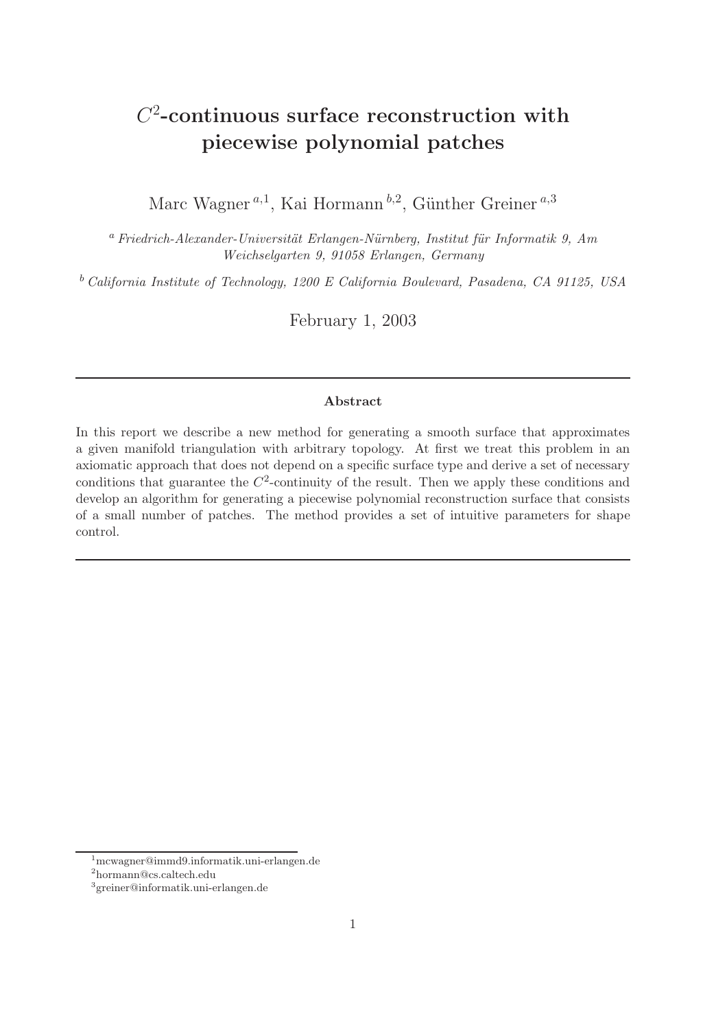# $C^2$-continuous surface reconstruction with piecewise polynomial patches

Marc Wagner [a,1], Kai Hormann [b,2], Günther Greiner [a,3]

[a] *Friedrich-Alexander-Universität Erlangen-Nürnberg, Institut für Informatik 9, Am Weichselgarten 9, 91058 Erlangen, Germany*

[b] *California Institute of Technology, 1200 E California Boulevard, Pasadena, CA 91125, USA*

February 1, 2003

---

**Abstract**

In this report we describe a new method for generating a smooth surface that approximates a given manifold triangulation with arbitrary topology. At first we treat this problem in an axiomatic approach that does not depend on a specific surface type and derive a set of necessary conditions that guarantee the $C^2$-continuity of the result. Then we apply these conditions and develop an algorithm for generating a piecewise polynomial reconstruction surface that consists of a small number of patches. The method provides a set of intuitive parameters for shape control.

---

[1] mcwagner@immd9.informatik.uni-erlangen.de

[2] hormann@cs.caltech.edu

[3] greiner@informatik.uni-erlangen.de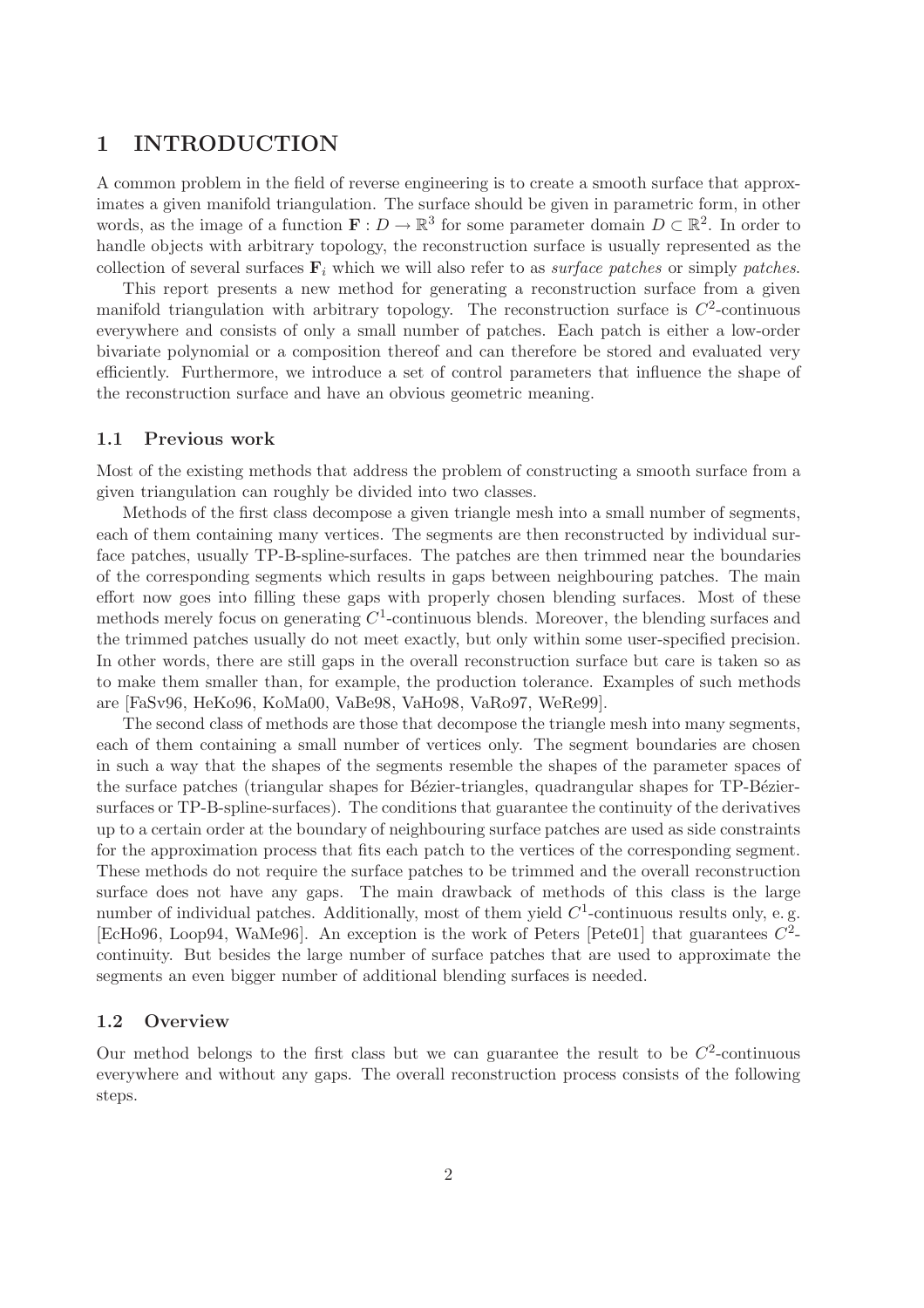# 1 INTRODUCTION

A common problem in the field of reverse engineering is to create a smooth surface that approximates a given manifold triangulation. The surface should be given in parametric form, in other words, as the image of a function $\mathbf{F} : D \to \mathbb{R}^3$ for some parameter domain $D \subset \mathbb{R}^2$. In order to handle objects with arbitrary topology, the reconstruction surface is usually represented as the collection of several surfaces $\mathbf{F}_i$ which we will also refer to as *surface patches* or simply *patches*.

This report presents a new method for generating a reconstruction surface from a given manifold triangulation with arbitrary topology. The reconstruction surface is $C^2$-continuous everywhere and consists of only a small number of patches. Each patch is either a low-order bivariate polynomial or a composition thereof and can therefore be stored and evaluated very efficiently. Furthermore, we introduce a set of control parameters that influence the shape of the reconstruction surface and have an obvious geometric meaning.

## 1.1 Previous work

Most of the existing methods that address the problem of constructing a smooth surface from a given triangulation can roughly be divided into two classes.

Methods of the first class decompose a given triangle mesh into a small number of segments, each of them containing many vertices. The segments are then reconstructed by individual surface patches, usually TP-B-spline-surfaces. The patches are then trimmed near the boundaries of the corresponding segments which results in gaps between neighbouring patches. The main effort now goes into filling these gaps with properly chosen blending surfaces. Most of these methods merely focus on generating $C^1$-continuous blends. Moreover, the blending surfaces and the trimmed patches usually do not meet exactly, but only within some user-specified precision. In other words, there are still gaps in the overall reconstruction surface but care is taken so as to make them smaller than, for example, the production tolerance. Examples of such methods are [FaSv96, HeKo96, KoMa00, VaBe98, VaHo98, VaRo97, WeRe99].

The second class of methods are those that decompose the triangle mesh into many segments, each of them containing a small number of vertices only. The segment boundaries are chosen in such a way that the shapes of the segments resemble the shapes of the parameter spaces of the surface patches (triangular shapes for Bézier-triangles, quadrangular shapes for TP-Bézier-surfaces or TP-B-spline-surfaces). The conditions that guarantee the continuity of the derivatives up to a certain order at the boundary of neighbouring surface patches are used as side constraints for the approximation process that fits each patch to the vertices of the corresponding segment. These methods do not require the surface patches to be trimmed and the overall reconstruction surface does not have any gaps. The main drawback of methods of this class is the large number of individual patches. Additionally, most of them yield $C^1$-continuous results only, e. g. [EcHo96, Loop94, WaMe96]. An exception is the work of Peters [Pete01] that guarantees $C^2$-continuity. But besides the large number of surface patches that are used to approximate the segments an even bigger number of additional blending surfaces is needed.

## 1.2 Overview

Our method belongs to the first class but we can guarantee the result to be $C^2$-continuous everywhere and without any gaps. The overall reconstruction process consists of the following steps.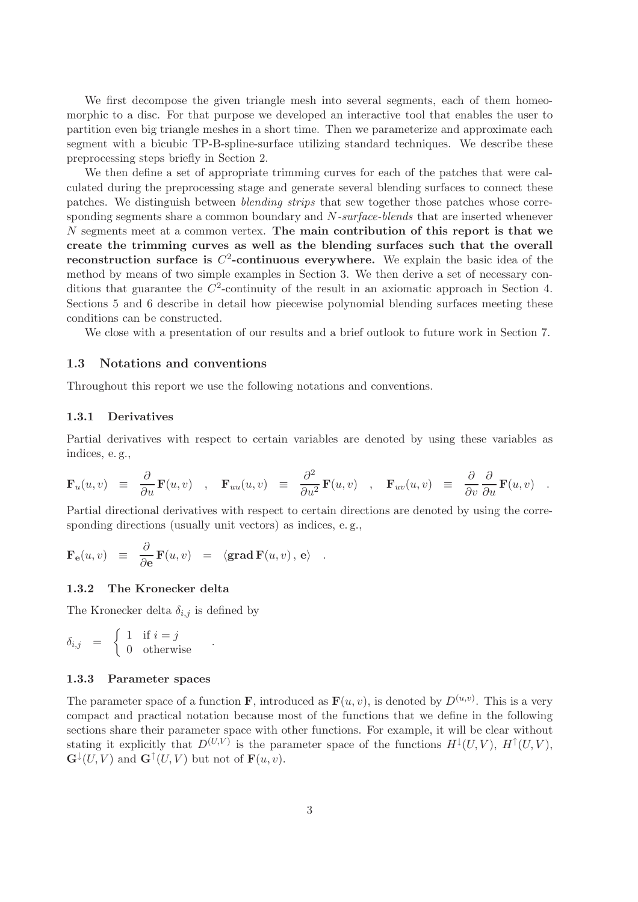We first decompose the given triangle mesh into several segments, each of them homeomorphic to a disc. For that purpose we developed an interactive tool that enables the user to partition even big triangle meshes in a short time. Then we parameterize and approximate each segment with a bicubic TP-B-spline-surface utilizing standard techniques. We describe these preprocessing steps briefly in Section 2.

We then define a set of appropriate trimming curves for each of the patches that were calculated during the preprocessing stage and generate several blending surfaces to connect these patches. We distinguish between *blending strips* that sew together those patches whose corresponding segments share a common boundary and $N$*-surface-blends* that are inserted whenever $N$ segments meet at a common vertex. **The main contribution of this report is that we create the trimming curves as well as the blending surfaces such that the overall reconstruction surface is $C^2$-continuous everywhere.** We explain the basic idea of the method by means of two simple examples in Section 3. We then derive a set of necessary conditions that guarantee the $C^2$-continuity of the result in an axiomatic approach in Section 4. Sections 5 and 6 describe in detail how piecewise polynomial blending surfaces meeting these conditions can be constructed.

We close with a presentation of our results and a brief outlook to future work in Section 7.

### 1.3 Notations and conventions

Throughout this report we use the following notations and conventions.

#### 1.3.1 Derivatives

Partial derivatives with respect to certain variables are denoted by using these variables as indices, e. g.,

$$\mathbf{F}_u(u,v) \equiv \frac{\partial}{\partial u}\mathbf{F}(u,v) \quad , \quad \mathbf{F}_{uu}(u,v) \equiv \frac{\partial^2}{\partial u^2}\mathbf{F}(u,v) \quad , \quad \mathbf{F}_{uv}(u,v) \equiv \frac{\partial}{\partial v}\frac{\partial}{\partial u}\mathbf{F}(u,v) \quad .$$

Partial directional derivatives with respect to certain directions are denoted by using the corresponding directions (usually unit vectors) as indices, e. g.,

$$\mathbf{F}_{\mathbf{e}}(u,v) \equiv \frac{\partial}{\partial \mathbf{e}}\mathbf{F}(u,v) = \langle \mathbf{grad}\,\mathbf{F}(u,v)\,,\,\mathbf{e}\rangle \quad .$$

#### 1.3.2 The Kronecker delta

The Kronecker delta $\delta_{i,j}$ is defined by

$$\delta_{i,j} = \begin{cases} 1 & \text{if } i = j \\ 0 & \text{otherwise} \end{cases} \quad .$$

#### 1.3.3 Parameter spaces

The parameter space of a function $\mathbf{F}$, introduced as $\mathbf{F}(u,v)$, is denoted by $D^{(u,v)}$. This is a very compact and practical notation because most of the functions that we define in the following sections share their parameter space with other functions. For example, it will be clear without stating it explicitly that $D^{(U,V)}$ is the parameter space of the functions $H^{\downarrow}(U,V)$, $H^{\uparrow}(U,V)$, $\mathbf{G}^{\downarrow}(U,V)$ and $\mathbf{G}^{\uparrow}(U,V)$ but not of $\mathbf{F}(u,v)$.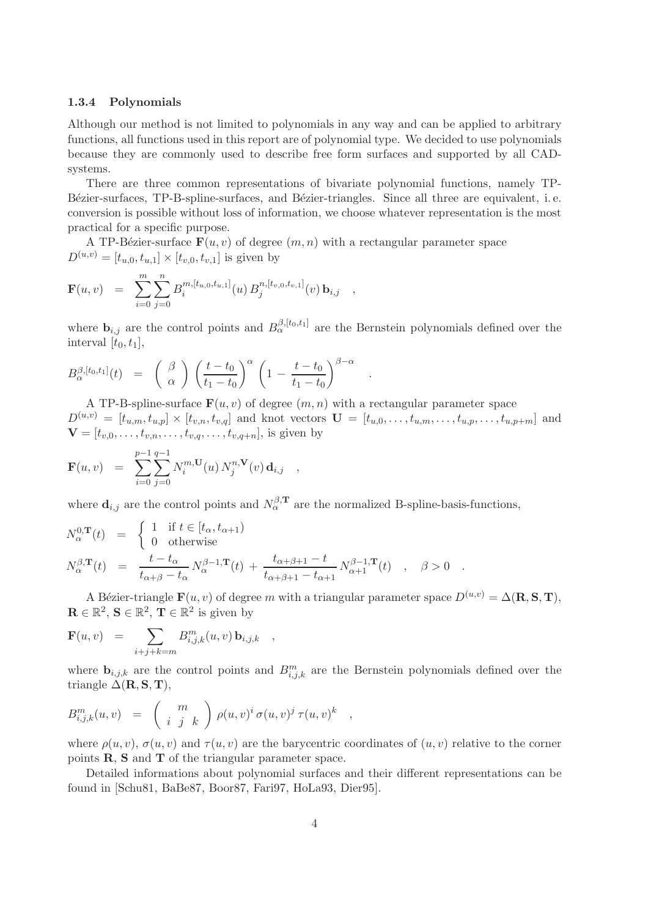### 1.3.4 Polynomials

Although our method is not limited to polynomials in any way and can be applied to arbitrary functions, all functions used in this report are of polynomial type. We decided to use polynomials because they are commonly used to describe free form surfaces and supported by all CAD-systems.

There are three common representations of bivariate polynomial functions, namely TP-Bézier-surfaces, TP-B-spline-surfaces, and Bézier-triangles. Since all three are equivalent, i. e. conversion is possible without loss of information, we choose whatever representation is the most practical for a specific purpose.

A TP-Bézier-surface $\mathbf{F}(u,v)$ of degree $(m,n)$ with a rectangular parameter space $D^{(u,v)} = [t_{u,0}, t_{u,1}] \times [t_{v,0}, t_{v,1}]$ is given by

$$\mathbf{F}(u,v) \;=\; \sum_{i=0}^{m}\sum_{j=0}^{n} B_i^{m,[t_{u,0},t_{u,1}]}(u)\, B_j^{n,[t_{v,0},t_{v,1}]}(v)\, \mathbf{b}_{i,j} \quad ,$$

where $\mathbf{b}_{i,j}$ are the control points and $B_\alpha^{\beta,[t_0,t_1]}$ are the Bernstein polynomials defined over the interval $[t_0, t_1]$,

$$B_\alpha^{\beta,[t_0,t_1]}(t) \;=\; \binom{\beta}{\alpha} \left(\frac{t-t_0}{t_1-t_0}\right)^{\alpha} \left(1 - \frac{t-t_0}{t_1-t_0}\right)^{\beta-\alpha} \quad .$$

A TP-B-spline-surface $\mathbf{F}(u,v)$ of degree $(m,n)$ with a rectangular parameter space $D^{(u,v)} = [t_{u,m}, t_{u,p}] \times [t_{v,n}, t_{v,q}]$ and knot vectors $\mathbf{U} = [t_{u,0}, \ldots, t_{u,m}, \ldots, t_{u,p}, \ldots, t_{u,p+m}]$ and $\mathbf{V} = [t_{v,0}, \ldots, t_{v,n}, \ldots, t_{v,q}, \ldots, t_{v,q+n}]$, is given by

$$\mathbf{F}(u,v) \;=\; \sum_{i=0}^{p-1}\sum_{j=0}^{q-1} N_i^{m,\mathbf{U}}(u)\, N_j^{n,\mathbf{V}}(v)\, \mathbf{d}_{i,j} \quad ,$$

where $\mathbf{d}_{i,j}$ are the control points and $N_\alpha^{\beta,\mathbf{T}}$ are the normalized B-spline-basis-functions,

$$N_\alpha^{0,\mathbf{T}}(t) \;=\; \begin{cases} 1 & \text{if } t \in [t_\alpha, t_{\alpha+1}) \\ 0 & \text{otherwise} \end{cases}$$

$$N_\alpha^{\beta,\mathbf{T}}(t) \;=\; \frac{t - t_\alpha}{t_{\alpha+\beta} - t_\alpha}\, N_\alpha^{\beta-1,\mathbf{T}}(t) \,+\, \frac{t_{\alpha+\beta+1} - t}{t_{\alpha+\beta+1} - t_{\alpha+1}}\, N_{\alpha+1}^{\beta-1,\mathbf{T}}(t) \quad , \quad \beta > 0 \quad .$$

A Bézier-triangle $\mathbf{F}(u,v)$ of degree $m$ with a triangular parameter space $D^{(u,v)} = \Delta(\mathbf{R}, \mathbf{S}, \mathbf{T})$, $\mathbf{R} \in \mathbb{R}^2$, $\mathbf{S} \in \mathbb{R}^2$, $\mathbf{T} \in \mathbb{R}^2$ is given by

$$\mathbf{F}(u,v) \;=\; \sum_{i+j+k=m} B_{i,j,k}^m(u,v)\, \mathbf{b}_{i,j,k} \quad ,$$

where $\mathbf{b}_{i,j,k}$ are the control points and $B_{i,j,k}^m$ are the Bernstein polynomials defined over the triangle $\Delta(\mathbf{R}, \mathbf{S}, \mathbf{T})$,

$$B_{i,j,k}^m(u,v) \;=\; \binom{m}{i\;\;j\;\;k}\, \rho(u,v)^i\, \sigma(u,v)^j\, \tau(u,v)^k \quad ,$$

where $\rho(u,v)$, $\sigma(u,v)$ and $\tau(u,v)$ are the barycentric coordinates of $(u,v)$ relative to the corner points $\mathbf{R}$, $\mathbf{S}$ and $\mathbf{T}$ of the triangular parameter space.

Detailed informations about polynomial surfaces and their different representations can be found in [Schu81, BaBe87, Boor87, Fari97, HoLa93, Dier95].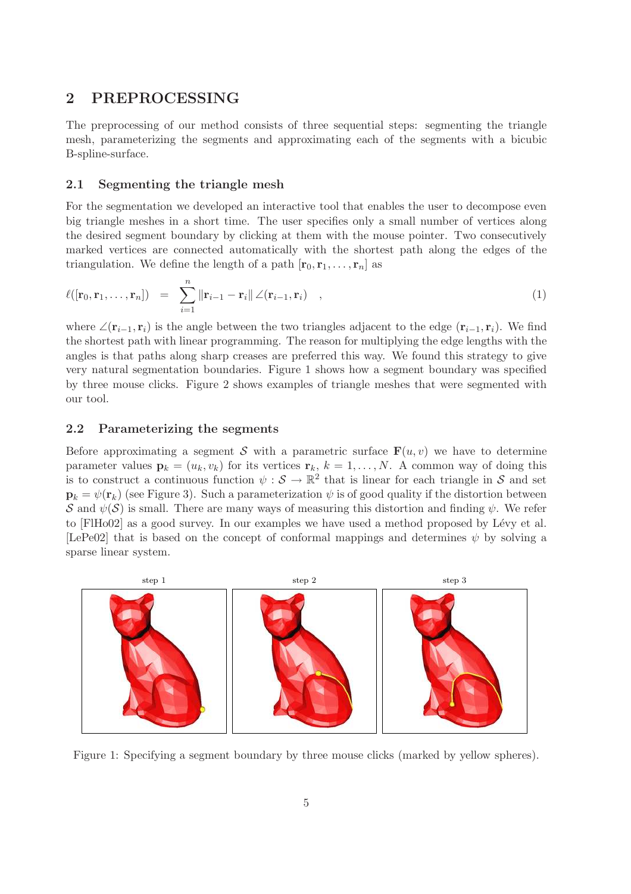## 2 PREPROCESSING

The preprocessing of our method consists of three sequential steps: segmenting the triangle mesh, parameterizing the segments and approximating each of the segments with a bicubic B-spline-surface.

### 2.1 Segmenting the triangle mesh

For the segmentation we developed an interactive tool that enables the user to decompose even big triangle meshes in a short time. The user specifies only a small number of vertices along the desired segment boundary by clicking at them with the mouse pointer. Two consecutively marked vertices are connected automatically with the shortest path along the edges of the triangulation. We define the length of a path $[\mathbf{r}_0, \mathbf{r}_1, \ldots, \mathbf{r}_n]$ as

$$\ell([\mathbf{r}_0, \mathbf{r}_1, \ldots, \mathbf{r}_n]) = \sum_{i=1}^{n} \|\mathbf{r}_{i-1} - \mathbf{r}_i\| \angle(\mathbf{r}_{i-1}, \mathbf{r}_i) \quad , \tag{1}$$

where $\angle(\mathbf{r}_{i-1}, \mathbf{r}_i)$ is the angle between the two triangles adjacent to the edge $(\mathbf{r}_{i-1}, \mathbf{r}_i)$. We find the shortest path with linear programming. The reason for multiplying the edge lengths with the angles is that paths along sharp creases are preferred this way. We found this strategy to give very natural segmentation boundaries. Figure 1 shows how a segment boundary was specified by three mouse clicks. Figure 2 shows examples of triangle meshes that were segmented with our tool.

### 2.2 Parameterizing the segments

Before approximating a segment $\mathcal{S}$ with a parametric surface $\mathbf{F}(u, v)$ we have to determine parameter values $\mathbf{p}_k = (u_k, v_k)$ for its vertices $\mathbf{r}_k$, $k = 1, \ldots, N$. A common way of doing this is to construct a continuous function $\psi : \mathcal{S} \rightarrow \mathbb{R}^2$ that is linear for each triangle in $\mathcal{S}$ and set $\mathbf{p}_k = \psi(\mathbf{r}_k)$ (see Figure 3). Such a parameterization $\psi$ is of good quality if the distortion between $\mathcal{S}$ and $\psi(\mathcal{S})$ is small. There are many ways of measuring this distortion and finding $\psi$. We refer to [FlHo02] as a good survey. In our examples we have used a method proposed by Lévy et al. [LePe02] that is based on the concept of conformal mappings and determines $\psi$ by solving a sparse linear system.

step 1 step 2 step 3

Figure 1: Specifying a segment boundary by three mouse clicks (marked by yellow spheres).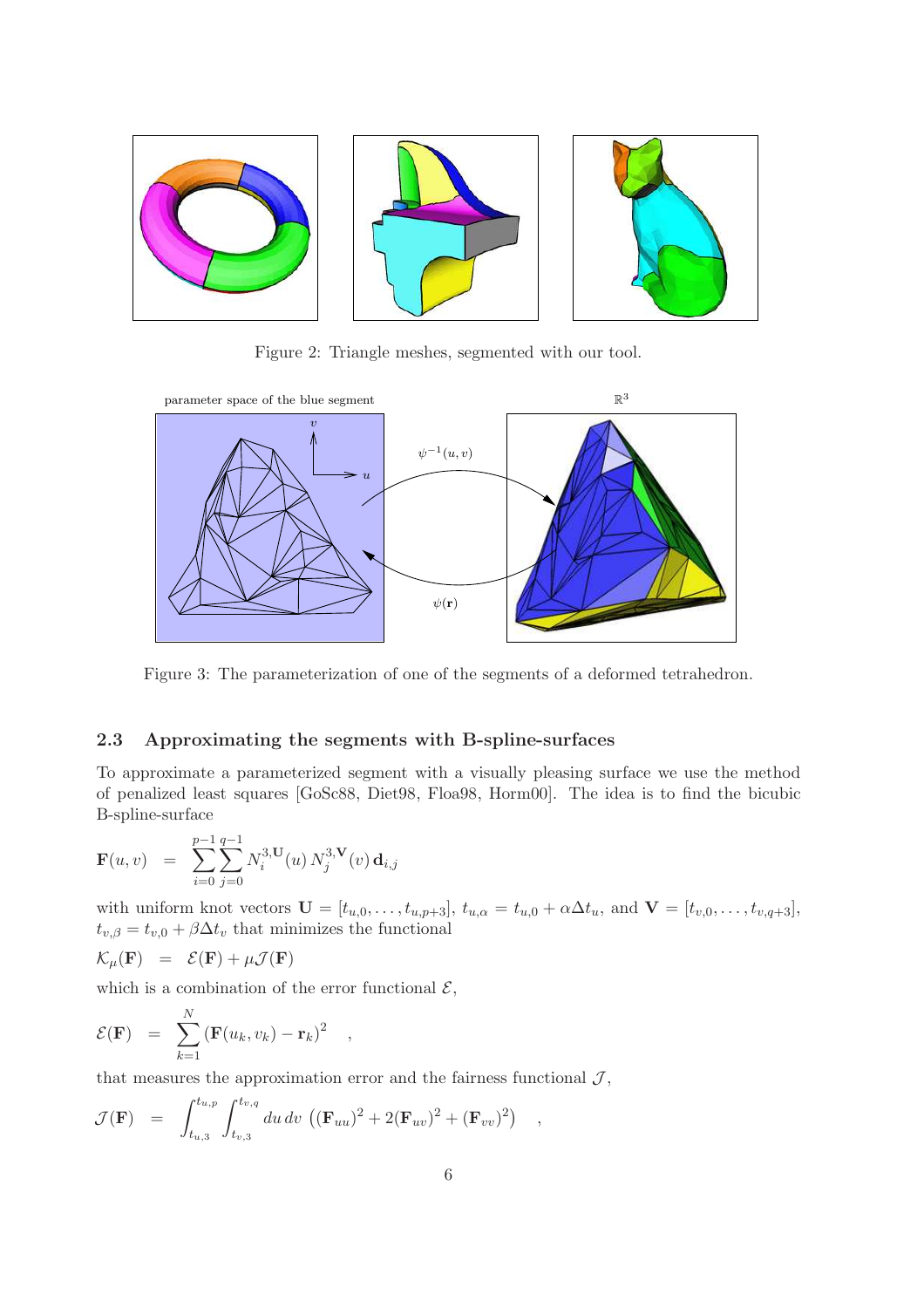Figure 2: Triangle meshes, segmented with our tool.

Figure 3: The parameterization of one of the segments of a deformed tetrahedron.

### 2.3 Approximating the segments with B-spline-surfaces

To approximate a parameterized segment with a visually pleasing surface we use the method of penalized least squares [GoSc88, Diet98, Floa98, Horm00]. The idea is to find the bicubic B-spline-surface

$$\mathbf{F}(u,v) = \sum_{i=0}^{p-1}\sum_{j=0}^{q-1} N_i^{3,\mathbf{U}}(u)\, N_j^{3,\mathbf{V}}(v)\, \mathbf{d}_{i,j}$$

with uniform knot vectors $\mathbf{U} = [t_{u,0}, \ldots, t_{u,p+3}]$, $t_{u,\alpha} = t_{u,0} + \alpha \Delta t_u$, and $\mathbf{V} = [t_{v,0}, \ldots, t_{v,q+3}]$, $t_{v,\beta} = t_{v,0} + \beta \Delta t_v$ that minimizes the functional

$$\mathcal{K}_\mu(\mathbf{F}) = \mathcal{E}(\mathbf{F}) + \mu \mathcal{J}(\mathbf{F})$$

which is a combination of the error functional $\mathcal{E}$,

$$\mathcal{E}(\mathbf{F}) = \sum_{k=1}^{N} (\mathbf{F}(u_k, v_k) - \mathbf{r}_k)^2 \quad ,$$

that measures the approximation error and the fairness functional $\mathcal{J}$,

$$\mathcal{J}(\mathbf{F}) = \int_{t_{u,3}}^{t_{u,p}} \int_{t_{v,3}}^{t_{v,q}} du\, dv \left( (\mathbf{F}_{uu})^2 + 2(\mathbf{F}_{uv})^2 + (\mathbf{F}_{vv})^2 \right) \quad ,$$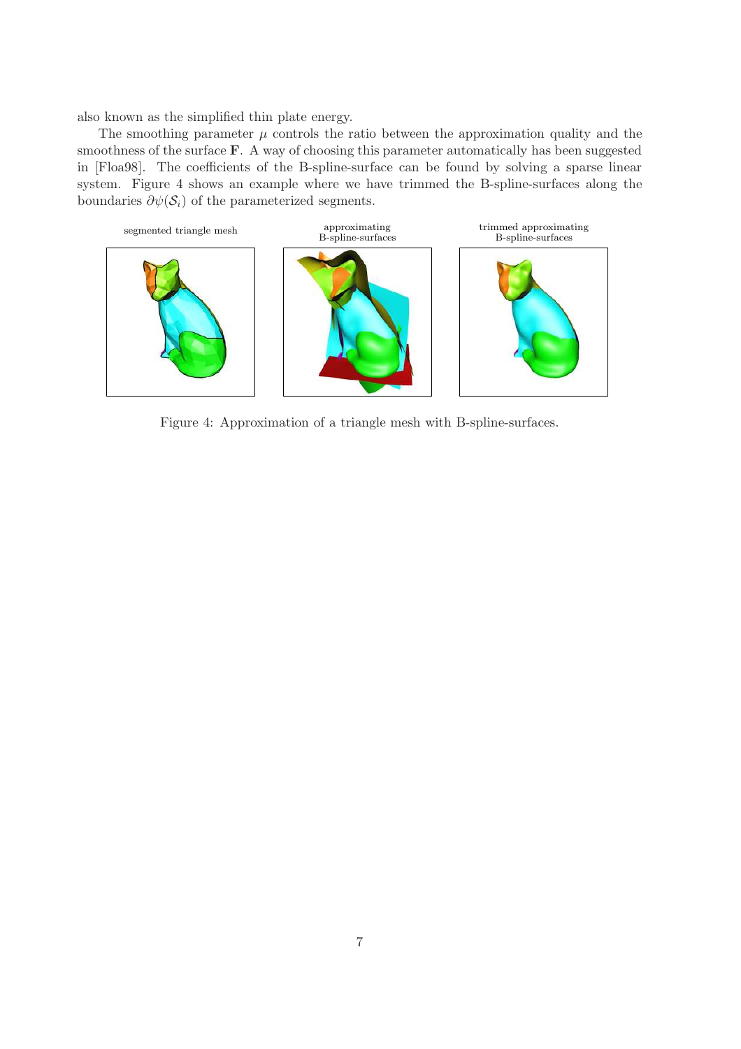also known as the simplified thin plate energy.

The smoothing parameter $\mu$ controls the ratio between the approximation quality and the smoothness of the surface $\mathbf{F}$. A way of choosing this parameter automatically has been suggested in [Floa98]. The coefficients of the B-spline-surface can be found by solving a sparse linear system. Figure 4 shows an example where we have trimmed the B-spline-surfaces along the boundaries $\partial\psi(\mathcal{S}_i)$ of the parameterized segments.

segmented triangle mesh | approximating B-spline-surfaces | trimmed approximating B-spline-surfaces

Figure 4: Approximation of a triangle mesh with B-spline-surfaces.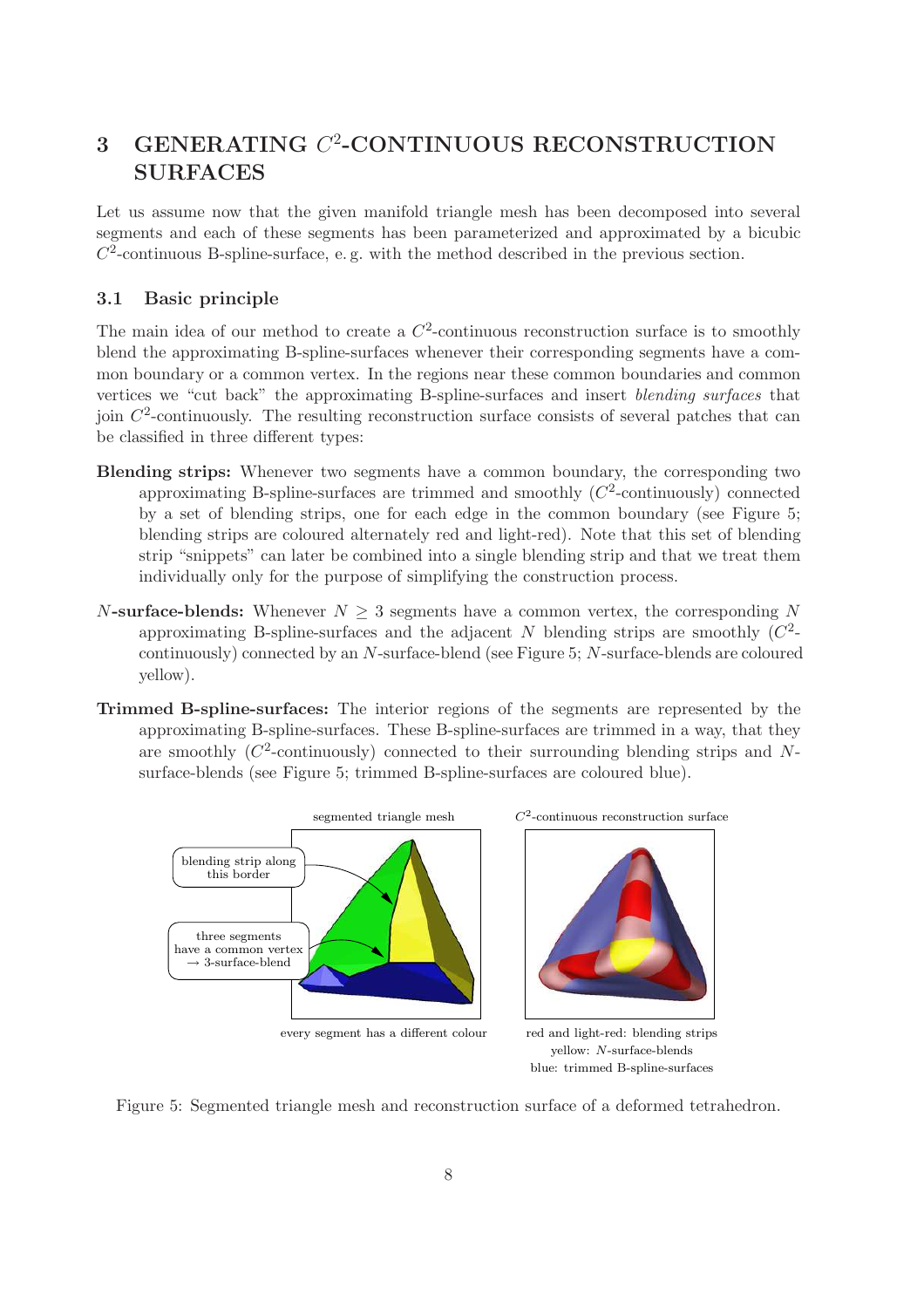## 3 GENERATING $C^2$-CONTINUOUS RECONSTRUCTION SURFACES

Let us assume now that the given manifold triangle mesh has been decomposed into several segments and each of these segments has been parameterized and approximated by a bicubic $C^2$-continuous B-spline-surface, e. g. with the method described in the previous section.

### 3.1 Basic principle

The main idea of our method to create a $C^2$-continuous reconstruction surface is to smoothly blend the approximating B-spline-surfaces whenever their corresponding segments have a common boundary or a common vertex. In the regions near these common boundaries and common vertices we "cut back" the approximating B-spline-surfaces and insert *blending surfaces* that join $C^2$-continuously. The resulting reconstruction surface consists of several patches that can be classified in three different types:

**Blending strips:** Whenever two segments have a common boundary, the corresponding two approximating B-spline-surfaces are trimmed and smoothly ($C^2$-continuously) connected by a set of blending strips, one for each edge in the common boundary (see Figure 5; blending strips are coloured alternately red and light-red). Note that this set of blending strip "snippets" can later be combined into a single blending strip and that we treat them individually only for the purpose of simplifying the construction process.

**$N$-surface-blends:** Whenever $N \geq 3$ segments have a common vertex, the corresponding $N$ approximating B-spline-surfaces and the adjacent $N$ blending strips are smoothly ($C^2$-continuously) connected by an $N$-surface-blend (see Figure 5; $N$-surface-blends are coloured yellow).

**Trimmed B-spline-surfaces:** The interior regions of the segments are represented by the approximating B-spline-surfaces. These B-spline-surfaces are trimmed in a way, that they are smoothly ($C^2$-continuously) connected to their surrounding blending strips and $N$-surface-blends (see Figure 5; trimmed B-spline-surfaces are coloured blue).

segmented triangle mesh — blending strip along this border; three segments have a common vertex → 3-surface-blend; every segment has a different colour

$C^2$-continuous reconstruction surface — red and light-red: blending strips; yellow: $N$-surface-blends; blue: trimmed B-spline-surfaces

Figure 5: Segmented triangle mesh and reconstruction surface of a deformed tetrahedron.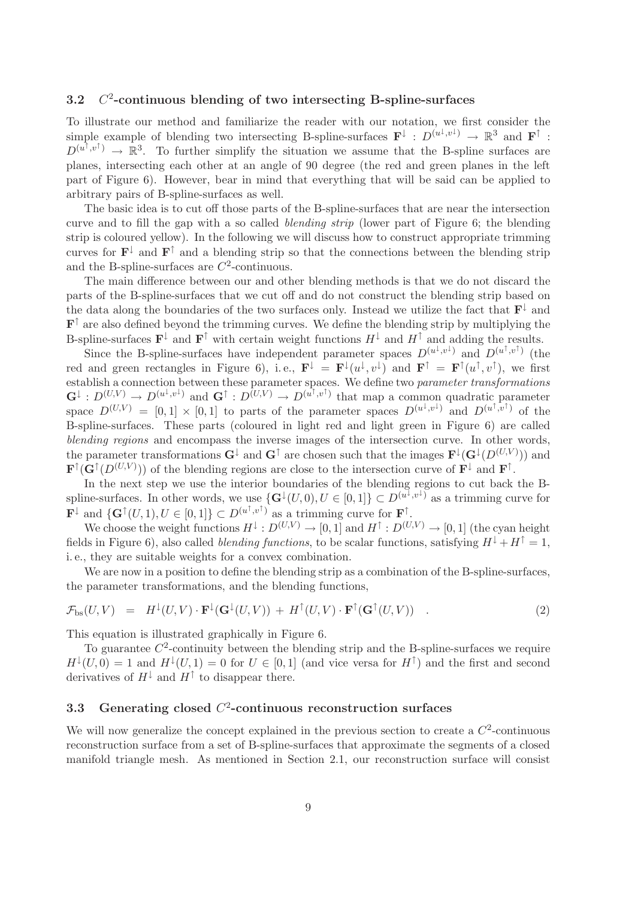### 3.2 $C^2$-continuous blending of two intersecting B-spline-surfaces

To illustrate our method and familiarize the reader with our notation, we first consider the simple example of blending two intersecting B-spline-surfaces $\mathbf{F}^{\downarrow} : D^{(u^{\downarrow},v^{\downarrow})} \to \mathbb{R}^3$ and $\mathbf{F}^{\uparrow} : D^{(u^{\uparrow},v^{\uparrow})} \to \mathbb{R}^3$. To further simplify the situation we assume that the B-spline surfaces are planes, intersecting each other at an angle of 90 degree (the red and green planes in the left part of Figure 6). However, bear in mind that everything that will be said can be applied to arbitrary pairs of B-spline-surfaces as well.

The basic idea is to cut off those parts of the B-spline-surfaces that are near the intersection curve and to fill the gap with a so called *blending strip* (lower part of Figure 6; the blending strip is coloured yellow). In the following we will discuss how to construct appropriate trimming curves for $\mathbf{F}^{\downarrow}$ and $\mathbf{F}^{\uparrow}$ and a blending strip so that the connections between the blending strip and the B-spline-surfaces are $C^2$-continuous.

The main difference between our and other blending methods is that we do not discard the parts of the B-spline-surfaces that we cut off and do not construct the blending strip based on the data along the boundaries of the two surfaces only. Instead we utilize the fact that $\mathbf{F}^{\downarrow}$ and $\mathbf{F}^{\uparrow}$ are also defined beyond the trimming curves. We define the blending strip by multiplying the B-spline-surfaces $\mathbf{F}^{\downarrow}$ and $\mathbf{F}^{\uparrow}$ with certain weight functions $H^{\downarrow}$ and $H^{\uparrow}$ and adding the results.

Since the B-spline-surfaces have independent parameter spaces $D^{(u^{\downarrow},v^{\downarrow})}$ and $D^{(u^{\uparrow},v^{\uparrow})}$ (the red and green rectangles in Figure 6), i. e., $\mathbf{F}^{\downarrow} = \mathbf{F}^{\downarrow}(u^{\downarrow}, v^{\downarrow})$ and $\mathbf{F}^{\uparrow} = \mathbf{F}^{\uparrow}(u^{\uparrow}, v^{\uparrow})$, we first establish a connection between these parameter spaces. We define two *parameter transformations* $\mathbf{G}^{\downarrow} : D^{(U,V)} \to D^{(u^{\downarrow},v^{\downarrow})}$ and $\mathbf{G}^{\uparrow} : D^{(U,V)} \to D^{(u^{\uparrow},v^{\uparrow})}$ that map a common quadratic parameter space $D^{(U,V)} = [0,1] \times [0,1]$ to parts of the parameter spaces $D^{(u^{\downarrow},v^{\downarrow})}$ and $D^{(u^{\uparrow},v^{\uparrow})}$ of the B-spline-surfaces. These parts (coloured in light red and light green in Figure 6) are called *blending regions* and encompass the inverse images of the intersection curve. In other words, the parameter transformations $\mathbf{G}^{\downarrow}$ and $\mathbf{G}^{\uparrow}$ are chosen such that the images $\mathbf{F}^{\downarrow}(\mathbf{G}^{\downarrow}(D^{(U,V)}))$ and $\mathbf{F}^{\uparrow}(\mathbf{G}^{\uparrow}(D^{(U,V)}))$ of the blending regions are close to the intersection curve of $\mathbf{F}^{\downarrow}$ and $\mathbf{F}^{\uparrow}$.

In the next step we use the interior boundaries of the blending regions to cut back the B-spline-surfaces. In other words, we use $\{\mathbf{G}^{\downarrow}(U, 0), U \in [0, 1]\} \subset D^{(u^{\downarrow},v^{\downarrow})}$ as a trimming curve for $\mathbf{F}^{\downarrow}$ and $\{\mathbf{G}^{\uparrow}(U, 1), U \in [0, 1]\} \subset D^{(u^{\uparrow},v^{\uparrow})}$ as a trimming curve for $\mathbf{F}^{\uparrow}$.

We choose the weight functions $H^{\downarrow} : D^{(U,V)} \to [0, 1]$ and $H^{\uparrow} : D^{(U,V)} \to [0, 1]$ (the cyan height fields in Figure 6), also called *blending functions*, to be scalar functions, satisfying $H^{\downarrow} + H^{\uparrow} = 1$, i. e., they are suitable weights for a convex combination.

We are now in a position to define the blending strip as a combination of the B-spline-surfaces, the parameter transformations, and the blending functions,

$$\mathcal{F}_{\text{bs}}(U, V) \;\; = \;\; H^{\downarrow}(U, V) \cdot \mathbf{F}^{\downarrow}(\mathbf{G}^{\downarrow}(U, V)) \, + \, H^{\uparrow}(U, V) \cdot \mathbf{F}^{\uparrow}(\mathbf{G}^{\uparrow}(U, V)) \quad . \tag{2}$$

This equation is illustrated graphically in Figure 6.

To guarantee $C^2$-continuity between the blending strip and the B-spline-surfaces we require $H^{\downarrow}(U, 0) = 1$ and $H^{\downarrow}(U, 1) = 0$ for $U \in [0, 1]$ (and vice versa for $H^{\uparrow}$) and the first and second derivatives of $H^{\downarrow}$ and $H^{\uparrow}$ to disappear there.

### 3.3 Generating closed $C^2$-continuous reconstruction surfaces

We will now generalize the concept explained in the previous section to create a $C^2$-continuous reconstruction surface from a set of B-spline-surfaces that approximate the segments of a closed manifold triangle mesh. As mentioned in Section 2.1, our reconstruction surface will consist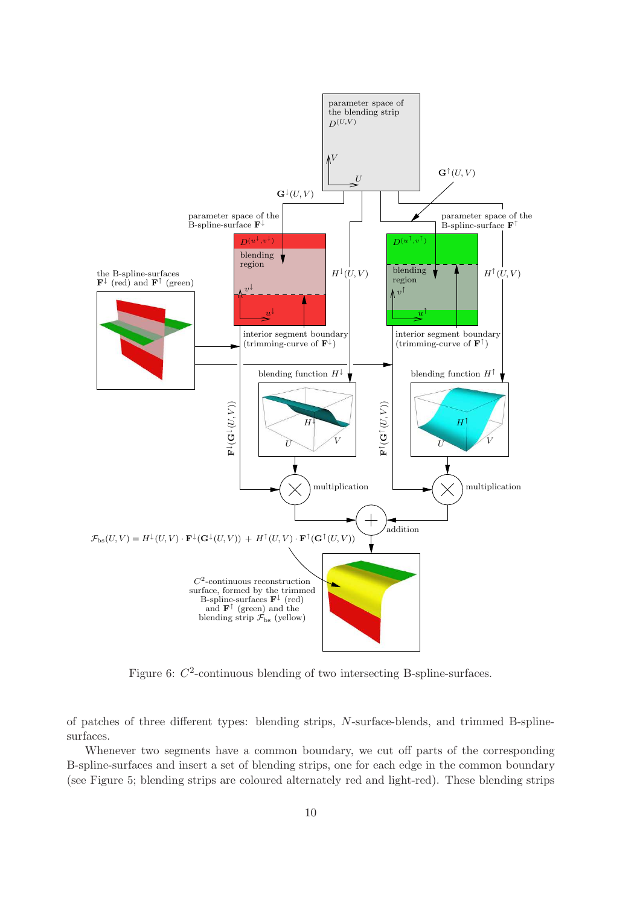Figure 6: $C^2$-continuous blending of two intersecting B-spline-surfaces.

of patches of three different types: blending strips, $N$-surface-blends, and trimmed B-spline-surfaces.

Whenever two segments have a common boundary, we cut off parts of the corresponding B-spline-surfaces and insert a set of blending strips, one for each edge in the common boundary (see Figure 5; blending strips are coloured alternately red and light-red). These blending strips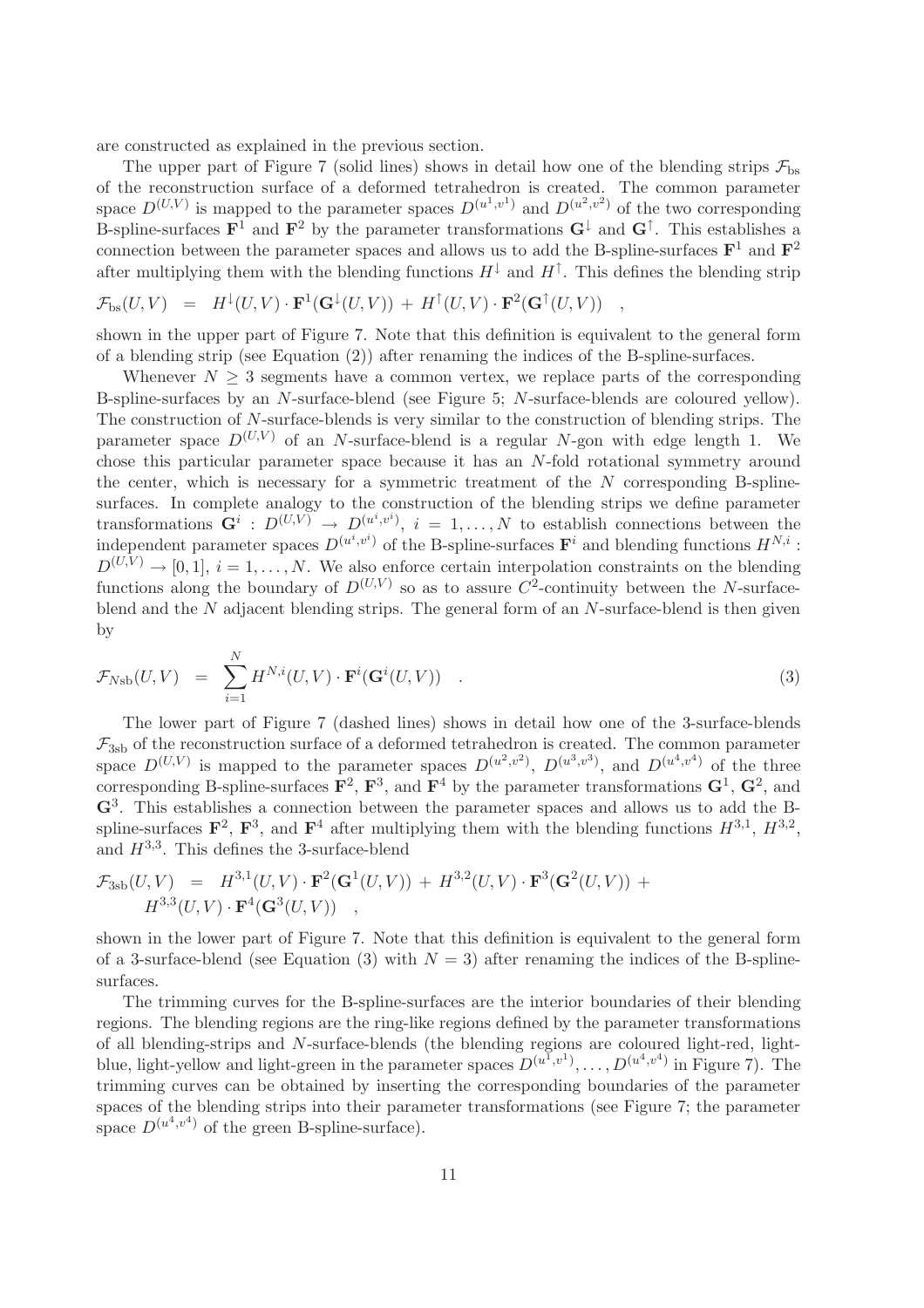are constructed as explained in the previous section.

The upper part of Figure 7 (solid lines) shows in detail how one of the blending strips $\mathcal{F}_{\mathrm{bs}}$ of the reconstruction surface of a deformed tetrahedron is created. The common parameter space $D^{(U,V)}$ is mapped to the parameter spaces $D^{(u^1,v^1)}$ and $D^{(u^2,v^2)}$ of the two corresponding B-spline-surfaces $\mathbf{F}^1$ and $\mathbf{F}^2$ by the parameter transformations $\mathbf{G}^{\downarrow}$ and $\mathbf{G}^{\uparrow}$. This establishes a connection between the parameter spaces and allows us to add the B-spline-surfaces $\mathbf{F}^1$ and $\mathbf{F}^2$ after multiplying them with the blending functions $H^{\downarrow}$ and $H^{\uparrow}$. This defines the blending strip

$$\mathcal{F}_{\mathrm{bs}}(U,V) \;\; = \;\; H^{\downarrow}(U,V) \cdot \mathbf{F}^1(\mathbf{G}^{\downarrow}(U,V)) \, + \, H^{\uparrow}(U,V) \cdot \mathbf{F}^2(\mathbf{G}^{\uparrow}(U,V)) \quad ,$$

shown in the upper part of Figure 7. Note that this definition is equivalent to the general form of a blending strip (see Equation (2)) after renaming the indices of the B-spline-surfaces.

Whenever $N \geq 3$ segments have a common vertex, we replace parts of the corresponding B-spline-surfaces by an $N$-surface-blend (see Figure 5; $N$-surface-blends are coloured yellow). The construction of $N$-surface-blends is very similar to the construction of blending strips. The parameter space $D^{(U,V)}$ of an $N$-surface-blend is a regular $N$-gon with edge length 1. We chose this particular parameter space because it has an $N$-fold rotational symmetry around the center, which is necessary for a symmetric treatment of the $N$ corresponding B-spline-surfaces. In complete analogy to the construction of the blending strips we define parameter transformations $\mathbf{G}^i : D^{(U,V)} \rightarrow D^{(u^i,v^i)}$, $i = 1, \ldots, N$ to establish connections between the independent parameter spaces $D^{(u^i,v^i)}$ of the B-spline-surfaces $\mathbf{F}^i$ and blending functions $H^{N,i} : D^{(U,V)} \rightarrow [0,1]$, $i = 1, \ldots, N$. We also enforce certain interpolation constraints on the blending functions along the boundary of $D^{(U,V)}$ so as to assure $C^2$-continuity between the $N$-surface-blend and the $N$ adjacent blending strips. The general form of an $N$-surface-blend is then given by

$$\mathcal{F}_{N\mathrm{sb}}(U,V) \;\; = \;\; \sum_{i=1}^{N} H^{N,i}(U,V) \cdot \mathbf{F}^i(\mathbf{G}^i(U,V)) \quad . \tag{3}$$

The lower part of Figure 7 (dashed lines) shows in detail how one of the 3-surface-blends $\mathcal{F}_{3\mathrm{sb}}$ of the reconstruction surface of a deformed tetrahedron is created. The common parameter space $D^{(U,V)}$ is mapped to the parameter spaces $D^{(u^2,v^2)}$, $D^{(u^3,v^3)}$, and $D^{(u^4,v^4)}$ of the three corresponding B-spline-surfaces $\mathbf{F}^2$, $\mathbf{F}^3$, and $\mathbf{F}^4$ by the parameter transformations $\mathbf{G}^1$, $\mathbf{G}^2$, and $\mathbf{G}^3$. This establishes a connection between the parameter spaces and allows us to add the B-spline-surfaces $\mathbf{F}^2$, $\mathbf{F}^3$, and $\mathbf{F}^4$ after multiplying them with the blending functions $H^{3,1}$, $H^{3,2}$, and $H^{3,3}$. This defines the 3-surface-blend

$$\begin{aligned}\mathcal{F}_{3\mathrm{sb}}(U,V) \;\; &= \;\; H^{3,1}(U,V) \cdot \mathbf{F}^2(\mathbf{G}^1(U,V)) \, + \, H^{3,2}(U,V) \cdot \mathbf{F}^3(\mathbf{G}^2(U,V)) \, + \\ &\quad H^{3,3}(U,V) \cdot \mathbf{F}^4(\mathbf{G}^3(U,V)) \quad ,\end{aligned}$$

shown in the lower part of Figure 7. Note that this definition is equivalent to the general form of a 3-surface-blend (see Equation (3) with $N = 3$) after renaming the indices of the B-spline-surfaces.

The trimming curves for the B-spline-surfaces are the interior boundaries of their blending regions. The blending regions are the ring-like regions defined by the parameter transformations of all blending-strips and $N$-surface-blends (the blending regions are coloured light-red, light-blue, light-yellow and light-green in the parameter spaces $D^{(u^1,v^1)}, \ldots, D^{(u^4,v^4)}$ in Figure 7). The trimming curves can be obtained by inserting the corresponding boundaries of the parameter spaces of the blending strips into their parameter transformations (see Figure 7; the parameter space $D^{(u^4,v^4)}$ of the green B-spline-surface).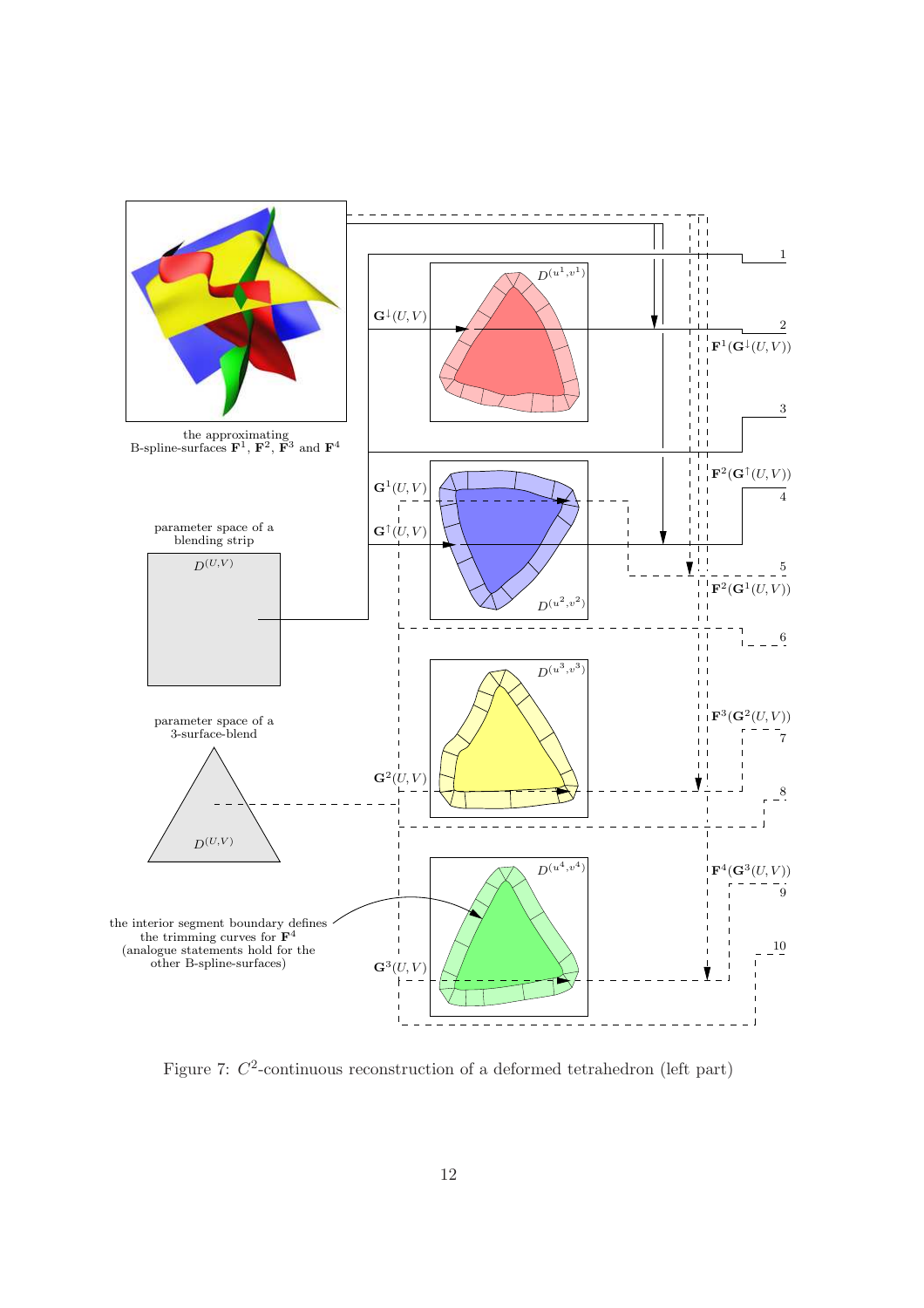the approximating B-spline-surfaces $\mathbf{F}^1$, $\mathbf{F}^2$, $\mathbf{F}^3$ and $\mathbf{F}^4$

$D^{(u^1,v^1)}$

$\mathbf{G}^{\downarrow}(U,V)$

$\mathbf{F}^1(\mathbf{G}^{\downarrow}(U,V))$

$\mathbf{G}^1(U,V)$

$\mathbf{G}^{\uparrow}(U,V)$

$\mathbf{F}^2(\mathbf{G}^{\uparrow}(U,V))$

$D^{(u^2,v^2)}$

$\mathbf{F}^2(\mathbf{G}^1(U,V))$

parameter space of a blending strip

$D^{(U,V)}$

$D^{(u^3,v^3)}$

$\mathbf{F}^3(\mathbf{G}^2(U,V))$

parameter space of a 3-surface-blend

$\mathbf{G}^2(U,V)$

$D^{(U,V)}$

$D^{(u^4,v^4)}$

$\mathbf{F}^4(\mathbf{G}^3(U,V))$

the interior segment boundary defines the trimming curves for $\mathbf{F}^4$ (analogue statements hold for the other B-spline-surfaces)

$\mathbf{G}^3(U,V)$

1 2 3 4 5 6 7 8 9 10

Figure 7: $C^2$-continuous reconstruction of a deformed tetrahedron (left part)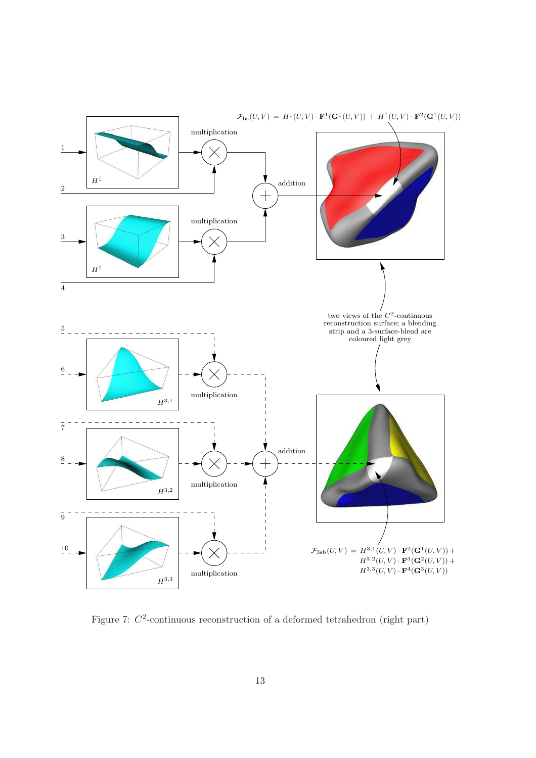$$\mathcal{F}_{\text{bs}}(U,V) \;=\; H^{\downarrow}(U,V)\cdot\mathbf{F}^1(\mathbf{G}^{\downarrow}(U,V)) \;+\; H^{\uparrow}(U,V)\cdot\mathbf{F}^2(\mathbf{G}^{\uparrow}(U,V))$$

1, 2, 3, 4

$H^{\downarrow}$ multiplication

$H^{\uparrow}$ multiplication

addition

two views of the $C^2$-continuous reconstruction surface; a blending strip and a 3-surface-blend are coloured light grey

5, 6, 7, 8, 9, 10

$H^{3,1}$ multiplication

$H^{3,2}$ multiplication

$H^{3,3}$ multiplication

addition

$$\mathcal{F}_{\text{3sb}}(U,V) \;=\; H^{3,1}(U,V)\cdot\mathbf{F}^2(\mathbf{G}^1(U,V)) + H^{3,2}(U,V)\cdot\mathbf{F}^3(\mathbf{G}^2(U,V)) + H^{3,3}(U,V)\cdot\mathbf{F}^4(\mathbf{G}^3(U,V))$$

Figure 7: $C^2$-continuous reconstruction of a deformed tetrahedron (right part)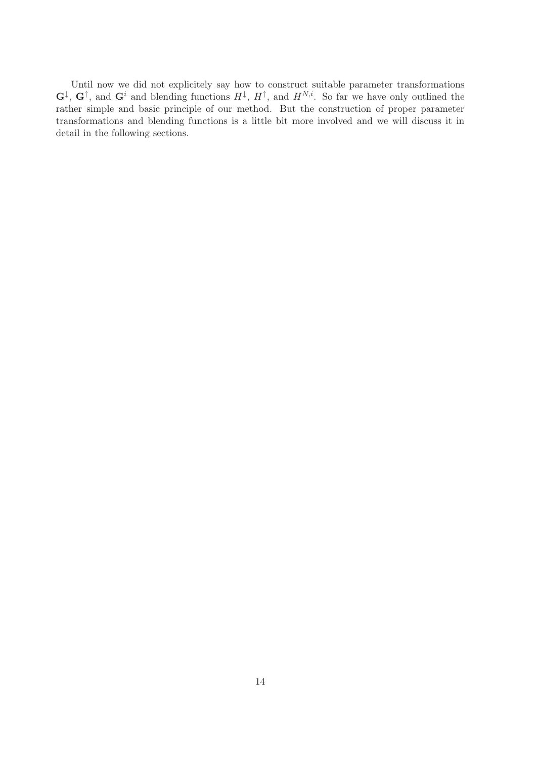Until now we did not explicitely say how to construct suitable parameter transformations $\mathbf{G}^{\downarrow}$, $\mathbf{G}^{\uparrow}$, and $\mathbf{G}^{i}$ and blending functions $H^{\downarrow}$, $H^{\uparrow}$, and $H^{N,i}$. So far we have only outlined the rather simple and basic principle of our method. But the construction of proper parameter transformations and blending functions is a little bit more involved and we will discuss it in detail in the following sections.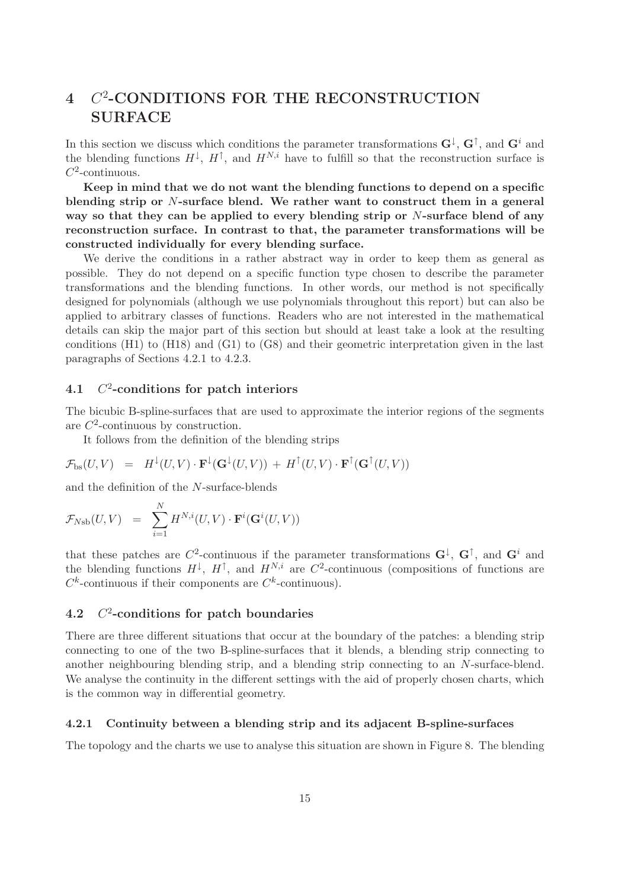# 4 $C^2$-CONDITIONS FOR THE RECONSTRUCTION SURFACE

In this section we discuss which conditions the parameter transformations $\mathbf{G}^{\downarrow}$, $\mathbf{G}^{\uparrow}$, and $\mathbf{G}^{i}$ and the blending functions $H^{\downarrow}$, $H^{\uparrow}$, and $H^{N,i}$ have to fulfill so that the reconstruction surface is $C^2$-continuous.

**Keep in mind that we do not want the blending functions to depend on a specific blending strip or $N$-surface blend. We rather want to construct them in a general way so that they can be applied to every blending strip or $N$-surface blend of any reconstruction surface. In contrast to that, the parameter transformations will be constructed individually for every blending surface.**

We derive the conditions in a rather abstract way in order to keep them as general as possible. They do not depend on a specific function type chosen to describe the parameter transformations and the blending functions. In other words, our method is not specifically designed for polynomials (although we use polynomials throughout this report) but can also be applied to arbitrary classes of functions. Readers who are not interested in the mathematical details can skip the major part of this section but should at least take a look at the resulting conditions (H1) to (H18) and (G1) to (G8) and their geometric interpretation given in the last paragraphs of Sections 4.2.1 to 4.2.3.

## 4.1 $C^2$-conditions for patch interiors

The bicubic B-spline-surfaces that are used to approximate the interior regions of the segments are $C^2$-continuous by construction.

It follows from the definition of the blending strips

$$\mathcal{F}_{\text{bs}}(U,V) \;=\; H^{\downarrow}(U,V)\cdot\mathbf{F}^{\downarrow}(\mathbf{G}^{\downarrow}(U,V)) \,+\, H^{\uparrow}(U,V)\cdot\mathbf{F}^{\uparrow}(\mathbf{G}^{\uparrow}(U,V))$$

and the definition of the $N$-surface-blends

$$\mathcal{F}_{N\text{sb}}(U,V) \;=\; \sum_{i=1}^{N} H^{N,i}(U,V)\cdot\mathbf{F}^{i}(\mathbf{G}^{i}(U,V))$$

that these patches are $C^2$-continuous if the parameter transformations $\mathbf{G}^{\downarrow}$, $\mathbf{G}^{\uparrow}$, and $\mathbf{G}^{i}$ and the blending functions $H^{\downarrow}$, $H^{\uparrow}$, and $H^{N,i}$ are $C^2$-continuous (compositions of functions are $C^k$-continuous if their components are $C^k$-continuous).

## 4.2 $C^2$-conditions for patch boundaries

There are three different situations that occur at the boundary of the patches: a blending strip connecting to one of the two B-spline-surfaces that it blends, a blending strip connecting to another neighbouring blending strip, and a blending strip connecting to an $N$-surface-blend. We analyse the continuity in the different settings with the aid of properly chosen charts, which is the common way in differential geometry.

### 4.2.1 Continuity between a blending strip and its adjacent B-spline-surfaces

The topology and the charts we use to analyse this situation are shown in Figure 8. The blending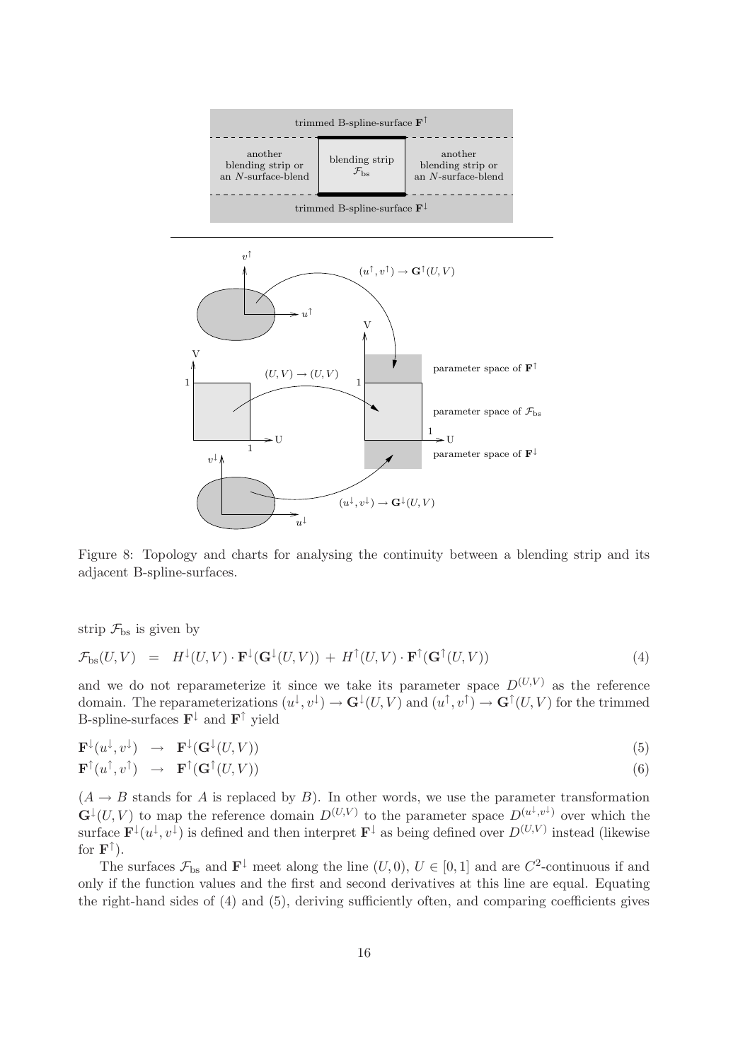Figure 8: Topology and charts for analysing the continuity between a blending strip and its adjacent B-spline-surfaces.

strip $\mathcal{F}_{\text{bs}}$ is given by

$$\mathcal{F}_{\text{bs}}(U,V) \;=\; H^{\downarrow}(U,V)\cdot \mathbf{F}^{\downarrow}(\mathbf{G}^{\downarrow}(U,V)) \;+\; H^{\uparrow}(U,V)\cdot \mathbf{F}^{\uparrow}(\mathbf{G}^{\uparrow}(U,V)) \tag{4}$$

and we do not reparameterize it since we take its parameter space $D^{(U,V)}$ as the reference domain. The reparameterizations $(u^{\downarrow},v^{\downarrow}) \to \mathbf{G}^{\downarrow}(U,V)$ and $(u^{\uparrow},v^{\uparrow}) \to \mathbf{G}^{\uparrow}(U,V)$ for the trimmed B-spline-surfaces $\mathbf{F}^{\downarrow}$ and $\mathbf{F}^{\uparrow}$ yield

$$\mathbf{F}^{\downarrow}(u^{\downarrow},v^{\downarrow}) \;\to\; \mathbf{F}^{\downarrow}(\mathbf{G}^{\downarrow}(U,V)) \tag{5}$$

$$\mathbf{F}^{\uparrow}(u^{\uparrow},v^{\uparrow}) \;\to\; \mathbf{F}^{\uparrow}(\mathbf{G}^{\uparrow}(U,V)) \tag{6}$$

($A \to B$ stands for $A$ is replaced by $B$). In other words, we use the parameter transformation $\mathbf{G}^{\downarrow}(U,V)$ to map the reference domain $D^{(U,V)}$ to the parameter space $D^{(u^{\downarrow},v^{\downarrow})}$ over which the surface $\mathbf{F}^{\downarrow}(u^{\downarrow},v^{\downarrow})$ is defined and then interpret $\mathbf{F}^{\downarrow}$ as being defined over $D^{(U,V)}$ instead (likewise for $\mathbf{F}^{\uparrow}$).

The surfaces $\mathcal{F}_{\text{bs}}$ and $\mathbf{F}^{\downarrow}$ meet along the line $(U,0)$, $U \in [0,1]$ and are $C^2$-continuous if and only if the function values and the first and second derivatives at this line are equal. Equating the right-hand sides of (4) and (5), deriving sufficiently often, and comparing coefficients gives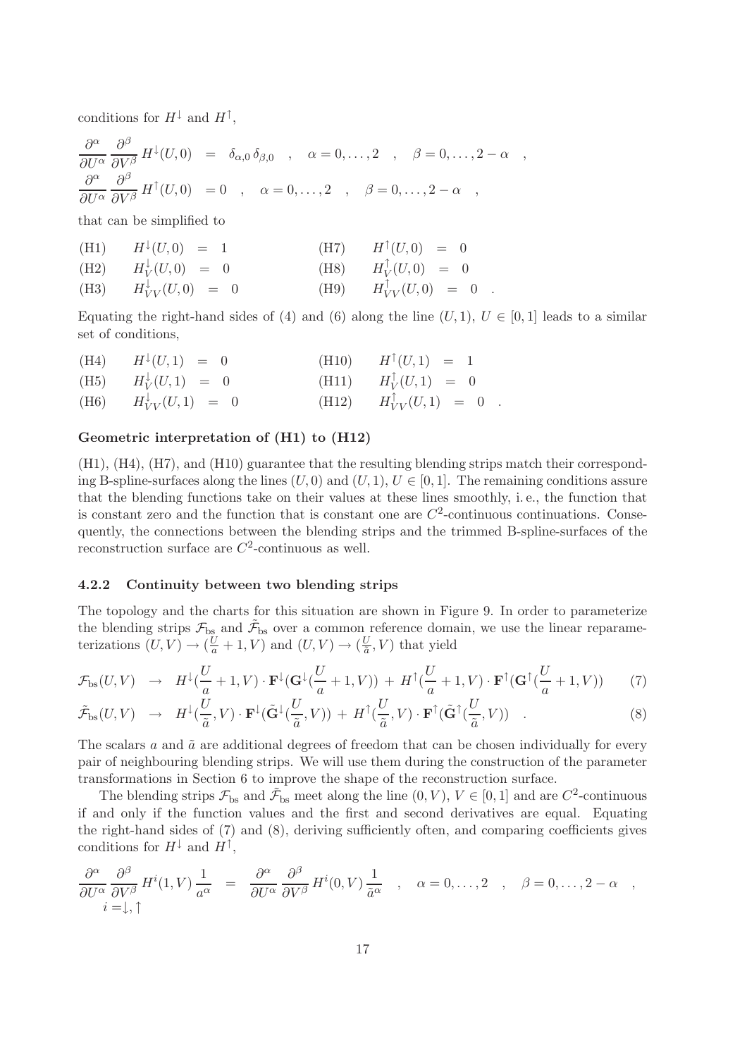conditions for $H^{\downarrow}$ and $H^{\uparrow}$,

$$
\begin{aligned}
\frac{\partial^\alpha}{\partial U^\alpha}\frac{\partial^\beta}{\partial V^\beta} H^{\downarrow}(U,0) &= \delta_{\alpha,0}\,\delta_{\beta,0} \quad , \quad \alpha = 0,\ldots,2 \quad , \quad \beta = 0,\ldots,2-\alpha \quad , \\
\frac{\partial^\alpha}{\partial U^\alpha}\frac{\partial^\beta}{\partial V^\beta} H^{\uparrow}(U,0) &= 0 \quad , \quad \alpha = 0,\ldots,2 \quad , \quad \beta = 0,\ldots,2-\alpha \quad ,
\end{aligned}
$$

that can be simplified to

$$
\begin{array}{llllll}
\text{(H1)} & H^{\downarrow}(U,0) = 1 & & \text{(H7)} & H^{\uparrow}(U,0) = 0 \\
\text{(H2)} & H^{\downarrow}_V(U,0) = 0 & & \text{(H8)} & H^{\uparrow}_V(U,0) = 0 \\
\text{(H3)} & H^{\downarrow}_{VV}(U,0) = 0 & & \text{(H9)} & H^{\uparrow}_{VV}(U,0) = 0 \quad .
\end{array}
$$

Equating the right-hand sides of (4) and (6) along the line $(U,1)$, $U \in [0,1]$ leads to a similar set of conditions,

$$
\begin{array}{llllll}
\text{(H4)} & H^{\downarrow}(U,1) = 0 & & \text{(H10)} & H^{\uparrow}(U,1) = 1 \\
\text{(H5)} & H^{\downarrow}_V(U,1) = 0 & & \text{(H11)} & H^{\uparrow}_V(U,1) = 0 \\
\text{(H6)} & H^{\downarrow}_{VV}(U,1) = 0 & & \text{(H12)} & H^{\uparrow}_{VV}(U,1) = 0 \quad .
\end{array}
$$

**Geometric interpretation of (H1) to (H12)**

(H1), (H4), (H7), and (H10) guarantee that the resulting blending strips match their corresponding B-spline-surfaces along the lines $(U,0)$ and $(U,1)$, $U \in [0,1]$. The remaining conditions assure that the blending functions take on their values at these lines smoothly, i. e., the function that is constant zero and the function that is constant one are $C^2$-continuous continuations. Consequently, the connections between the blending strips and the trimmed B-spline-surfaces of the reconstruction surface are $C^2$-continuous as well.

### 4.2.2 Continuity between two blending strips

The topology and the charts for this situation are shown in Figure 9. In order to parameterize the blending strips $\mathcal{F}_{\text{bs}}$ and $\tilde{\mathcal{F}}_{\text{bs}}$ over a common reference domain, we use the linear reparameterizations $(U,V) \to (\frac{U}{a}+1, V)$ and $(U,V) \to (\frac{U}{\tilde{a}}, V)$ that yield

$$
\mathcal{F}_{\text{bs}}(U,V) \;\to\; H^{\downarrow}(\frac{U}{a}+1,V)\cdot \mathbf{F}^{\downarrow}(\mathbf{G}^{\downarrow}(\frac{U}{a}+1,V)) + H^{\uparrow}(\frac{U}{a}+1,V)\cdot \mathbf{F}^{\uparrow}(\mathbf{G}^{\uparrow}(\frac{U}{a}+1,V)) \qquad (7)
$$

$$
\tilde{\mathcal{F}}_{\text{bs}}(U,V) \;\to\; H^{\downarrow}(\frac{U}{\tilde{a}},V)\cdot \mathbf{F}^{\downarrow}(\tilde{\mathbf{G}}^{\downarrow}(\frac{U}{\tilde{a}},V)) + H^{\uparrow}(\frac{U}{\tilde{a}},V)\cdot \mathbf{F}^{\uparrow}(\tilde{\mathbf{G}}^{\uparrow}(\frac{U}{\tilde{a}},V)) \quad . \qquad (8)
$$

The scalars $a$ and $\tilde{a}$ are additional degrees of freedom that can be chosen individually for every pair of neighbouring blending strips. We will use them during the construction of the parameter transformations in Section 6 to improve the shape of the reconstruction surface.

The blending strips $\mathcal{F}_{\text{bs}}$ and $\tilde{\mathcal{F}}_{\text{bs}}$ meet along the line $(0,V)$, $V \in [0,1]$ and are $C^2$-continuous if and only if the function values and the first and second derivatives are equal. Equating the right-hand sides of (7) and (8), deriving sufficiently often, and comparing coefficients gives conditions for $H^{\downarrow}$ and $H^{\uparrow}$,

$$
\underset{i=\downarrow,\uparrow}{\frac{\partial^\alpha}{\partial U^\alpha}\frac{\partial^\beta}{\partial V^\beta} H^{i}(1,V)\,\frac{1}{a^\alpha}} \;=\; \frac{\partial^\alpha}{\partial U^\alpha}\frac{\partial^\beta}{\partial V^\beta} H^{i}(0,V)\,\frac{1}{\tilde{a}^\alpha} \quad , \quad \alpha = 0,\ldots,2 \quad , \quad \beta = 0,\ldots,2-\alpha \quad ,
$$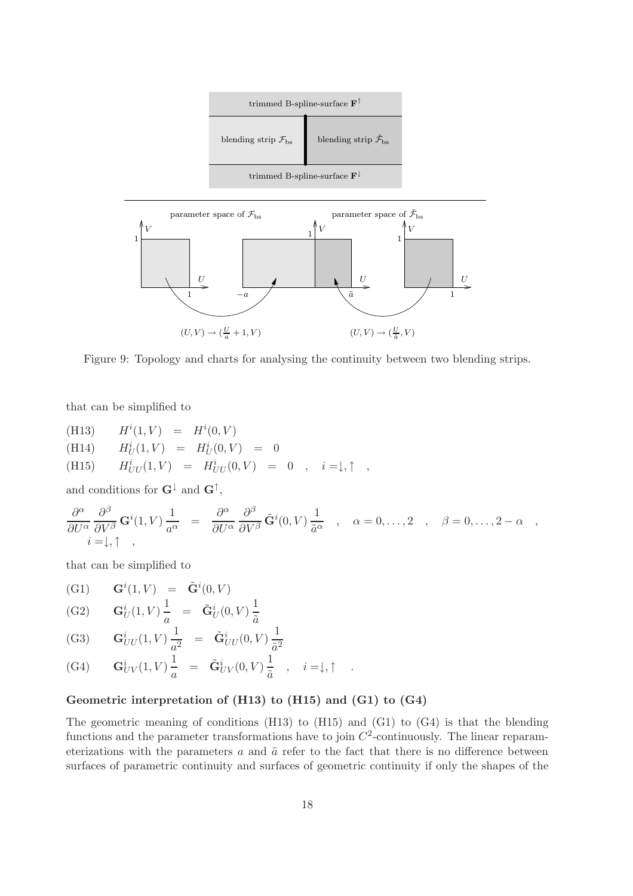Figure 9: Topology and charts for analysing the continuity between two blending strips.

that can be simplified to

$$
\begin{array}{llll}
\text{(H13)} & H^i(1,V) & = & H^i(0,V) \\
\text{(H14)} & H^i_U(1,V) & = & H^i_U(0,V) \;=\; 0 \\
\text{(H15)} & H^i_{UU}(1,V) & = & H^i_{UU}(0,V) \;=\; 0 \quad , \quad i = \downarrow, \uparrow \quad ,
\end{array}
$$

and conditions for $\mathbf{G}^\downarrow$ and $\mathbf{G}^\uparrow$,

$$
\frac{\partial^\alpha}{\partial U^\alpha} \frac{\partial^\beta}{\partial V^\beta} \mathbf{G}^i(1,V) \frac{1}{a^\alpha} \;=\; \frac{\partial^\alpha}{\partial U^\alpha} \frac{\partial^\beta}{\partial V^\beta} \tilde{\mathbf{G}}^i(0,V) \frac{1}{\tilde{a}^\alpha} \quad , \quad \alpha = 0, \ldots, 2 \quad , \quad \beta = 0, \ldots, 2-\alpha \quad ,
$$
$$
i = \downarrow, \uparrow \quad ,
$$

that can be simplified to

$$
\begin{array}{llll}
\text{(G1)} & \mathbf{G}^i(1,V) & = & \tilde{\mathbf{G}}^i(0,V) \\
\text{(G2)} & \mathbf{G}^i_U(1,V)\,\dfrac{1}{a} & = & \tilde{\mathbf{G}}^i_U(0,V)\,\dfrac{1}{\tilde{a}} \\
\text{(G3)} & \mathbf{G}^i_{UU}(1,V)\,\dfrac{1}{a^2} & = & \tilde{\mathbf{G}}^i_{UU}(0,V)\,\dfrac{1}{\tilde{a}^2} \\
\text{(G4)} & \mathbf{G}^i_{UV}(1,V)\,\dfrac{1}{a} & = & \tilde{\mathbf{G}}^i_{UV}(0,V)\,\dfrac{1}{\tilde{a}} \quad , \quad i = \downarrow, \uparrow \quad .
\end{array}
$$

**Geometric interpretation of (H13) to (H15) and (G1) to (G4)**

The geometric meaning of conditions (H13) to (H15) and (G1) to (G4) is that the blending functions and the parameter transformations have to join $C^2$-continuously. The linear reparameterizations with the parameters $a$ and $\tilde{a}$ refer to the fact that there is no difference between surfaces of parametric continuity and surfaces of geometric continuity if only the shapes of the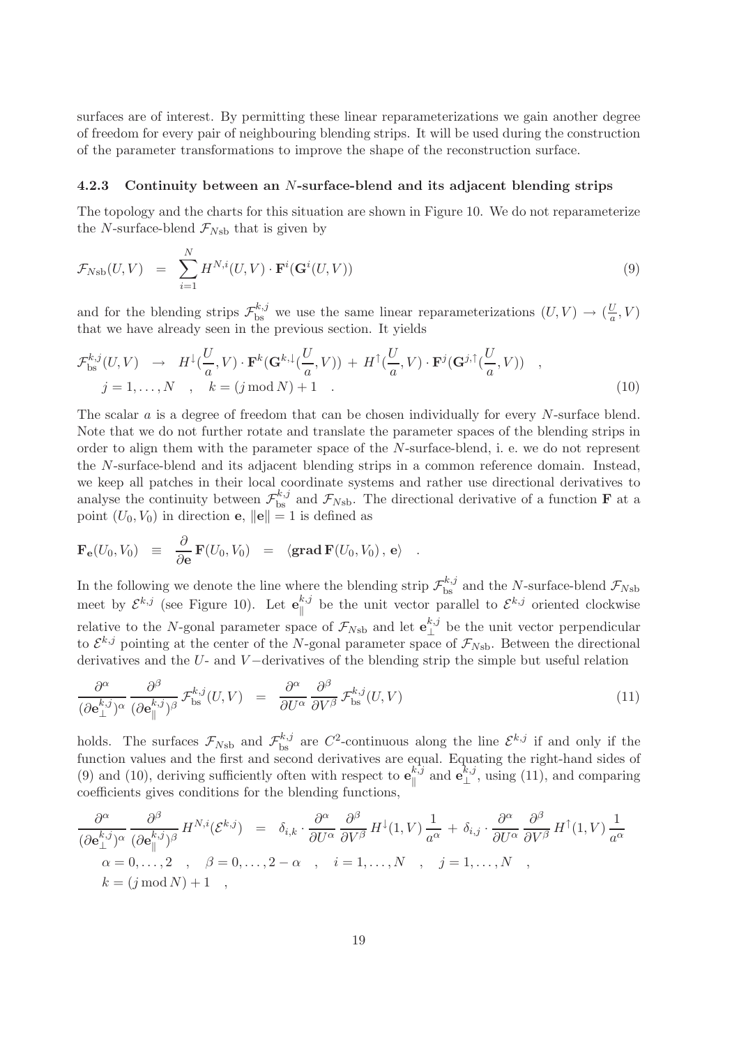surfaces are of interest. By permitting these linear reparameterizations we gain another degree of freedom for every pair of neighbouring blending strips. It will be used during the construction of the parameter transformations to improve the shape of the reconstruction surface.

### 4.2.3 Continuity between an $N$-surface-blend and its adjacent blending strips

The topology and the charts for this situation are shown in Figure 10. We do not reparameterize the $N$-surface-blend $\mathcal{F}_{N\text{sb}}$ that is given by

$$
\mathcal{F}_{N\text{sb}}(U,V) \;\; = \;\; \sum_{i=1}^{N} H^{N,i}(U,V) \cdot \mathbf{F}^{i}(\mathbf{G}^{i}(U,V)) \tag{9}
$$

and for the blending strips $\mathcal{F}_{\text{bs}}^{k,j}$ we use the same linear reparameterizations $(U,V) \to (\frac{U}{a}, V)$ that we have already seen in the previous section. It yields

$$
\begin{aligned}
\mathcal{F}_{\text{bs}}^{k,j}(U,V) \;\; &\to \;\; H^{\downarrow}(\frac{U}{a},V) \cdot \mathbf{F}^{k}(\mathbf{G}^{k,\downarrow}(\frac{U}{a},V)) \; + \; H^{\uparrow}(\frac{U}{a},V) \cdot \mathbf{F}^{j}(\mathbf{G}^{j,\uparrow}(\frac{U}{a},V)) \quad , \\
& j = 1,\ldots,N \quad , \quad k = (j \bmod N) + 1 \quad .
\end{aligned} \tag{10}
$$

The scalar $a$ is a degree of freedom that can be chosen individually for every $N$-surface blend. Note that we do not further rotate and translate the parameter spaces of the blending strips in order to align them with the parameter space of the $N$-surface-blend, i. e. we do not represent the $N$-surface-blend and its adjacent blending strips in a common reference domain. Instead, we keep all patches in their local coordinate systems and rather use directional derivatives to analyse the continuity between $\mathcal{F}_{\text{bs}}^{k,j}$ and $\mathcal{F}_{N\text{sb}}$. The directional derivative of a function $\mathbf{F}$ at a point $(U_0, V_0)$ in direction $\mathbf{e}$, $\|\mathbf{e}\| = 1$ is defined as

$$
\mathbf{F}_{\mathbf{e}}(U_0,V_0) \;\; \equiv \;\; \frac{\partial}{\partial \mathbf{e}} \, \mathbf{F}(U_0,V_0) \;\; = \;\; \langle \mathbf{grad}\, \mathbf{F}(U_0,V_0) \, , \, \mathbf{e} \rangle \quad .
$$

In the following we denote the line where the blending strip $\mathcal{F}_{\text{bs}}^{k,j}$ and the $N$-surface-blend $\mathcal{F}_{N\text{sb}}$ meet by $\mathcal{E}^{k,j}$ (see Figure 10). Let $\mathbf{e}_{\|}^{k,j}$ be the unit vector parallel to $\mathcal{E}^{k,j}$ oriented clockwise relative to the $N$-gonal parameter space of $\mathcal{F}_{N\text{sb}}$ and let $\mathbf{e}_{\perp}^{k,j}$ be the unit vector perpendicular to $\mathcal{E}^{k,j}$ pointing at the center of the $N$-gonal parameter space of $\mathcal{F}_{N\text{sb}}$. Between the directional derivatives and the $U$- and $V-$derivatives of the blending strip the simple but useful relation

$$
\frac{\partial^{\alpha}}{(\partial \mathbf{e}_{\perp}^{k,j})^{\alpha}} \, \frac{\partial^{\beta}}{(\partial \mathbf{e}_{\|}^{k,j})^{\beta}} \, \mathcal{F}_{\text{bs}}^{k,j}(U,V) \;\; = \;\; \frac{\partial^{\alpha}}{\partial U^{\alpha}} \, \frac{\partial^{\beta}}{\partial V^{\beta}} \, \mathcal{F}_{\text{bs}}^{k,j}(U,V) \tag{11}
$$

holds. The surfaces $\mathcal{F}_{N\text{sb}}$ and $\mathcal{F}_{\text{bs}}^{k,j}$ are $C^2$-continuous along the line $\mathcal{E}^{k,j}$ if and only if the function values and the first and second derivatives are equal. Equating the right-hand sides of (9) and (10), deriving sufficiently often with respect to $\mathbf{e}_{\|}^{k,j}$ and $\mathbf{e}_{\perp}^{k,j}$, using (11), and comparing coefficients gives conditions for the blending functions,

$$
\begin{aligned}
\frac{\partial^{\alpha}}{(\partial \mathbf{e}_{\perp}^{k,j})^{\alpha}} \, \frac{\partial^{\beta}}{(\partial \mathbf{e}_{\|}^{k,j})^{\beta}} \, H^{N,i}(\mathcal{E}^{k,j}) \;\; &= \;\; \delta_{i,k} \cdot \frac{\partial^{\alpha}}{\partial U^{\alpha}} \, \frac{\partial^{\beta}}{\partial V^{\beta}} \, H^{\downarrow}(1,V) \, \frac{1}{a^{\alpha}} \; + \; \delta_{i,j} \cdot \frac{\partial^{\alpha}}{\partial U^{\alpha}} \, \frac{\partial^{\beta}}{\partial V^{\beta}} \, H^{\uparrow}(1,V) \, \frac{1}{a^{\alpha}} \\
& \alpha = 0,\ldots,2 \quad , \quad \beta = 0,\ldots,2-\alpha \quad , \quad i = 1,\ldots,N \quad , \quad j = 1,\ldots,N \quad , \\
& k = (j \bmod N) + 1 \quad ,
\end{aligned}
$$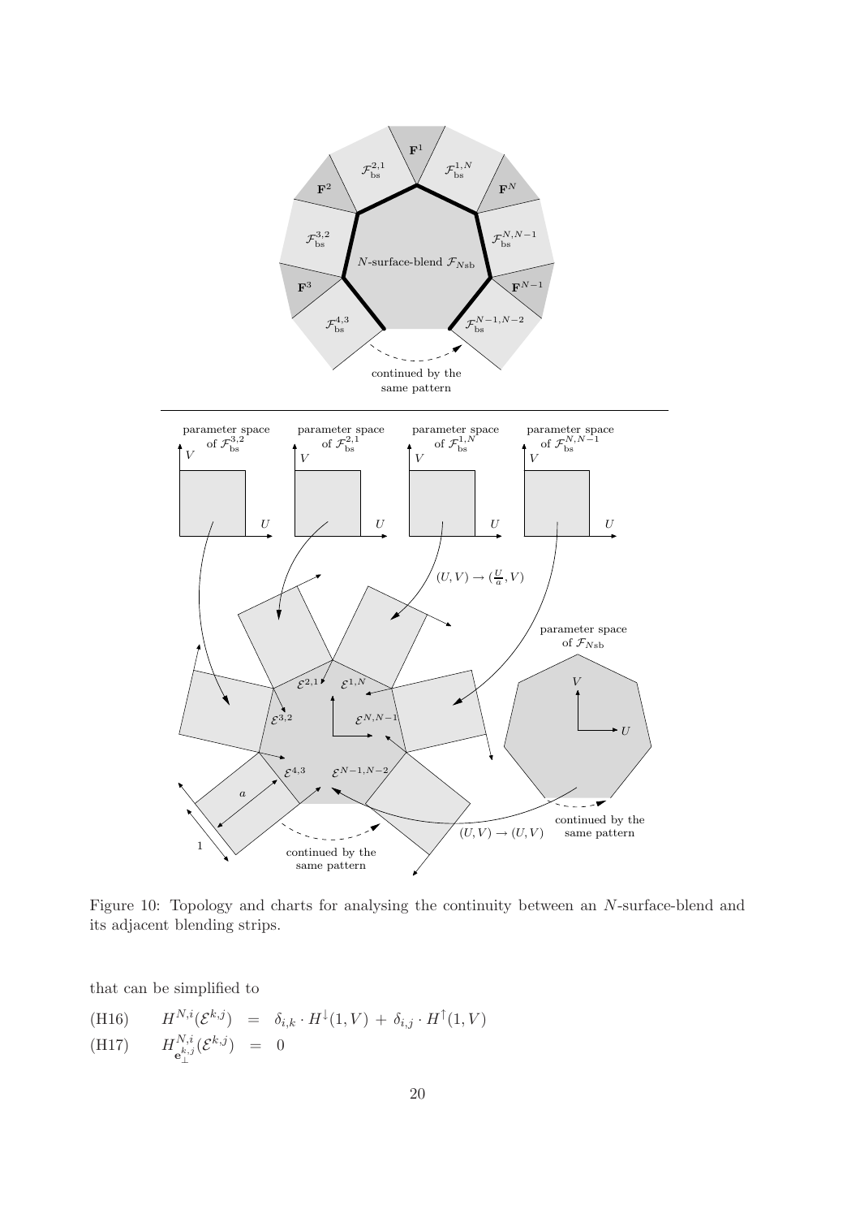Figure 10: Topology and charts for analysing the continuity between an $N$-surface-blend and its adjacent blending strips.

that can be simplified to

$$\text{(H16)} \qquad H^{N,i}(\mathcal{E}^{k,j}) \;=\; \delta_{i,k} \cdot H^{\downarrow}(1,V) \,+\, \delta_{i,j} \cdot H^{\uparrow}(1,V)$$

$$\text{(H17)} \qquad H^{N,i}_{\mathbf{e}_{\perp}^{k,j}}(\mathcal{E}^{k,j}) \;=\; 0$$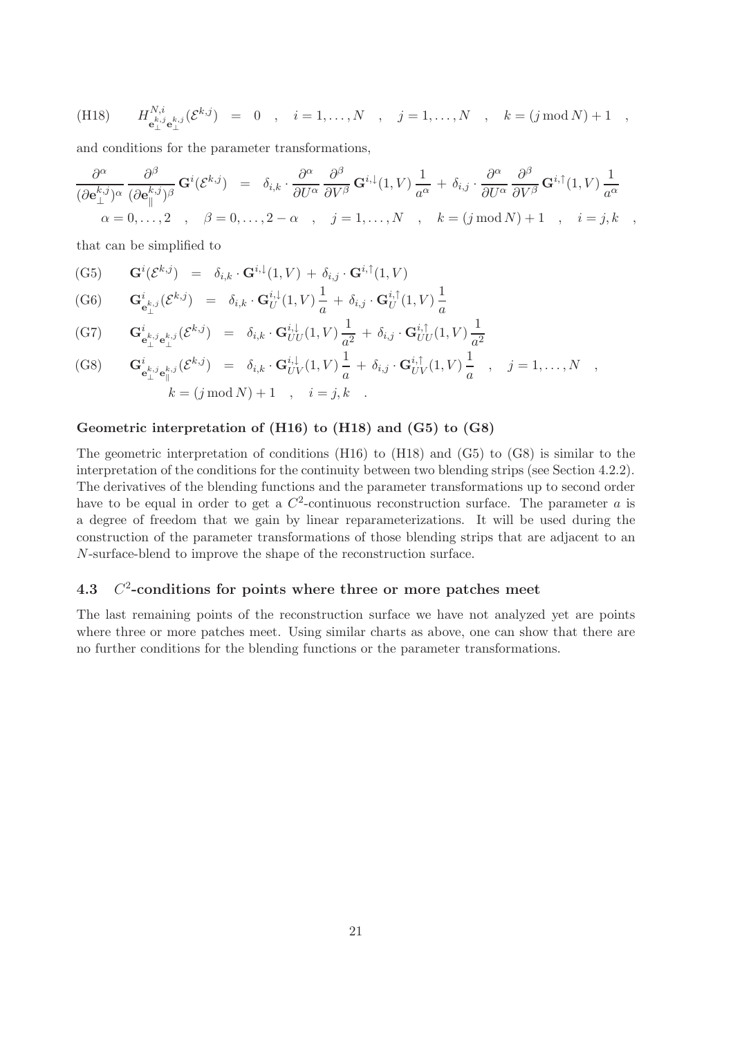$$
\text{(H18)} \qquad H^{N,i}_{\mathbf{e}^{k,j}_{\perp}\mathbf{e}^{k,j}_{\perp}}(\mathcal{E}^{k,j}) \;=\; 0 \quad , \quad i = 1,\ldots,N \quad , \quad j = 1,\ldots,N \quad , \quad k = (j \bmod N) + 1 \quad ,
$$

and conditions for the parameter transformations,

$$
\frac{\partial^\alpha}{(\partial \mathbf{e}^{k,j}_{\perp})^\alpha}\,\frac{\partial^\beta}{(\partial \mathbf{e}^{k,j}_{\parallel})^\beta}\,\mathbf{G}^i(\mathcal{E}^{k,j}) \;=\; \delta_{i,k}\cdot\frac{\partial^\alpha}{\partial U^\alpha}\,\frac{\partial^\beta}{\partial V^\beta}\,\mathbf{G}^{i,\downarrow}(1,V)\,\frac{1}{a^\alpha} + \delta_{i,j}\cdot\frac{\partial^\alpha}{\partial U^\alpha}\,\frac{\partial^\beta}{\partial V^\beta}\,\mathbf{G}^{i,\uparrow}(1,V)\,\frac{1}{a^\alpha}
$$

$$
\alpha = 0,\ldots,2 \quad , \quad \beta = 0,\ldots,2-\alpha \quad , \quad j = 1,\ldots,N \quad , \quad k = (j \bmod N)+1 \quad , \quad i = j,k \quad ,
$$

that can be simplified to

$$
\text{(G5)} \qquad \mathbf{G}^i(\mathcal{E}^{k,j}) \;=\; \delta_{i,k}\cdot\mathbf{G}^{i,\downarrow}(1,V) + \delta_{i,j}\cdot\mathbf{G}^{i,\uparrow}(1,V)
$$

$$
\text{(G6)} \qquad \mathbf{G}^i_{\mathbf{e}^{k,j}_{\perp}}(\mathcal{E}^{k,j}) \;=\; \delta_{i,k}\cdot\mathbf{G}^{i,\downarrow}_U(1,V)\,\frac{1}{a} + \delta_{i,j}\cdot\mathbf{G}^{i,\uparrow}_U(1,V)\,\frac{1}{a}
$$

$$
\text{(G7)} \qquad \mathbf{G}^i_{\mathbf{e}^{k,j}_{\perp}\mathbf{e}^{k,j}_{\perp}}(\mathcal{E}^{k,j}) \;=\; \delta_{i,k}\cdot\mathbf{G}^{i,\downarrow}_{UU}(1,V)\,\frac{1}{a^2} + \delta_{i,j}\cdot\mathbf{G}^{i,\uparrow}_{UU}(1,V)\,\frac{1}{a^2}
$$

$$
\text{(G8)} \qquad \mathbf{G}^i_{\mathbf{e}^{k,j}_{\perp}\mathbf{e}^{k,j}_{\parallel}}(\mathcal{E}^{k,j}) \;=\; \delta_{i,k}\cdot\mathbf{G}^{i,\downarrow}_{UV}(1,V)\,\frac{1}{a} + \delta_{i,j}\cdot\mathbf{G}^{i,\uparrow}_{UV}(1,V)\,\frac{1}{a} \quad , \quad j = 1,\ldots,N \quad ,
$$

$$
k = (j \bmod N)+1 \quad , \quad i = j,k \quad .
$$

**Geometric interpretation of (H16) to (H18) and (G5) to (G8)**

The geometric interpretation of conditions (H16) to (H18) and (G5) to (G8) is similar to the interpretation of the conditions for the continuity between two blending strips (see Section 4.2.2). The derivatives of the blending functions and the parameter transformations up to second order have to be equal in order to get a $C^2$-continuous reconstruction surface. The parameter $a$ is a degree of freedom that we gain by linear reparameterizations. It will be used during the construction of the parameter transformations of those blending strips that are adjacent to an $N$-surface-blend to improve the shape of the reconstruction surface.

## 4.3 $C^2$-conditions for points where three or more patches meet

The last remaining points of the reconstruction surface we have not analyzed yet are points where three or more patches meet. Using similar charts as above, one can show that there are no further conditions for the blending functions or the parameter transformations.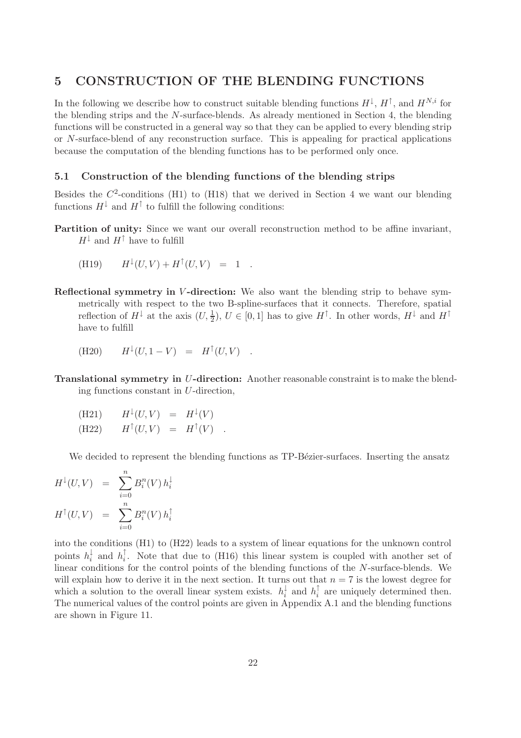## 5 CONSTRUCTION OF THE BLENDING FUNCTIONS

In the following we describe how to construct suitable blending functions $H^{\downarrow}$, $H^{\uparrow}$, and $H^{N,i}$ for the blending strips and the $N$-surface-blends. As already mentioned in Section 4, the blending functions will be constructed in a general way so that they can be applied to every blending strip or $N$-surface-blend of any reconstruction surface. This is appealing for practical applications because the computation of the blending functions has to be performed only once.

### 5.1 Construction of the blending functions of the blending strips

Besides the $C^2$-conditions (H1) to (H18) that we derived in Section 4 we want our blending functions $H^{\downarrow}$ and $H^{\uparrow}$ to fulfill the following conditions:

**Partition of unity:** Since we want our overall reconstruction method to be affine invariant, $H^{\downarrow}$ and $H^{\uparrow}$ have to fulfill

$$\text{(H19)} \qquad H^{\downarrow}(U,V) + H^{\uparrow}(U,V) \;=\; 1 \quad .$$

**Reflectional symmetry in $V$-direction:** We also want the blending strip to behave symmetrically with respect to the two B-spline-surfaces that it connects. Therefore, spatial reflection of $H^{\downarrow}$ at the axis $(U, \frac{1}{2})$, $U \in [0,1]$ has to give $H^{\uparrow}$. In other words, $H^{\downarrow}$ and $H^{\uparrow}$ have to fulfill

$$\text{(H20)} \qquad H^{\downarrow}(U, 1-V) \;=\; H^{\uparrow}(U,V) \quad .$$

**Translational symmetry in $U$-direction:** Another reasonable constraint is to make the blending functions constant in $U$-direction,

$$\begin{aligned}
&\text{(H21)} \qquad H^{\downarrow}(U,V) \;=\; H^{\downarrow}(V) \\
&\text{(H22)} \qquad H^{\uparrow}(U,V) \;=\; H^{\uparrow}(V) \quad .
\end{aligned}$$

We decided to represent the blending functions as TP-Bézier-surfaces. Inserting the ansatz

$$\begin{aligned}
H^{\downarrow}(U,V) &= \sum_{i=0}^{n} B_i^n(V)\, h_i^{\downarrow} \\
H^{\uparrow}(U,V) &= \sum_{i=0}^{n} B_i^n(V)\, h_i^{\uparrow}
\end{aligned}$$

into the conditions (H1) to (H22) leads to a system of linear equations for the unknown control points $h_i^{\downarrow}$ and $h_i^{\uparrow}$. Note that due to (H16) this linear system is coupled with another set of linear conditions for the control points of the blending functions of the $N$-surface-blends. We will explain how to derive it in the next section. It turns out that $n = 7$ is the lowest degree for which a solution to the overall linear system exists. $h_i^{\downarrow}$ and $h_i^{\uparrow}$ are uniquely determined then. The numerical values of the control points are given in Appendix A.1 and the blending functions are shown in Figure 11.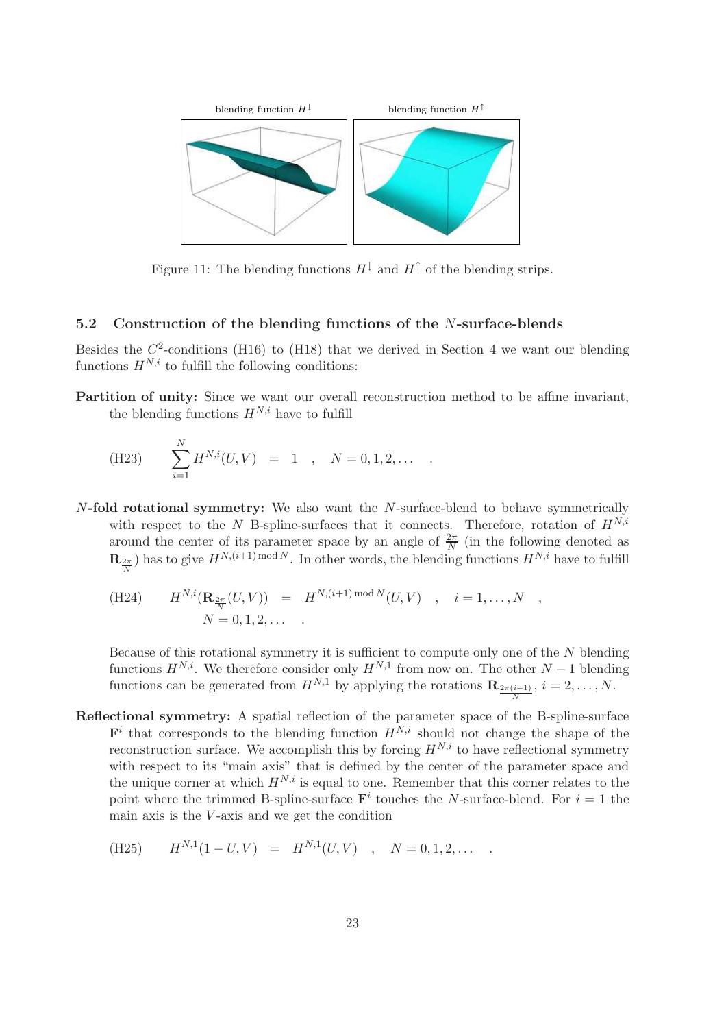blending function $H^{\downarrow}$ blending function $H^{\uparrow}$

Figure 11: The blending functions $H^{\downarrow}$ and $H^{\uparrow}$ of the blending strips.

### 5.2 Construction of the blending functions of the $N$-surface-blends

Besides the $C^2$-conditions (H16) to (H18) that we derived in Section 4 we want our blending functions $H^{N,i}$ to fulfill the following conditions:

**Partition of unity:** Since we want our overall reconstruction method to be affine invariant, the blending functions $H^{N,i}$ have to fulfill

$$\text{(H23)} \qquad \sum_{i=1}^{N} H^{N,i}(U,V) \;=\; 1 \quad , \quad N = 0,1,2,\ldots \quad .$$

**$N$-fold rotational symmetry:** We also want the $N$-surface-blend to behave symmetrically with respect to the $N$ B-spline-surfaces that it connects. Therefore, rotation of $H^{N,i}$ around the center of its parameter space by an angle of $\frac{2\pi}{N}$ (in the following denoted as $\mathbf{R}_{\frac{2\pi}{N}}$) has to give $H^{N,(i+1) \bmod N}$. In other words, the blending functions $H^{N,i}$ have to fulfill

$$\text{(H24)} \qquad H^{N,i}(\mathbf{R}_{\frac{2\pi}{N}}(U,V)) \;=\; H^{N,(i+1) \bmod N}(U,V) \quad , \quad i = 1,\ldots,N \quad , \quad N = 0,1,2,\ldots \quad .$$

Because of this rotational symmetry it is sufficient to compute only one of the $N$ blending functions $H^{N,i}$. We therefore consider only $H^{N,1}$ from now on. The other $N-1$ blending functions can be generated from $H^{N,1}$ by applying the rotations $\mathbf{R}_{\frac{2\pi(i-1)}{N}}$, $i = 2,\ldots,N$.

**Reflectional symmetry:** A spatial reflection of the parameter space of the B-spline-surface $\mathbf{F}^i$ that corresponds to the blending function $H^{N,i}$ should not change the shape of the reconstruction surface. We accomplish this by forcing $H^{N,i}$ to have reflectional symmetry with respect to its "main axis" that is defined by the center of the parameter space and the unique corner at which $H^{N,i}$ is equal to one. Remember that this corner relates to the point where the trimmed B-spline-surface $\mathbf{F}^i$ touches the $N$-surface-blend. For $i = 1$ the main axis is the $V$-axis and we get the condition

$$\text{(H25)} \qquad H^{N,1}(1-U,V) \;=\; H^{N,1}(U,V) \quad , \quad N = 0,1,2,\ldots \quad .$$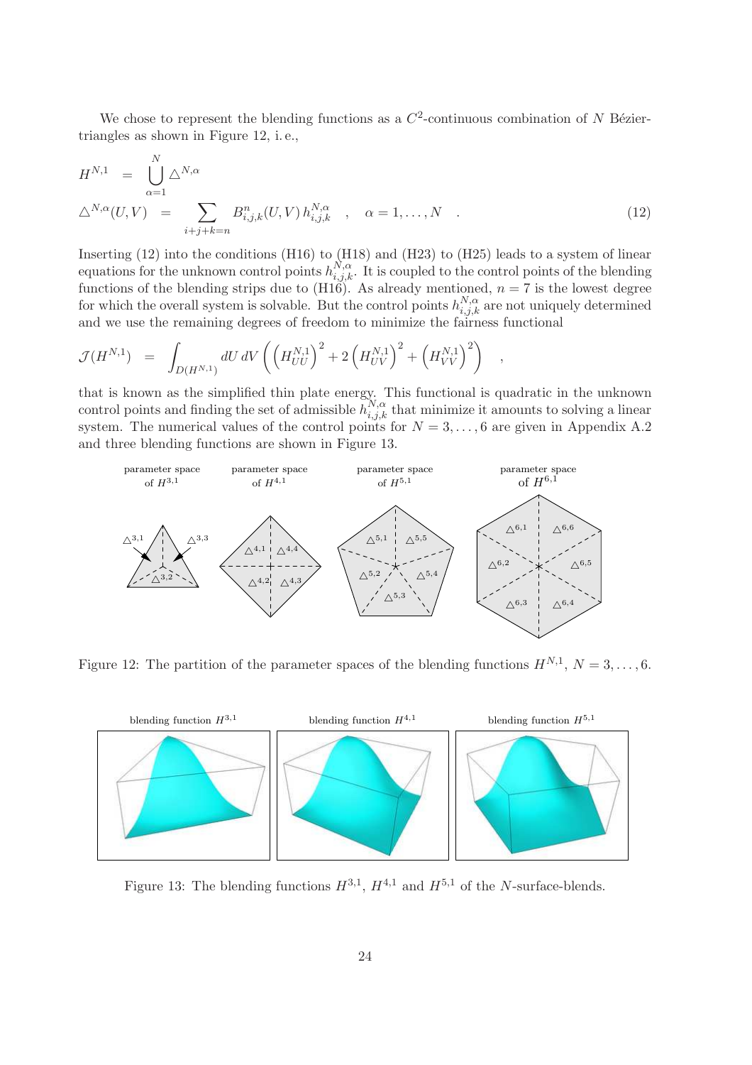We chose to represent the blending functions as a $C^2$-continuous combination of $N$ Bézier-triangles as shown in Figure 12, i. e.,

$$
\begin{aligned}
H^{N,1} &= \bigcup_{\alpha=1}^{N} \triangle^{N,\alpha} \\
\triangle^{N,\alpha}(U,V) &= \sum_{i+j+k=n} B^n_{i,j,k}(U,V)\, h^{N,\alpha}_{i,j,k} \quad , \quad \alpha = 1,\ldots,N \quad .
\end{aligned}
\tag{12}
$$

Inserting (12) into the conditions (H16) to (H18) and (H23) to (H25) leads to a system of linear equations for the unknown control points $h^{N,\alpha}_{i,j,k}$. It is coupled to the control points of the blending functions of the blending strips due to (H16). As already mentioned, $n = 7$ is the lowest degree for which the overall system is solvable. But the control points $h^{N,\alpha}_{i,j,k}$ are not uniquely determined and we use the remaining degrees of freedom to minimize the fairness functional

$$
\mathcal{J}(H^{N,1}) = \int_{D(H^{N,1})} dU\, dV \left( \left(H^{N,1}_{UU}\right)^2 + 2\left(H^{N,1}_{UV}\right)^2 + \left(H^{N,1}_{VV}\right)^2 \right) \quad ,
$$

that is known as the simplified thin plate energy. This functional is quadratic in the unknown control points and finding the set of admissible $h^{N,\alpha}_{i,j,k}$ that minimize it amounts to solving a linear system. The numerical values of the control points for $N = 3,\ldots,6$ are given in Appendix A.2 and three blending functions are shown in Figure 13.

Figure 12: The partition of the parameter spaces of the blending functions $H^{N,1}$, $N = 3,\ldots,6$.

Figure 13: The blending functions $H^{3,1}$, $H^{4,1}$ and $H^{5,1}$ of the $N$-surface-blends.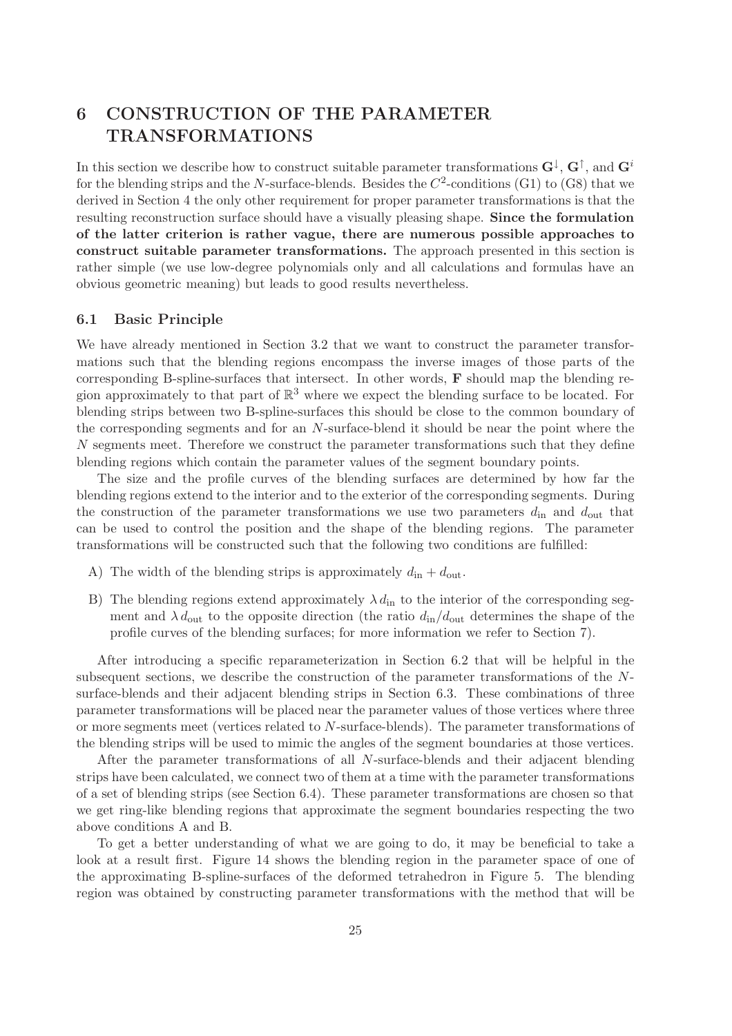# 6 CONSTRUCTION OF THE PARAMETER TRANSFORMATIONS

In this section we describe how to construct suitable parameter transformations $\mathbf{G}^{\downarrow}$, $\mathbf{G}^{\uparrow}$, and $\mathbf{G}^{i}$ for the blending strips and the $N$-surface-blends. Besides the $C^2$-conditions (G1) to (G8) that we derived in Section 4 the only other requirement for proper parameter transformations is that the resulting reconstruction surface should have a visually pleasing shape. **Since the formulation of the latter criterion is rather vague, there are numerous possible approaches to construct suitable parameter transformations.** The approach presented in this section is rather simple (we use low-degree polynomials only and all calculations and formulas have an obvious geometric meaning) but leads to good results nevertheless.

## 6.1 Basic Principle

We have already mentioned in Section 3.2 that we want to construct the parameter transformations such that the blending regions encompass the inverse images of those parts of the corresponding B-spline-surfaces that intersect. In other words, $\mathbf{F}$ should map the blending region approximately to that part of $\mathbb{R}^3$ where we expect the blending surface to be located. For blending strips between two B-spline-surfaces this should be close to the common boundary of the corresponding segments and for an $N$-surface-blend it should be near the point where the $N$ segments meet. Therefore we construct the parameter transformations such that they define blending regions which contain the parameter values of the segment boundary points.

The size and the profile curves of the blending surfaces are determined by how far the blending regions extend to the interior and to the exterior of the corresponding segments. During the construction of the parameter transformations we use two parameters $d_{\text{in}}$ and $d_{\text{out}}$ that can be used to control the position and the shape of the blending regions. The parameter transformations will be constructed such that the following two conditions are fulfilled:

A) The width of the blending strips is approximately $d_{\text{in}} + d_{\text{out}}$.

B) The blending regions extend approximately $\lambda\, d_{\text{in}}$ to the interior of the corresponding segment and $\lambda\, d_{\text{out}}$ to the opposite direction (the ratio $d_{\text{in}}/d_{\text{out}}$ determines the shape of the profile curves of the blending surfaces; for more information we refer to Section 7).

After introducing a specific reparameterization in Section 6.2 that will be helpful in the subsequent sections, we describe the construction of the parameter transformations of the $N$-surface-blends and their adjacent blending strips in Section 6.3. These combinations of three parameter transformations will be placed near the parameter values of those vertices where three or more segments meet (vertices related to $N$-surface-blends). The parameter transformations of the blending strips will be used to mimic the angles of the segment boundaries at those vertices.

After the parameter transformations of all $N$-surface-blends and their adjacent blending strips have been calculated, we connect two of them at a time with the parameter transformations of a set of blending strips (see Section 6.4). These parameter transformations are chosen so that we get ring-like blending regions that approximate the segment boundaries respecting the two above conditions A and B.

To get a better understanding of what we are going to do, it may be beneficial to take a look at a result first. Figure 14 shows the blending region in the parameter space of one of the approximating B-spline-surfaces of the deformed tetrahedron in Figure 5. The blending region was obtained by constructing parameter transformations with the method that will be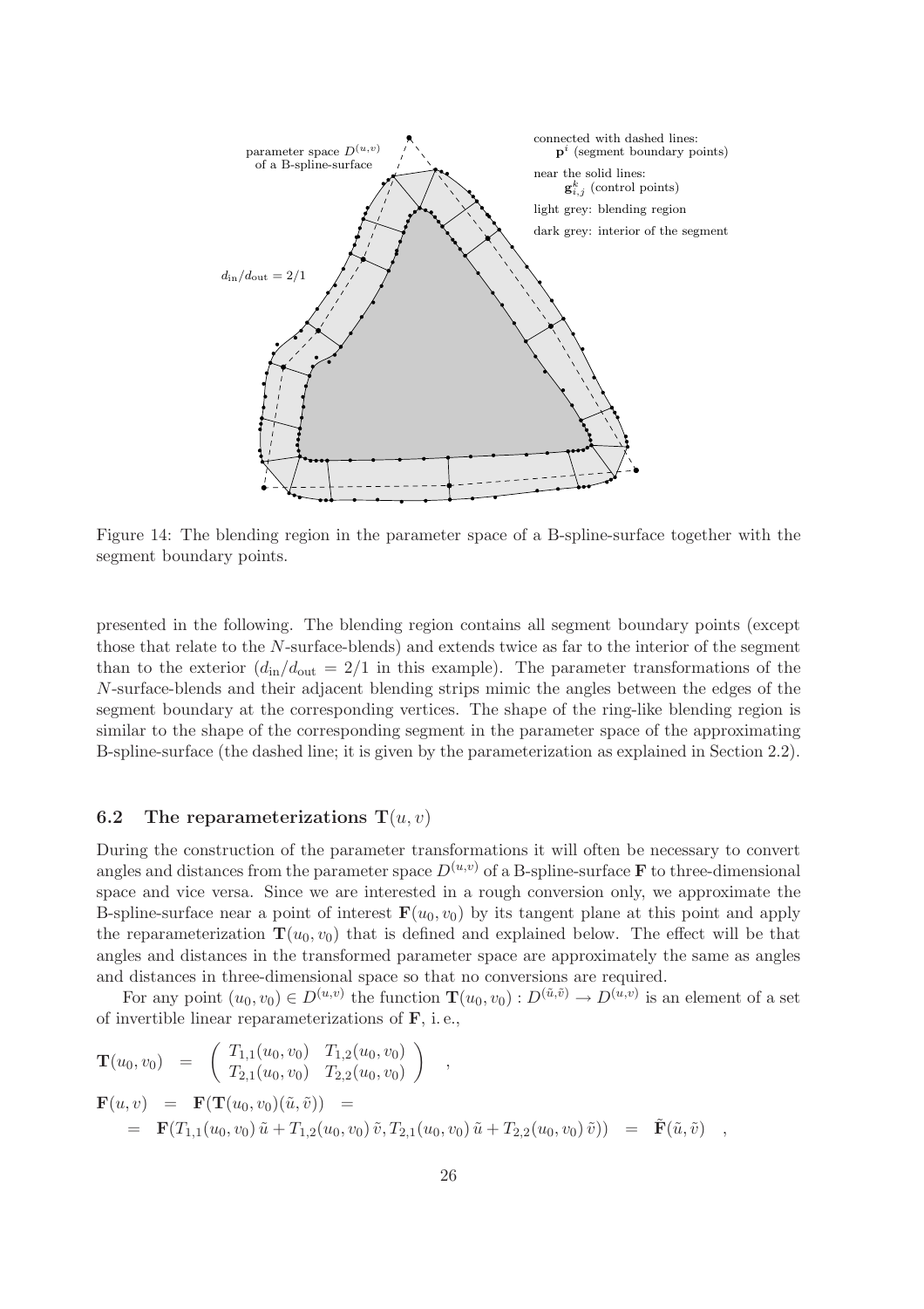Figure 14: The blending region in the parameter space of a B-spline-surface together with the segment boundary points.

presented in the following. The blending region contains all segment boundary points (except those that relate to the $N$-surface-blends) and extends twice as far to the interior of the segment than to the exterior ($d_{\text{in}}/d_{\text{out}} = 2/1$ in this example). The parameter transformations of the $N$-surface-blends and their adjacent blending strips mimic the angles between the edges of the segment boundary at the corresponding vertices. The shape of the ring-like blending region is similar to the shape of the corresponding segment in the parameter space of the approximating B-spline-surface (the dashed line; it is given by the parameterization as explained in Section 2.2).

### 6.2 The reparameterizations $\mathbf{T}(u, v)$

During the construction of the parameter transformations it will often be necessary to convert angles and distances from the parameter space $D^{(u,v)}$ of a B-spline-surface $\mathbf{F}$ to three-dimensional space and vice versa. Since we are interested in a rough conversion only, we approximate the B-spline-surface near a point of interest $\mathbf{F}(u_0, v_0)$ by its tangent plane at this point and apply the reparameterization $\mathbf{T}(u_0, v_0)$ that is defined and explained below. The effect will be that angles and distances in the transformed parameter space are approximately the same as angles and distances in three-dimensional space so that no conversions are required.

For any point $(u_0, v_0) \in D^{(u,v)}$ the function $\mathbf{T}(u_0, v_0) : D^{(\tilde{u},\tilde{v})} \rightarrow D^{(u,v)}$ is an element of a set of invertible linear reparameterizations of $\mathbf{F}$, i. e.,

$$
\begin{aligned}
\mathbf{T}(u_0, v_0) &= \begin{pmatrix} T_{1,1}(u_0, v_0) & T_{1,2}(u_0, v_0) \\ T_{2,1}(u_0, v_0) & T_{2,2}(u_0, v_0) \end{pmatrix} \quad , \\
\mathbf{F}(u, v) &= \mathbf{F}(\mathbf{T}(u_0, v_0)(\tilde{u}, \tilde{v})) = \\
&= \mathbf{F}(T_{1,1}(u_0, v_0)\,\tilde{u} + T_{1,2}(u_0, v_0)\,\tilde{v}, T_{2,1}(u_0, v_0)\,\tilde{u} + T_{2,2}(u_0, v_0)\,\tilde{v})) = \tilde{\mathbf{F}}(\tilde{u}, \tilde{v}) \quad ,
\end{aligned}
$$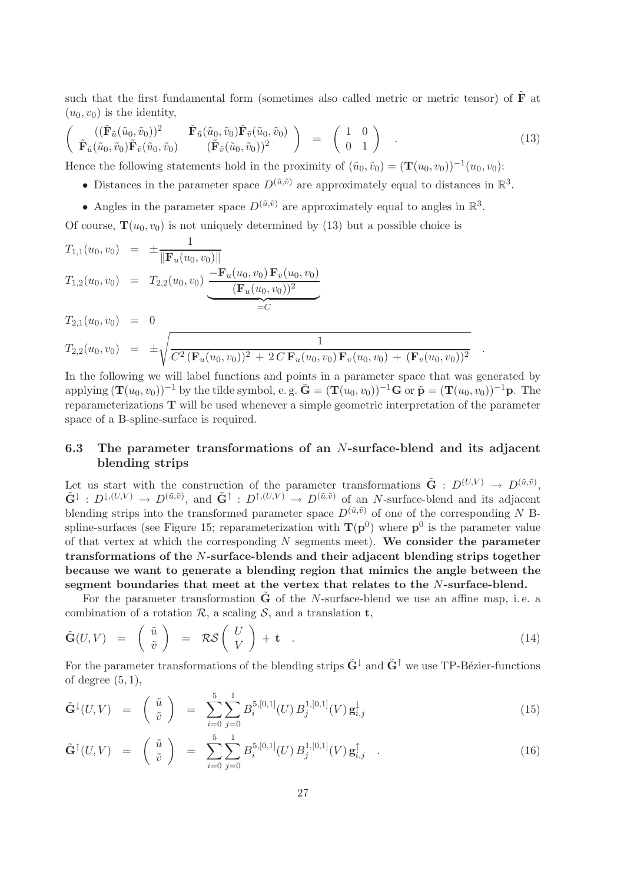such that the first fundamental form (sometimes also called metric or metric tensor) of $\tilde{\mathbf{F}}$ at $(u_0, v_0)$ is the identity,

$$
\begin{pmatrix} ((\tilde{\mathbf{F}}_{\tilde{u}}(\tilde{u}_0,\tilde{v}_0))^2 & \tilde{\mathbf{F}}_{\tilde{u}}(\tilde{u}_0,\tilde{v}_0)\tilde{\mathbf{F}}_{\tilde{v}}(\tilde{u}_0,\tilde{v}_0) \\ \tilde{\mathbf{F}}_{\tilde{u}}(\tilde{u}_0,\tilde{v}_0)\tilde{\mathbf{F}}_{\tilde{v}}(\tilde{u}_0,\tilde{v}_0) & (\tilde{\mathbf{F}}_{\tilde{v}}(\tilde{u}_0,\tilde{v}_0))^2 \end{pmatrix} = \begin{pmatrix} 1 & 0 \\ 0 & 1 \end{pmatrix} \quad . \tag{13}
$$

Hence the following statements hold in the proximity of $(\tilde{u}_0, \tilde{v}_0) = (\mathbf{T}(u_0, v_0))^{-1}(u_0, v_0)$:

- Distances in the parameter space $D^{(\tilde{u},\tilde{v})}$ are approximately equal to distances in $\mathbb{R}^3$.
- Angles in the parameter space $D^{(\tilde{u},\tilde{v})}$ are approximately equal to angles in $\mathbb{R}^3$.

Of course, $\mathbf{T}(u_0, v_0)$ is not uniquely determined by (13) but a possible choice is

$$
\begin{aligned}
T_{1,1}(u_0,v_0) &= \pm\frac{1}{\|\mathbf{F}_u(u_0,v_0)\|} \\
T_{1,2}(u_0,v_0) &= T_{2,2}(u_0,v_0)\,\underbrace{\frac{-\mathbf{F}_u(u_0,v_0)\,\mathbf{F}_v(u_0,v_0)}{(\mathbf{F}_u(u_0,v_0))^2}}_{=C} \\
T_{2,1}(u_0,v_0) &= 0 \\
T_{2,2}(u_0,v_0) &= \pm\sqrt{\frac{1}{C^2\,(\mathbf{F}_u(u_0,v_0))^2 \,+\, 2\,C\,\mathbf{F}_u(u_0,v_0)\,\mathbf{F}_v(u_0,v_0) \,+\, (\mathbf{F}_v(u_0,v_0))^2}} \quad .
\end{aligned}
$$

In the following we will label functions and points in a parameter space that was generated by applying $(\mathbf{T}(u_0, v_0))^{-1}$ by the tilde symbol, e. g. $\tilde{\mathbf{G}} = (\mathbf{T}(u_0, v_0))^{-1}\mathbf{G}$ or $\tilde{\mathbf{p}} = (\mathbf{T}(u_0, v_0))^{-1}\mathbf{p}$. The reparameterizations $\mathbf{T}$ will be used whenever a simple geometric interpretation of the parameter space of a B-spline-surface is required.

### 6.3 The parameter transformations of an $N$-surface-blend and its adjacent blending strips

Let us start with the construction of the parameter transformations $\tilde{\mathbf{G}} : D^{(U,V)} \to D^{(\tilde{u},\tilde{v})}$, $\tilde{\mathbf{G}}^{\downarrow} : D^{\downarrow,(U,V)} \to D^{(\tilde{u},\tilde{v})}$, and $\tilde{\mathbf{G}}^{\uparrow} : D^{\uparrow,(U,V)} \to D^{(\tilde{u},\tilde{v})}$ of an $N$-surface-blend and its adjacent blending strips into the transformed parameter space $D^{(\tilde{u},\tilde{v})}$ of one of the corresponding $N$ B-spline-surfaces (see Figure 15; reparameterization with $\mathbf{T}(\mathbf{p}^0)$ where $\mathbf{p}^0$ is the parameter value of that vertex at which the corresponding $N$ segments meet). **We consider the parameter transformations of the $N$-surface-blends and their adjacent blending strips together because we want to generate a blending region that mimics the angle between the segment boundaries that meet at the vertex that relates to the $N$-surface-blend.**

For the parameter transformation $\tilde{\mathbf{G}}$ of the $N$-surface-blend we use an affine map, i. e. a combination of a rotation $\mathcal{R}$, a scaling $\mathcal{S}$, and a translation $\mathbf{t}$,

$$
\tilde{\mathbf{G}}(U,V) = \begin{pmatrix} \tilde{u} \\ \tilde{v} \end{pmatrix} = \mathcal{R}\mathcal{S}\begin{pmatrix} U \\ V \end{pmatrix} + \mathbf{t} \quad . \tag{14}
$$

For the parameter transformations of the blending strips $\tilde{\mathbf{G}}^{\downarrow}$ and $\tilde{\mathbf{G}}^{\uparrow}$ we use TP-Bézier-functions of degree $(5, 1)$,

$$
\tilde{\mathbf{G}}^{\downarrow}(U,V) = \begin{pmatrix} \tilde{u} \\ \tilde{v} \end{pmatrix} = \sum_{i=0}^{5}\sum_{j=0}^{1} B_i^{5,[0,1]}(U)\,B_j^{1,[0,1]}(V)\,\mathbf{g}_{i,j}^{\downarrow} \tag{15}
$$

$$
\tilde{\mathbf{G}}^{\uparrow}(U,V) = \begin{pmatrix} \tilde{u} \\ \tilde{v} \end{pmatrix} = \sum_{i=0}^{5}\sum_{j=0}^{1} B_i^{5,[0,1]}(U)\,B_j^{1,[0,1]}(V)\,\mathbf{g}_{i,j}^{\uparrow} \quad . \tag{16}
$$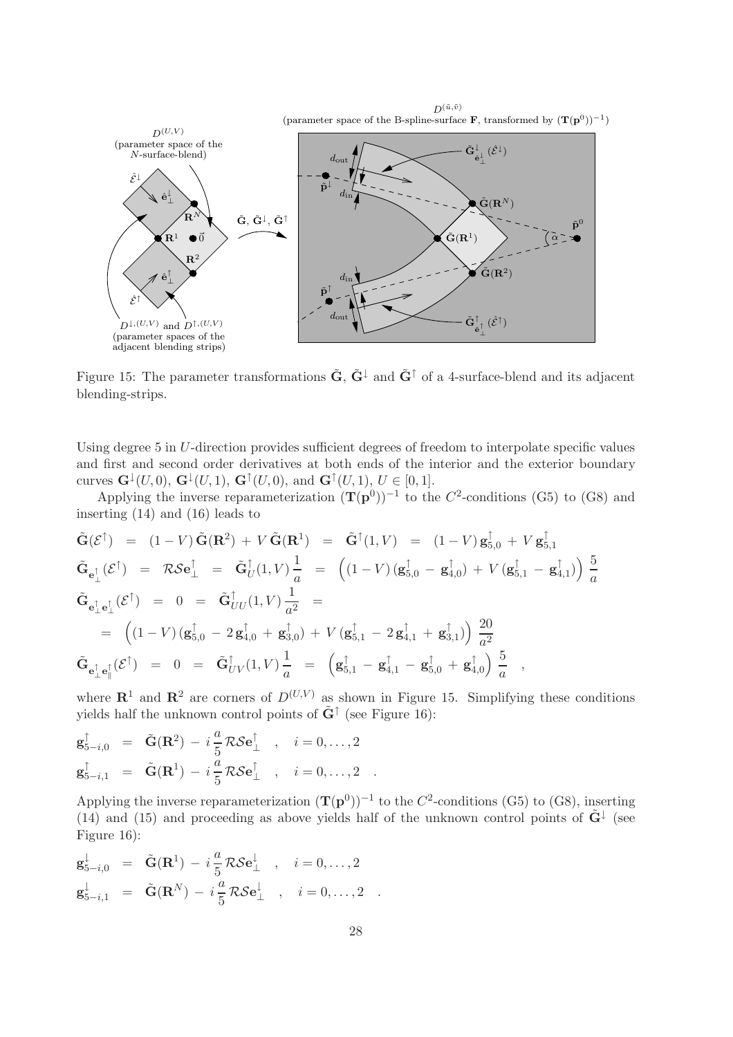Figure 15: The parameter transformations $\tilde{\mathbf{G}}$, $\tilde{\mathbf{G}}^{\downarrow}$ and $\tilde{\mathbf{G}}^{\uparrow}$ of a 4-surface-blend and its adjacent blending-strips.

Using degree 5 in $U$-direction provides sufficient degrees of freedom to interpolate specific values and first and second order derivatives at both ends of the interior and the exterior boundary curves $\mathbf{G}^{\downarrow}(U,0)$, $\mathbf{G}^{\downarrow}(U,1)$, $\mathbf{G}^{\uparrow}(U,0)$, and $\mathbf{G}^{\uparrow}(U,1)$, $U \in [0,1]$.

Applying the inverse reparameterization $(\mathbf{T}(\mathbf{p}^0))^{-1}$ to the $C^2$-conditions (G5) to (G8) and inserting (14) and (16) leads to

$$
\begin{aligned}
\tilde{\mathbf{G}}(\mathcal{E}^{\uparrow}) &= (1-V)\,\tilde{\mathbf{G}}(\mathbf{R}^2) + V\,\tilde{\mathbf{G}}(\mathbf{R}^1) = \tilde{\mathbf{G}}^{\uparrow}(1,V) = (1-V)\,\mathbf{g}^{\uparrow}_{5,0} + V\,\mathbf{g}^{\uparrow}_{5,1} \\
\tilde{\mathbf{G}}_{\mathbf{e}^{\uparrow}_{\perp}}(\mathcal{E}^{\uparrow}) &= \mathcal{R}\mathcal{S}\mathbf{e}^{\uparrow}_{\perp} = \tilde{\mathbf{G}}^{\uparrow}_{U}(1,V)\,\frac{1}{a} = \left((1-V)\,(\mathbf{g}^{\uparrow}_{5,0} - \mathbf{g}^{\uparrow}_{4,0}) + V\,(\mathbf{g}^{\uparrow}_{5,1} - \mathbf{g}^{\uparrow}_{4,1})\right)\frac{5}{a} \\
\tilde{\mathbf{G}}_{\mathbf{e}^{\uparrow}_{\perp}\mathbf{e}^{\uparrow}_{\perp}}(\mathcal{E}^{\uparrow}) &= 0 = \tilde{\mathbf{G}}^{\uparrow}_{UU}(1,V)\,\frac{1}{a^2} = \\
&= \left((1-V)\,(\mathbf{g}^{\uparrow}_{5,0} - 2\,\mathbf{g}^{\uparrow}_{4,0} + \mathbf{g}^{\uparrow}_{3,0}) + V\,(\mathbf{g}^{\uparrow}_{5,1} - 2\,\mathbf{g}^{\uparrow}_{4,1} + \mathbf{g}^{\uparrow}_{3,1})\right)\frac{20}{a^2} \\
\tilde{\mathbf{G}}_{\mathbf{e}^{\uparrow}_{\perp}\mathbf{e}^{\uparrow}_{\parallel}}(\mathcal{E}^{\uparrow}) &= 0 = \tilde{\mathbf{G}}^{\uparrow}_{UV}(1,V)\,\frac{1}{a} = \left(\mathbf{g}^{\uparrow}_{5,1} - \mathbf{g}^{\uparrow}_{4,1} - \mathbf{g}^{\uparrow}_{5,0} + \mathbf{g}^{\uparrow}_{4,0}\right)\frac{5}{a} \quad ,
\end{aligned}
$$

where $\mathbf{R}^1$ and $\mathbf{R}^2$ are corners of $D^{(U,V)}$ as shown in Figure 15. Simplifying these conditions yields half the unknown control points of $\tilde{\mathbf{G}}^{\uparrow}$ (see Figure 16):

$$
\begin{aligned}
\mathbf{g}^{\uparrow}_{5-i,0} &= \tilde{\mathbf{G}}(\mathbf{R}^2) - i\,\frac{a}{5}\,\mathcal{R}\mathcal{S}\mathbf{e}^{\uparrow}_{\perp} \quad , \quad i = 0,\ldots,2 \\
\mathbf{g}^{\uparrow}_{5-i,1} &= \tilde{\mathbf{G}}(\mathbf{R}^1) - i\,\frac{a}{5}\,\mathcal{R}\mathcal{S}\mathbf{e}^{\uparrow}_{\perp} \quad , \quad i = 0,\ldots,2 \quad .
\end{aligned}
$$

Applying the inverse reparameterization $(\mathbf{T}(\mathbf{p}^0))^{-1}$ to the $C^2$-conditions (G5) to (G8), inserting (14) and (15) and proceeding as above yields half of the unknown control points of $\tilde{\mathbf{G}}^{\downarrow}$ (see Figure 16):

$$
\begin{aligned}
\mathbf{g}^{\downarrow}_{5-i,0} &= \tilde{\mathbf{G}}(\mathbf{R}^1) - i\,\frac{a}{5}\,\mathcal{R}\mathcal{S}\mathbf{e}^{\downarrow}_{\perp} \quad , \quad i = 0,\ldots,2 \\
\mathbf{g}^{\downarrow}_{5-i,1} &= \tilde{\mathbf{G}}(\mathbf{R}^N) - i\,\frac{a}{5}\,\mathcal{R}\mathcal{S}\mathbf{e}^{\downarrow}_{\perp} \quad , \quad i = 0,\ldots,2 \quad .
\end{aligned}
$$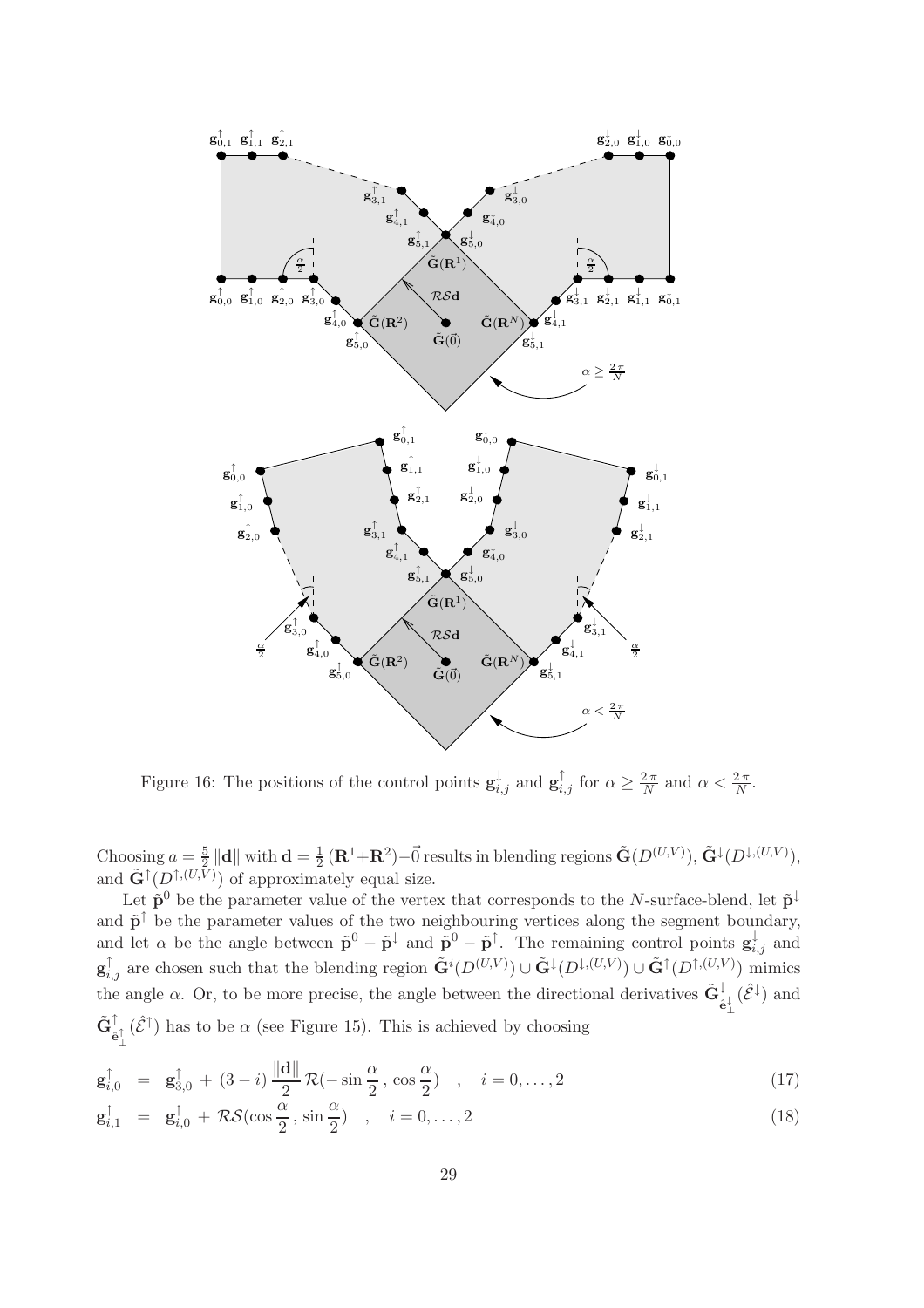Figure 16: The positions of the control points $\mathbf{g}^{\downarrow}_{i,j}$ and $\mathbf{g}^{\uparrow}_{i,j}$ for $\alpha \geq \frac{2\pi}{N}$ and $\alpha < \frac{2\pi}{N}$.

Choosing $a = \frac{5}{2}\|\mathbf{d}\|$ with $\mathbf{d} = \frac{1}{2}(\mathbf{R}^1+\mathbf{R}^2)-\vec{0}$ results in blending regions $\tilde{\mathbf{G}}(D^{(U,V)})$, $\tilde{\mathbf{G}}^{\downarrow}(D^{\downarrow,(U,V)})$, and $\tilde{\mathbf{G}}^{\uparrow}(D^{\uparrow,(U,V)})$ of approximately equal size.

Let $\tilde{\mathbf{p}}^0$ be the parameter value of the vertex that corresponds to the $N$-surface-blend, let $\tilde{\mathbf{p}}^{\downarrow}$ and $\tilde{\mathbf{p}}^{\uparrow}$ be the parameter values of the two neighbouring vertices along the segment boundary, and let $\alpha$ be the angle between $\tilde{\mathbf{p}}^0 - \tilde{\mathbf{p}}^{\downarrow}$ and $\tilde{\mathbf{p}}^0 - \tilde{\mathbf{p}}^{\uparrow}$. The remaining control points $\mathbf{g}^{\downarrow}_{i,j}$ and $\mathbf{g}^{\uparrow}_{i,j}$ are chosen such that the blending region $\tilde{\mathbf{G}}^i(D^{(U,V)}) \cup \tilde{\mathbf{G}}^{\downarrow}(D^{\downarrow,(U,V)}) \cup \tilde{\mathbf{G}}^{\uparrow}(D^{\uparrow,(U,V)})$ mimics the angle $\alpha$. Or, to be more precise, the angle between the directional derivatives $\tilde{\mathbf{G}}^{\downarrow}_{\hat{\mathbf{e}}^{\downarrow}_{\perp}}(\hat{\mathcal{E}}^{\downarrow})$ and $\tilde{\mathbf{G}}^{\uparrow}_{\hat{\mathbf{e}}^{\uparrow}_{\perp}}(\hat{\mathcal{E}}^{\uparrow})$ has to be $\alpha$ (see Figure 15). This is achieved by choosing

$$\mathbf{g}^{\uparrow}_{i,0} \;=\; \mathbf{g}^{\uparrow}_{3,0} + (3-i)\,\frac{\|\mathbf{d}\|}{2}\,\mathcal{R}(-\sin\frac{\alpha}{2}\,,\,\cos\frac{\alpha}{2}) \quad,\quad i=0,\ldots,2 \tag{17}$$

$$\mathbf{g}^{\uparrow}_{i,1} \;=\; \mathbf{g}^{\uparrow}_{i,0} + \mathcal{R}\mathcal{S}(\cos\frac{\alpha}{2}\,,\,\sin\frac{\alpha}{2}) \quad,\quad i=0,\ldots,2 \tag{18}$$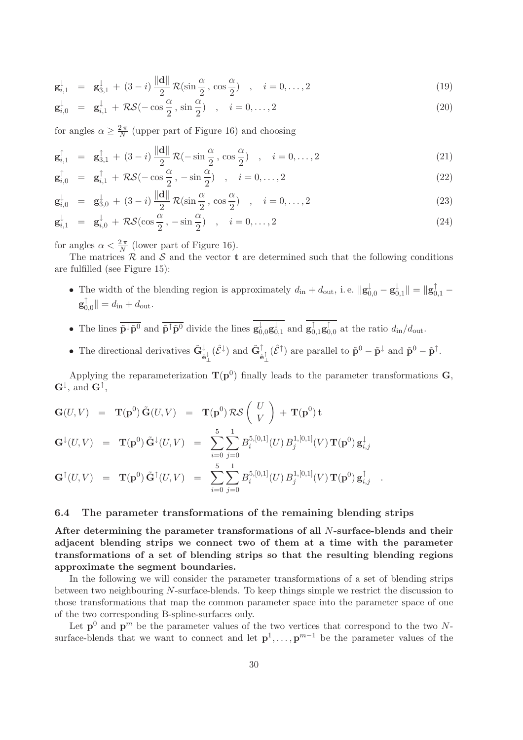$$\mathbf{g}^{\downarrow}_{i,1} \;=\; \mathbf{g}^{\downarrow}_{3,1} \,+\, (3-i)\,\frac{\|\mathbf{d}\|}{2}\,\mathcal{R}(\sin\frac{\alpha}{2}\,,\,\cos\frac{\alpha}{2}) \quad , \quad i=0,\ldots,2 \tag{19}$$

$$\mathbf{g}^{\downarrow}_{i,0} \;=\; \mathbf{g}^{\downarrow}_{i,1} \,+\, \mathcal{RS}(-\cos\frac{\alpha}{2}\,,\,\sin\frac{\alpha}{2}) \quad , \quad i=0,\ldots,2 \tag{20}$$

for angles $\alpha \geq \frac{2\pi}{N}$ (upper part of Figure 16) and choosing

$$\mathbf{g}^{\uparrow}_{i,1} \;=\; \mathbf{g}^{\uparrow}_{3,1} \,+\, (3-i)\,\frac{\|\mathbf{d}\|}{2}\,\mathcal{R}(-\sin\frac{\alpha}{2}\,,\,\cos\frac{\alpha}{2}) \quad , \quad i=0,\ldots,2 \tag{21}$$

$$\mathbf{g}^{\uparrow}_{i,0} \;=\; \mathbf{g}^{\uparrow}_{i,1} \,+\, \mathcal{RS}(-\cos\frac{\alpha}{2}\,,\,-\sin\frac{\alpha}{2}) \quad , \quad i=0,\ldots,2 \tag{22}$$

$$\mathbf{g}^{\downarrow}_{i,0} \;=\; \mathbf{g}^{\downarrow}_{3,0} \,+\, (3-i)\,\frac{\|\mathbf{d}\|}{2}\,\mathcal{R}(\sin\frac{\alpha}{2}\,,\,\cos\frac{\alpha}{2}) \quad , \quad i=0,\ldots,2 \tag{23}$$

$$\mathbf{g}^{\downarrow}_{i,1} \;=\; \mathbf{g}^{\downarrow}_{i,0} \,+\, \mathcal{RS}(\cos\frac{\alpha}{2}\,,\,-\sin\frac{\alpha}{2}) \quad , \quad i=0,\ldots,2 \tag{24}$$

for angles $\alpha < \frac{2\pi}{N}$ (lower part of Figure 16).

The matrices $\mathcal{R}$ and $\mathcal{S}$ and the vector $\mathbf{t}$ are determined such that the following conditions are fulfilled (see Figure 15):

- The width of the blending region is approximately $d_{\text{in}} + d_{\text{out}}$, i. e. $\|\mathbf{g}^{\downarrow}_{0,0} - \mathbf{g}^{\downarrow}_{0,1}\| = \|\mathbf{g}^{\uparrow}_{0,1} - \mathbf{g}^{\uparrow}_{0,0}\| = d_{\text{in}} + d_{\text{out}}$.
- The lines $\overline{\tilde{\mathbf{p}}^{\downarrow}\tilde{\mathbf{p}}^{0}}$ and $\overline{\tilde{\mathbf{p}}^{\uparrow}\tilde{\mathbf{p}}^{0}}$ divide the lines $\overline{\mathbf{g}^{\downarrow}_{0,0}\mathbf{g}^{\downarrow}_{0,1}}$ and $\overline{\mathbf{g}^{\uparrow}_{0,1}\mathbf{g}^{\uparrow}_{0,0}}$ at the ratio $d_{\text{in}}/d_{\text{out}}$.
- The directional derivatives $\tilde{\mathbf{G}}^{\downarrow}_{\hat{\mathbf{e}}^{\downarrow}_{\perp}}(\hat{\mathcal{E}}^{\downarrow})$ and $\tilde{\mathbf{G}}^{\uparrow}_{\hat{\mathbf{e}}^{\uparrow}_{\perp}}(\hat{\mathcal{E}}^{\uparrow})$ are parallel to $\tilde{\mathbf{p}}^{0} - \tilde{\mathbf{p}}^{\downarrow}$ and $\tilde{\mathbf{p}}^{0} - \tilde{\mathbf{p}}^{\uparrow}$.

Applying the reparameterization $\mathbf{T}(\mathbf{p}^0)$ finally leads to the parameter transformations $\mathbf{G}$, $\mathbf{G}^{\downarrow}$, and $\mathbf{G}^{\uparrow}$,

$$\begin{aligned}
\mathbf{G}(U,V) &= \mathbf{T}(\mathbf{p}^0)\,\tilde{\mathbf{G}}(U,V) = \mathbf{T}(\mathbf{p}^0)\,\mathcal{RS}\begin{pmatrix} U \\ V \end{pmatrix} + \mathbf{T}(\mathbf{p}^0)\,\mathbf{t} \\
\mathbf{G}^{\downarrow}(U,V) &= \mathbf{T}(\mathbf{p}^0)\,\tilde{\mathbf{G}}^{\downarrow}(U,V) = \sum_{i=0}^{5}\sum_{j=0}^{1} B_i^{5,[0,1]}(U)\,B_j^{1,[0,1]}(V)\,\mathbf{T}(\mathbf{p}^0)\,\mathbf{g}^{\downarrow}_{i,j} \\
\mathbf{G}^{\uparrow}(U,V) &= \mathbf{T}(\mathbf{p}^0)\,\tilde{\mathbf{G}}^{\uparrow}(U,V) = \sum_{i=0}^{5}\sum_{j=0}^{1} B_i^{5,[0,1]}(U)\,B_j^{1,[0,1]}(V)\,\mathbf{T}(\mathbf{p}^0)\,\mathbf{g}^{\uparrow}_{i,j} \quad .
\end{aligned}$$

### 6.4 The parameter transformations of the remaining blending strips

**After determining the parameter transformations of all $N$-surface-blends and their adjacent blending strips we connect two of them at a time with the parameter transformations of a set of blending strips so that the resulting blending regions approximate the segment boundaries.**

In the following we will consider the parameter transformations of a set of blending strips between two neighbouring $N$-surface-blends. To keep things simple we restrict the discussion to those transformations that map the common parameter space into the parameter space of one of the two corresponding B-spline-surfaces only.

Let $\mathbf{p}^0$ and $\mathbf{p}^m$ be the parameter values of the two vertices that correspond to the two $N$-surface-blends that we want to connect and let $\mathbf{p}^1, \ldots, \mathbf{p}^{m-1}$ be the parameter values of the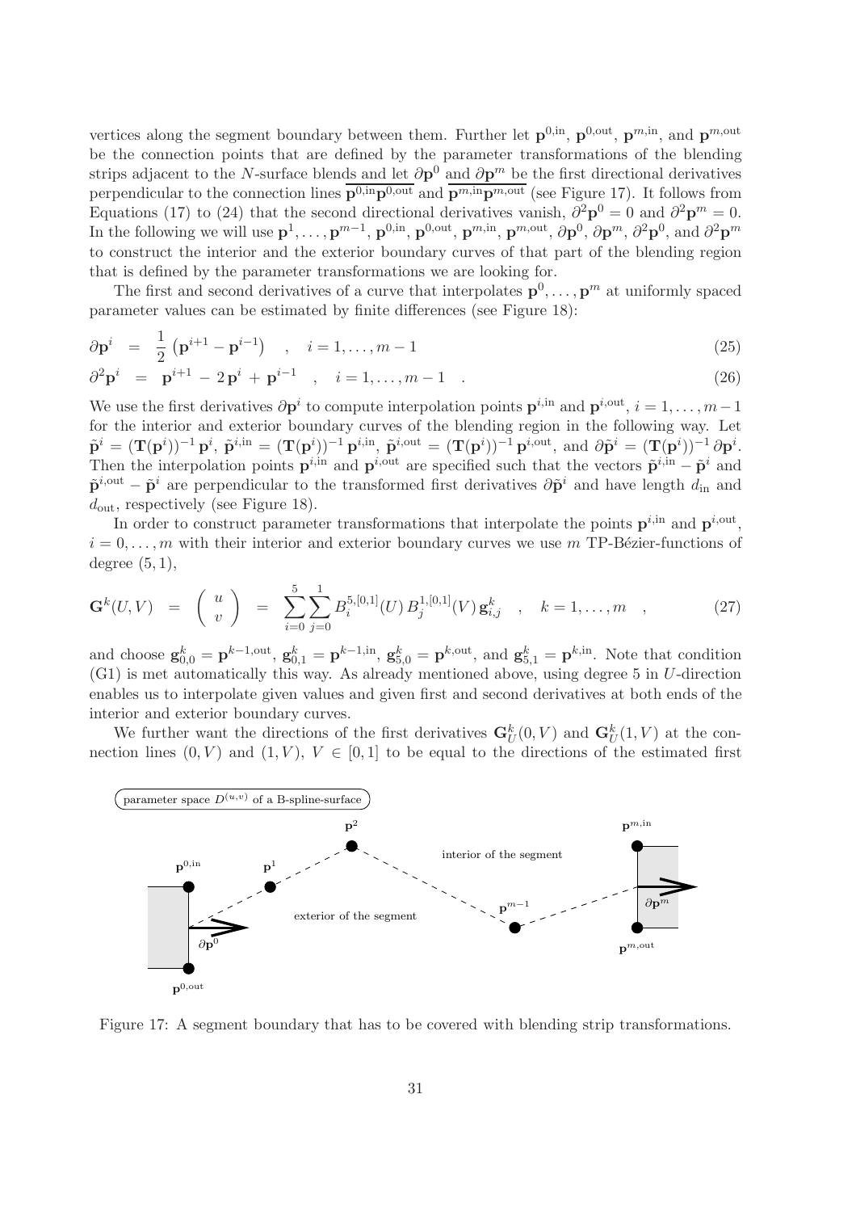vertices along the segment boundary between them. Further let $\mathbf{p}^{0,\text{in}}$, $\mathbf{p}^{0,\text{out}}$, $\mathbf{p}^{m,\text{in}}$, and $\mathbf{p}^{m,\text{out}}$ be the connection points that are defined by the parameter transformations of the blending strips adjacent to the $N$-surface blends and let $\partial\mathbf{p}^0$ and $\partial\mathbf{p}^m$ be the first directional derivatives perpendicular to the connection lines $\overline{\mathbf{p}^{0,\text{in}}\mathbf{p}^{0,\text{out}}}$ and $\overline{\mathbf{p}^{m,\text{in}}\mathbf{p}^{m,\text{out}}}$ (see Figure 17). It follows from Equations (17) to (24) that the second directional derivatives vanish, $\partial^2\mathbf{p}^0 = 0$ and $\partial^2\mathbf{p}^m = 0$. In the following we will use $\mathbf{p}^1, \ldots, \mathbf{p}^{m-1}$, $\mathbf{p}^{0,\text{in}}$, $\mathbf{p}^{0,\text{out}}$, $\mathbf{p}^{m,\text{in}}$, $\mathbf{p}^{m,\text{out}}$, $\partial\mathbf{p}^0$, $\partial\mathbf{p}^m$, $\partial^2\mathbf{p}^0$, and $\partial^2\mathbf{p}^m$ to construct the interior and the exterior boundary curves of that part of the blending region that is defined by the parameter transformations we are looking for.

The first and second derivatives of a curve that interpolates $\mathbf{p}^0, \ldots, \mathbf{p}^m$ at uniformly spaced parameter values can be estimated by finite differences (see Figure 18):

$$\partial\mathbf{p}^i = \frac{1}{2}\left(\mathbf{p}^{i+1} - \mathbf{p}^{i-1}\right) \quad , \quad i = 1, \ldots, m-1 \tag{25}$$

$$\partial^2\mathbf{p}^i = \mathbf{p}^{i+1} - 2\,\mathbf{p}^i + \mathbf{p}^{i-1} \quad , \quad i = 1, \ldots, m-1 \quad . \tag{26}$$

We use the first derivatives $\partial\mathbf{p}^i$ to compute interpolation points $\mathbf{p}^{i,\text{in}}$ and $\mathbf{p}^{i,\text{out}}$, $i = 1, \ldots, m-1$ for the interior and exterior boundary curves of the blending region in the following way. Let $\tilde{\mathbf{p}}^i = (\mathbf{T}(\mathbf{p}^i))^{-1}\,\mathbf{p}^i$, $\tilde{\mathbf{p}}^{i,\text{in}} = (\mathbf{T}(\mathbf{p}^i))^{-1}\,\mathbf{p}^{i,\text{in}}$, $\tilde{\mathbf{p}}^{i,\text{out}} = (\mathbf{T}(\mathbf{p}^i))^{-1}\,\mathbf{p}^{i,\text{out}}$, and $\partial\tilde{\mathbf{p}}^i = (\mathbf{T}(\mathbf{p}^i))^{-1}\,\partial\mathbf{p}^i$. Then the interpolation points $\mathbf{p}^{i,\text{in}}$ and $\mathbf{p}^{i,\text{out}}$ are specified such that the vectors $\tilde{\mathbf{p}}^{i,\text{in}} - \tilde{\mathbf{p}}^i$ and $\tilde{\mathbf{p}}^{i,\text{out}} - \tilde{\mathbf{p}}^i$ are perpendicular to the transformed first derivatives $\partial\tilde{\mathbf{p}}^i$ and have length $d_{\text{in}}$ and $d_{\text{out}}$, respectively (see Figure 18).

In order to construct parameter transformations that interpolate the points $\mathbf{p}^{i,\text{in}}$ and $\mathbf{p}^{i,\text{out}}$, $i = 0, \ldots, m$ with their interior and exterior boundary curves we use $m$ TP-Bézier-functions of degree $(5, 1)$,

$$\mathbf{G}^k(U, V) = \begin{pmatrix} u \\ v \end{pmatrix} = \sum_{i=0}^{5}\sum_{j=0}^{1} B_i^{5,[0,1]}(U)\, B_j^{1,[0,1]}(V)\, \mathbf{g}_{i,j}^k \quad , \quad k = 1, \ldots, m \quad , \tag{27}$$

and choose $\mathbf{g}_{0,0}^k = \mathbf{p}^{k-1,\text{out}}$, $\mathbf{g}_{0,1}^k = \mathbf{p}^{k-1,\text{in}}$, $\mathbf{g}_{5,0}^k = \mathbf{p}^{k,\text{out}}$, and $\mathbf{g}_{5,1}^k = \mathbf{p}^{k,\text{in}}$. Note that condition (G1) is met automatically this way. As already mentioned above, using degree 5 in $U$-direction enables us to interpolate given values and given first and second derivatives at both ends of the interior and exterior boundary curves.

We further want the directions of the first derivatives $\mathbf{G}_U^k(0, V)$ and $\mathbf{G}_U^k(1, V)$ at the connection lines $(0, V)$ and $(1, V)$, $V \in [0, 1]$ to be equal to the directions of the estimated first

Figure 17: A segment boundary that has to be covered with blending strip transformations.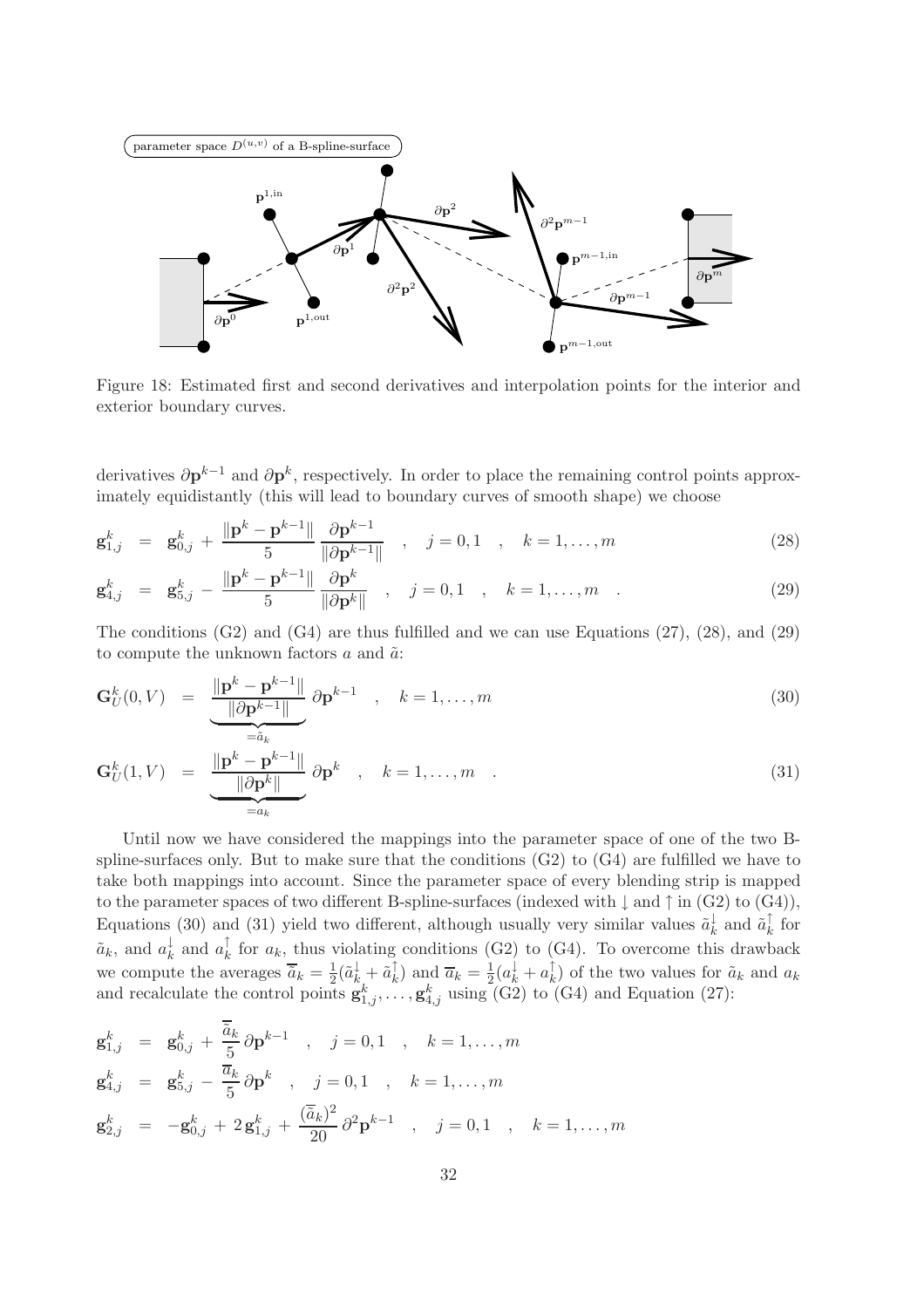Figure 18: Estimated first and second derivatives and interpolation points for the interior and exterior boundary curves.

derivatives $\partial\mathbf{p}^{k-1}$ and $\partial\mathbf{p}^k$, respectively. In order to place the remaining control points approximately equidistantly (this will lead to boundary curves of smooth shape) we choose

$$\mathbf{g}_{1,j}^k = \mathbf{g}_{0,j}^k + \frac{\|\mathbf{p}^k - \mathbf{p}^{k-1}\|}{5} \frac{\partial\mathbf{p}^{k-1}}{\|\partial\mathbf{p}^{k-1}\|} \quad , \quad j = 0,1 \quad , \quad k = 1,\ldots,m \tag{28}$$

$$\mathbf{g}_{4,j}^k = \mathbf{g}_{5,j}^k - \frac{\|\mathbf{p}^k - \mathbf{p}^{k-1}\|}{5} \frac{\partial\mathbf{p}^{k}}{\|\partial\mathbf{p}^{k}\|} \quad , \quad j = 0,1 \quad , \quad k = 1,\ldots,m \quad . \tag{29}$$

The conditions (G2) and (G4) are thus fulfilled and we can use Equations (27), (28), and (29) to compute the unknown factors $a$ and $\tilde{a}$:

$$\mathbf{G}_U^k(0,V) = \underbrace{\frac{\|\mathbf{p}^k - \mathbf{p}^{k-1}\|}{\|\partial\mathbf{p}^{k-1}\|}}_{=\tilde{a}_k} \partial\mathbf{p}^{k-1} \quad , \quad k = 1,\ldots,m \tag{30}$$

$$\mathbf{G}_U^k(1,V) = \underbrace{\frac{\|\mathbf{p}^k - \mathbf{p}^{k-1}\|}{\|\partial\mathbf{p}^{k}\|}}_{=a_k} \partial\mathbf{p}^{k} \quad , \quad k = 1,\ldots,m \quad . \tag{31}$$

Until now we have considered the mappings into the parameter space of one of the two B-spline-surfaces only. But to make sure that the conditions (G2) to (G4) are fulfilled we have to take both mappings into account. Since the parameter space of every blending strip is mapped to the parameter spaces of two different B-spline-surfaces (indexed with $\downarrow$ and $\uparrow$ in (G2) to (G4)), Equations (30) and (31) yield two different, although usually very similar values $\tilde{a}_k^{\downarrow}$ and $\tilde{a}_k^{\uparrow}$ for $\tilde{a}_k$, and $a_k^{\downarrow}$ and $a_k^{\uparrow}$ for $a_k$, thus violating conditions (G2) to (G4). To overcome this drawback we compute the averages $\overline{\tilde{a}}_k = \frac{1}{2}(\tilde{a}_k^{\downarrow} + \tilde{a}_k^{\uparrow})$ and $\overline{a}_k = \frac{1}{2}(a_k^{\downarrow} + a_k^{\uparrow})$ of the two values for $\tilde{a}_k$ and $a_k$ and recalculate the control points $\mathbf{g}_{1,j}^k, \ldots, \mathbf{g}_{4,j}^k$ using (G2) to (G4) and Equation (27):

$$\begin{aligned}
\mathbf{g}_{1,j}^k &= \mathbf{g}_{0,j}^k + \frac{\overline{\tilde{a}}_k}{5}\,\partial\mathbf{p}^{k-1} \quad , \quad j = 0,1 \quad , \quad k = 1,\ldots,m \\
\mathbf{g}_{4,j}^k &= \mathbf{g}_{5,j}^k - \frac{\overline{a}_k}{5}\,\partial\mathbf{p}^{k} \quad , \quad j = 0,1 \quad , \quad k = 1,\ldots,m \\
\mathbf{g}_{2,j}^k &= -\mathbf{g}_{0,j}^k + 2\,\mathbf{g}_{1,j}^k + \frac{(\overline{\tilde{a}}_k)^2}{20}\,\partial^2\mathbf{p}^{k-1} \quad , \quad j = 0,1 \quad , \quad k = 1,\ldots,m
\end{aligned}$$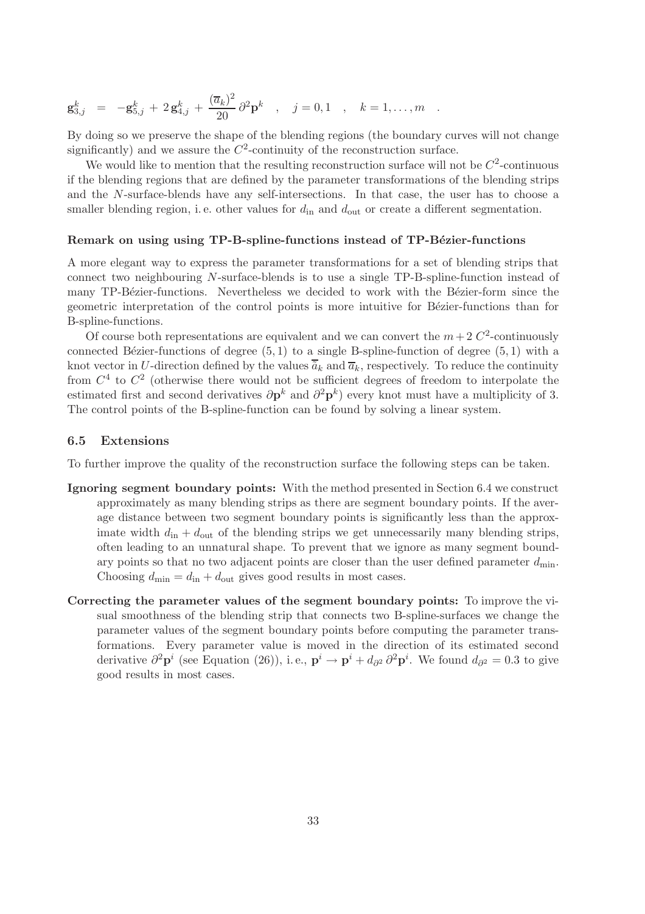$$\mathbf{g}_{3,j}^{k} \;\;=\;\; -\mathbf{g}_{5,j}^{k} \,+\, 2\,\mathbf{g}_{4,j}^{k} \,+\, \frac{(\overline{a}_k)^2}{20}\,\partial^2\mathbf{p}^k \quad , \quad j = 0,1 \quad , \quad k = 1,\ldots,m \quad .$$

By doing so we preserve the shape of the blending regions (the boundary curves will not change significantly) and we assure the $C^2$-continuity of the reconstruction surface.

We would like to mention that the resulting reconstruction surface will not be $C^2$-continuous if the blending regions that are defined by the parameter transformations of the blending strips and the $N$-surface-blends have any self-intersections. In that case, the user has to choose a smaller blending region, i. e. other values for $d_{\text{in}}$ and $d_{\text{out}}$ or create a different segmentation.

#### Remark on using using TP-B-spline-functions instead of TP-Bézier-functions

A more elegant way to express the parameter transformations for a set of blending strips that connect two neighbouring $N$-surface-blends is to use a single TP-B-spline-function instead of many TP-Bézier-functions. Nevertheless we decided to work with the Bézier-form since the geometric interpretation of the control points is more intuitive for Bézier-functions than for B-spline-functions.

Of course both representations are equivalent and we can convert the $m+2$ $C^2$-continuously connected Bézier-functions of degree $(5,1)$ to a single B-spline-function of degree $(5,1)$ with a knot vector in $U$-direction defined by the values $\overline{\overline{a}}_k$ and $\overline{a}_k$, respectively. To reduce the continuity from $C^4$ to $C^2$ (otherwise there would not be sufficient degrees of freedom to interpolate the estimated first and second derivatives $\partial\mathbf{p}^k$ and $\partial^2\mathbf{p}^k$) every knot must have a multiplicity of 3. The control points of the B-spline-function can be found by solving a linear system.

### 6.5 Extensions

To further improve the quality of the reconstruction surface the following steps can be taken.

**Ignoring segment boundary points:** With the method presented in Section 6.4 we construct approximately as many blending strips as there are segment boundary points. If the average distance between two segment boundary points is significantly less than the approximate width $d_{\text{in}} + d_{\text{out}}$ of the blending strips we get unnecessarily many blending strips, often leading to an unnatural shape. To prevent that we ignore as many segment boundary points so that no two adjacent points are closer than the user defined parameter $d_{\min}$. Choosing $d_{\min} = d_{\text{in}} + d_{\text{out}}$ gives good results in most cases.

**Correcting the parameter values of the segment boundary points:** To improve the visual smoothness of the blending strip that connects two B-spline-surfaces we change the parameter values of the segment boundary points before computing the parameter transformations. Every parameter value is moved in the direction of its estimated second derivative $\partial^2\mathbf{p}^i$ (see Equation (26)), i. e., $\mathbf{p}^i \rightarrow \mathbf{p}^i + d_{\partial^2}\,\partial^2\mathbf{p}^i$. We found $d_{\partial^2} = 0.3$ to give good results in most cases.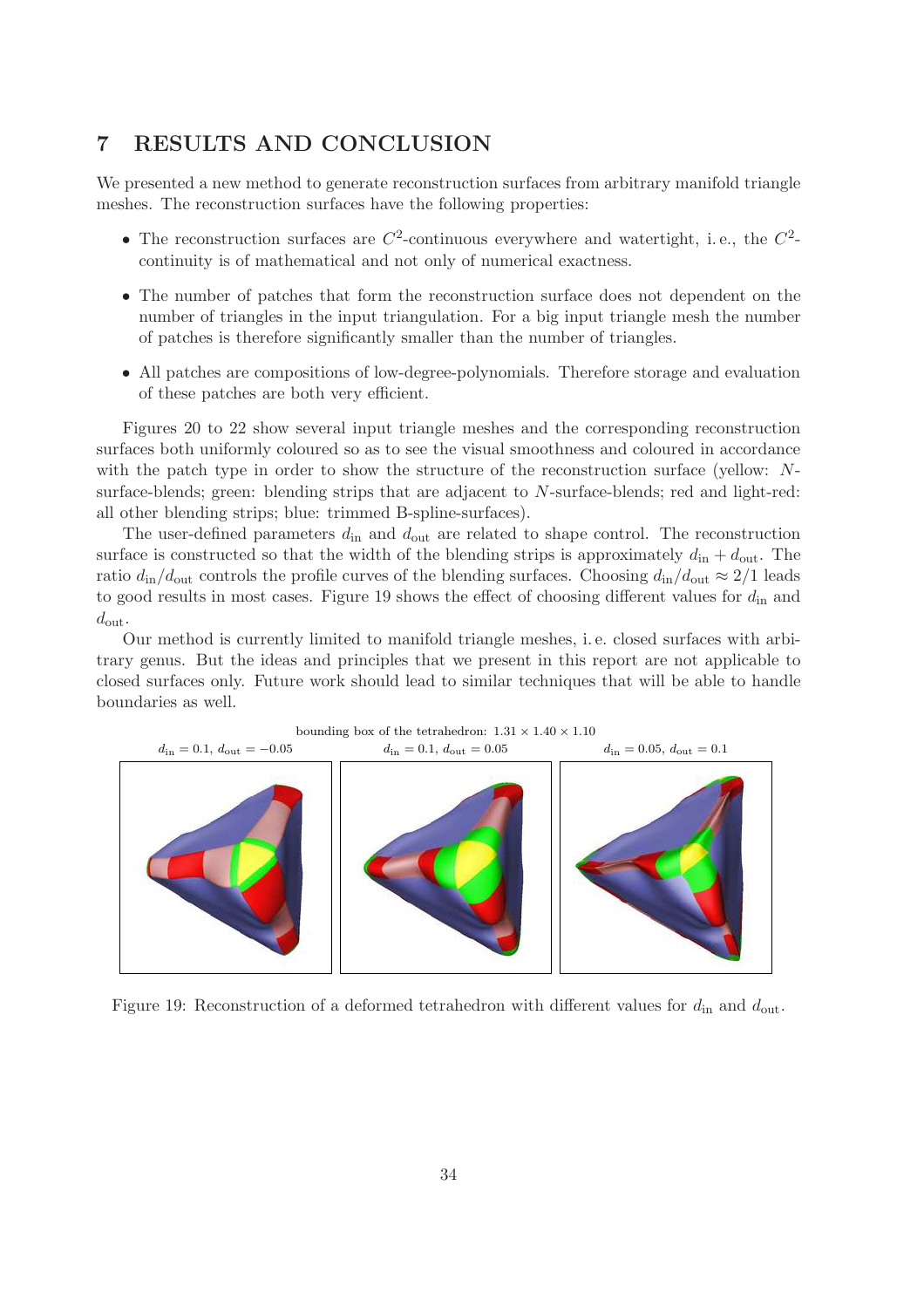## 7 RESULTS AND CONCLUSION

We presented a new method to generate reconstruction surfaces from arbitrary manifold triangle meshes. The reconstruction surfaces have the following properties:

- The reconstruction surfaces are $C^2$-continuous everywhere and watertight, i. e., the $C^2$-continuity is of mathematical and not only of numerical exactness.
- The number of patches that form the reconstruction surface does not dependent on the number of triangles in the input triangulation. For a big input triangle mesh the number of patches is therefore significantly smaller than the number of triangles.
- All patches are compositions of low-degree-polynomials. Therefore storage and evaluation of these patches are both very efficient.

Figures 20 to 22 show several input triangle meshes and the corresponding reconstruction surfaces both uniformly coloured so as to see the visual smoothness and coloured in accordance with the patch type in order to show the structure of the reconstruction surface (yellow: $N$-surface-blends; green: blending strips that are adjacent to $N$-surface-blends; red and light-red: all other blending strips; blue: trimmed B-spline-surfaces).

The user-defined parameters $d_{\text{in}}$ and $d_{\text{out}}$ are related to shape control. The reconstruction surface is constructed so that the width of the blending strips is approximately $d_{\text{in}} + d_{\text{out}}$. The ratio $d_{\text{in}}/d_{\text{out}}$ controls the profile curves of the blending surfaces. Choosing $d_{\text{in}}/d_{\text{out}} \approx 2/1$ leads to good results in most cases. Figure 19 shows the effect of choosing different values for $d_{\text{in}}$ and $d_{\text{out}}$.

Our method is currently limited to manifold triangle meshes, i. e. closed surfaces with arbitrary genus. But the ideas and principles that we present in this report are not applicable to closed surfaces only. Future work should lead to similar techniques that will be able to handle boundaries as well.

bounding box of the tetrahedron: $1.31 \times 1.40 \times 1.10$

$d_{\text{in}} = 0.1$, $d_{\text{out}} = -0.05$ | $d_{\text{in}} = 0.1$, $d_{\text{out}} = 0.05$ | $d_{\text{in}} = 0.05$, $d_{\text{out}} = 0.1$

Figure 19: Reconstruction of a deformed tetrahedron with different values for $d_{\text{in}}$ and $d_{\text{out}}$.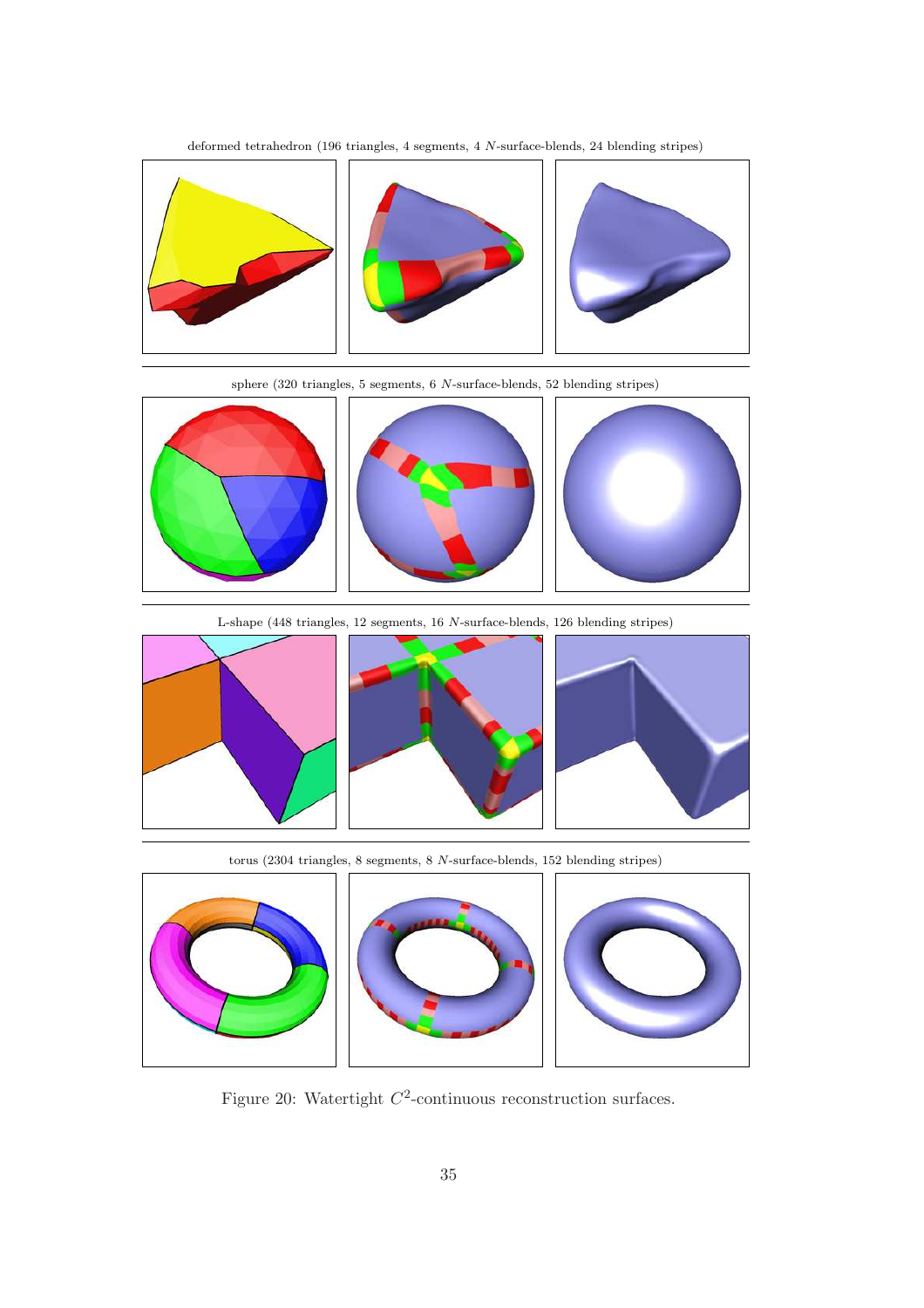deformed tetrahedron (196 triangles, 4 segments, 4 $N$-surface-blends, 24 blending stripes)

sphere (320 triangles, 5 segments, 6 $N$-surface-blends, 52 blending stripes)

L-shape (448 triangles, 12 segments, 16 $N$-surface-blends, 126 blending stripes)

torus (2304 triangles, 8 segments, 8 $N$-surface-blends, 152 blending stripes)

Figure 20: Watertight $C^2$-continuous reconstruction surfaces.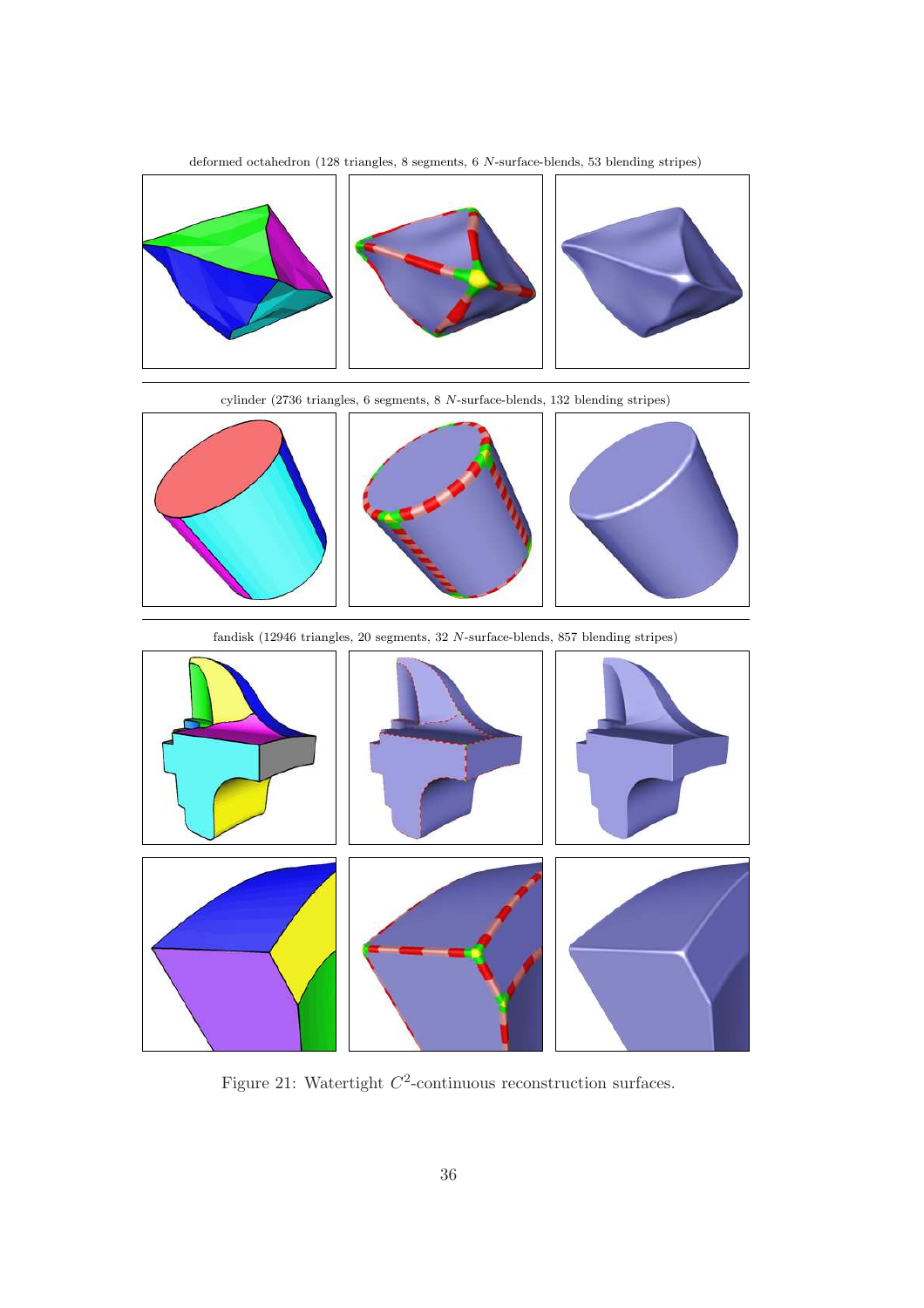deformed octahedron (128 triangles, 8 segments, 6 $N$-surface-blends, 53 blending stripes)

cylinder (2736 triangles, 6 segments, 8 $N$-surface-blends, 132 blending stripes)

fandisk (12946 triangles, 20 segments, 32 $N$-surface-blends, 857 blending stripes)

Figure 21: Watertight $C^2$-continuous reconstruction surfaces.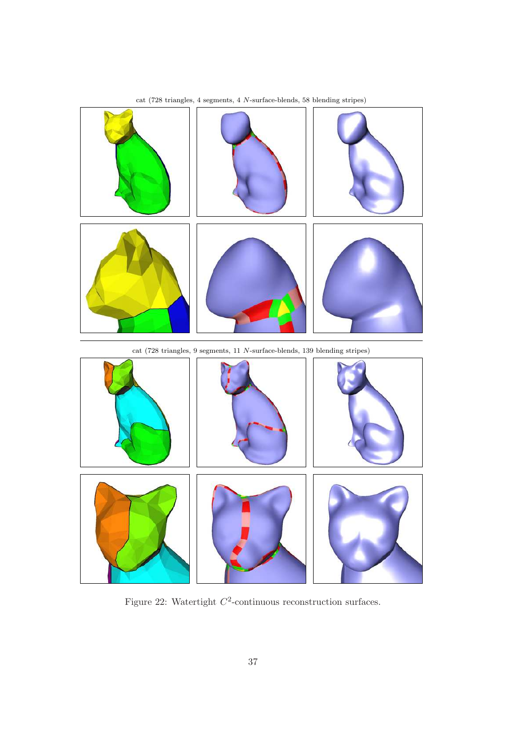cat (728 triangles, 4 segments, 4 $N$-surface-blends, 58 blending stripes)

cat (728 triangles, 9 segments, 11 $N$-surface-blends, 139 blending stripes)

Figure 22: Watertight $C^2$-continuous reconstruction surfaces.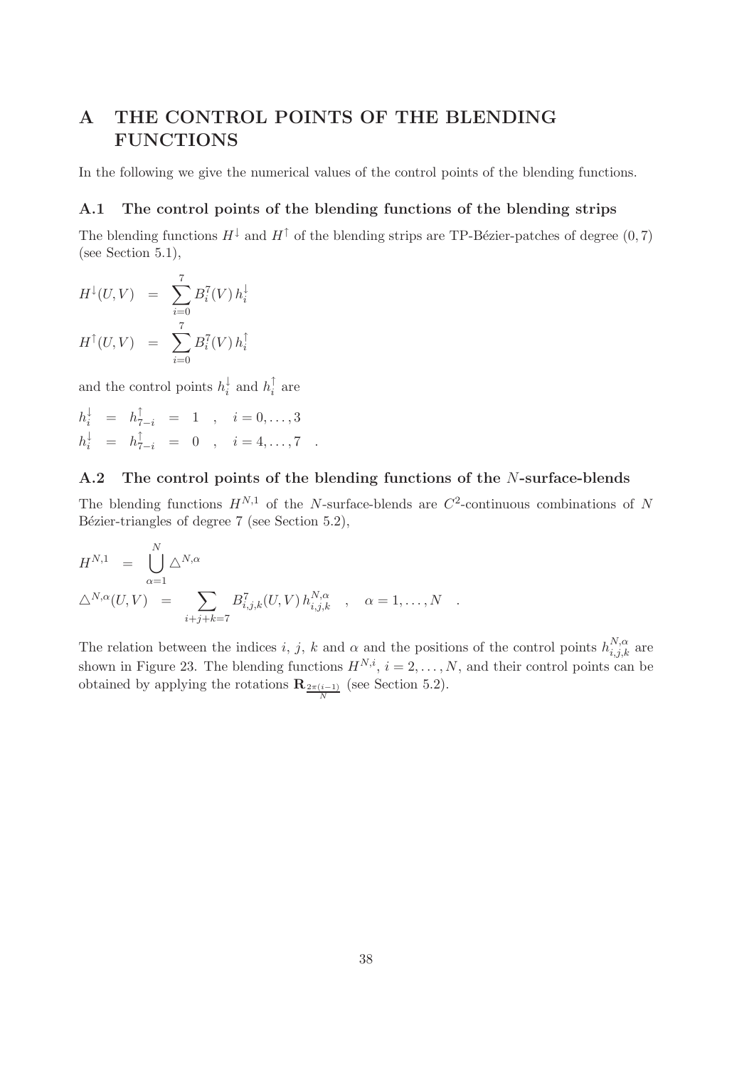# A THE CONTROL POINTS OF THE BLENDING FUNCTIONS

In the following we give the numerical values of the control points of the blending functions.

## A.1 The control points of the blending functions of the blending strips

The blending functions $H^{\downarrow}$ and $H^{\uparrow}$ of the blending strips are TP-Bézier-patches of degree $(0, 7)$ (see Section 5.1),

$$
\begin{aligned}
H^{\downarrow}(U,V) &= \sum_{i=0}^{7} B_i^7(V)\, h_i^{\downarrow} \\
H^{\uparrow}(U,V) &= \sum_{i=0}^{7} B_i^7(V)\, h_i^{\uparrow}
\end{aligned}
$$

and the control points $h_i^{\downarrow}$ and $h_i^{\uparrow}$ are

$$
\begin{aligned}
h_i^{\downarrow} &= h_{7-i}^{\uparrow} = 1 \quad , \quad i = 0, \ldots, 3 \\
h_i^{\downarrow} &= h_{7-i}^{\uparrow} = 0 \quad , \quad i = 4, \ldots, 7 \quad .
\end{aligned}
$$

## A.2 The control points of the blending functions of the $N$-surface-blends

The blending functions $H^{N,1}$ of the $N$-surface-blends are $C^2$-continuous combinations of $N$ Bézier-triangles of degree 7 (see Section 5.2),

$$
\begin{aligned}
H^{N,1} &= \bigcup_{\alpha=1}^{N} \triangle^{N,\alpha} \\
\triangle^{N,\alpha}(U,V) &= \sum_{i+j+k=7} B_{i,j,k}^7(U,V)\, h_{i,j,k}^{N,\alpha} \quad , \quad \alpha = 1, \ldots, N \quad .
\end{aligned}
$$

The relation between the indices $i$, $j$, $k$ and $\alpha$ and the positions of the control points $h_{i,j,k}^{N,\alpha}$ are shown in Figure 23. The blending functions $H^{N,i}$, $i = 2, \ldots, N$, and their control points can be obtained by applying the rotations $\mathbf{R}_{\frac{2\pi(i-1)}{N}}$ (see Section 5.2).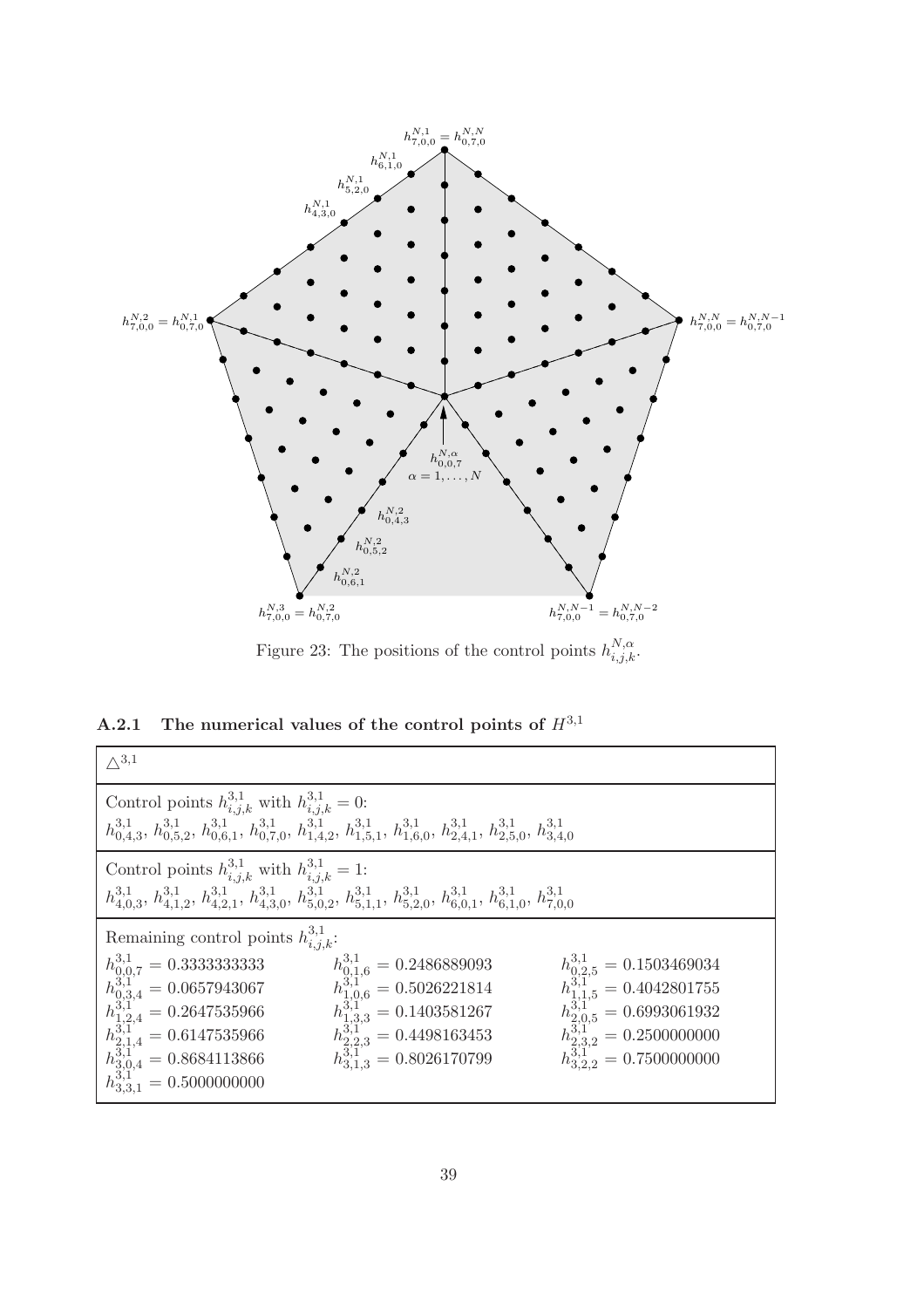Figure 23: The positions of the control points $h^{N,\alpha}_{i,j,k}$.

### A.2.1 The numerical values of the control points of $H^{3,1}$

| $\triangle^{3,1}$ | | |
|---|---|---|
| Control points $h^{3,1}_{i,j,k}$ with $h^{3,1}_{i,j,k} = 0$: $h^{3,1}_{0,4,3}$, $h^{3,1}_{0,5,2}$, $h^{3,1}_{0,6,1}$, $h^{3,1}_{0,7,0}$, $h^{3,1}_{1,4,2}$, $h^{3,1}_{1,5,1}$, $h^{3,1}_{1,6,0}$, $h^{3,1}_{2,4,1}$, $h^{3,1}_{2,5,0}$, $h^{3,1}_{3,4,0}$ | | |
| Control points $h^{3,1}_{i,j,k}$ with $h^{3,1}_{i,j,k} = 1$: $h^{3,1}_{4,0,3}$, $h^{3,1}_{4,1,2}$, $h^{3,1}_{4,2,1}$, $h^{3,1}_{4,3,0}$, $h^{3,1}_{5,0,2}$, $h^{3,1}_{5,1,1}$, $h^{3,1}_{5,2,0}$, $h^{3,1}_{6,0,1}$, $h^{3,1}_{6,1,0}$, $h^{3,1}_{7,0,0}$ | | |
| Remaining control points $h^{3,1}_{i,j,k}$: | | |
| $h^{3,1}_{0,0,7} = 0.3333333333$ | $h^{3,1}_{0,1,6} = 0.2486889093$ | $h^{3,1}_{0,2,5} = 0.1503469034$ |
| $h^{3,1}_{0,3,4} = 0.0657943067$ | $h^{3,1}_{1,0,6} = 0.5026221814$ | $h^{3,1}_{1,1,5} = 0.4042801755$ |
| $h^{3,1}_{1,2,4} = 0.2647535966$ | $h^{3,1}_{1,3,3} = 0.1403581267$ | $h^{3,1}_{2,0,5} = 0.6993061932$ |
| $h^{3,1}_{2,1,4} = 0.6147535966$ | $h^{3,1}_{2,2,3} = 0.4498163453$ | $h^{3,1}_{2,3,2} = 0.2500000000$ |
| $h^{3,1}_{3,0,4} = 0.8684113866$ | $h^{3,1}_{3,1,3} = 0.8026170799$ | $h^{3,1}_{3,2,2} = 0.7500000000$ |
| $h^{3,1}_{3,3,1} = 0.5000000000$ | | |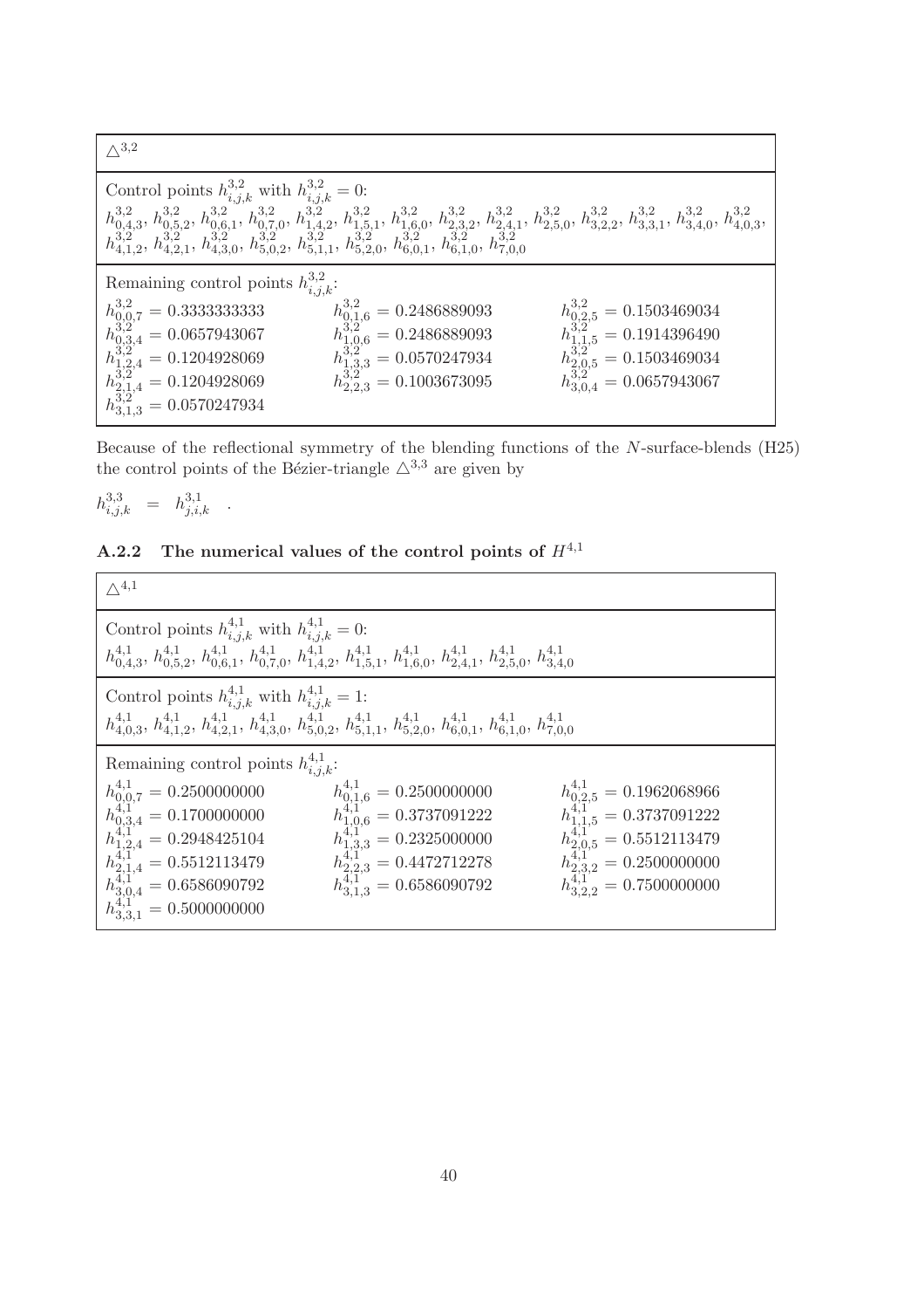| $\triangle^{3,2}$ | | |
|---|---|---|
| Control points $h^{3,2}_{i,j,k}$ with $h^{3,2}_{i,j,k} = 0$: | | |
| $h^{3,2}_{0,4,3}$, $h^{3,2}_{0,5,2}$, $h^{3,2}_{0,6,1}$, $h^{3,2}_{0,7,0}$, $h^{3,2}_{1,4,2}$, $h^{3,2}_{1,5,1}$, $h^{3,2}_{1,6,0}$, $h^{3,2}_{2,3,2}$, $h^{3,2}_{2,4,1}$, $h^{3,2}_{2,5,0}$, $h^{3,2}_{3,2,2}$, $h^{3,2}_{3,3,1}$, $h^{3,2}_{3,4,0}$, $h^{3,2}_{4,0,3}$, $h^{3,2}_{4,1,2}$, $h^{3,2}_{4,2,1}$, $h^{3,2}_{4,3,0}$, $h^{3,2}_{5,0,2}$, $h^{3,2}_{5,1,1}$, $h^{3,2}_{5,2,0}$, $h^{3,2}_{6,0,1}$, $h^{3,2}_{6,1,0}$, $h^{3,2}_{7,0,0}$ | | |
| Remaining control points $h^{3,2}_{i,j,k}$: | | |
| $h^{3,2}_{0,0,7} = 0.3333333333$ | $h^{3,2}_{0,1,6} = 0.2486889093$ | $h^{3,2}_{0,2,5} = 0.1503469034$ |
| $h^{3,2}_{0,3,4} = 0.0657943067$ | $h^{3,2}_{1,0,6} = 0.2486889093$ | $h^{3,2}_{1,1,5} = 0.1914396490$ |
| $h^{3,2}_{1,2,4} = 0.1204928069$ | $h^{3,2}_{1,3,3} = 0.0570247934$ | $h^{3,2}_{2,0,5} = 0.1503469034$ |
| $h^{3,2}_{2,1,4} = 0.1204928069$ | $h^{3,2}_{2,2,3} = 0.1003673095$ | $h^{3,2}_{3,0,4} = 0.0657943067$ |
| $h^{3,2}_{3,1,3} = 0.0570247934$ | | |

Because of the reflectional symmetry of the blending functions of the $N$-surface-blends (H25) the control points of the Bézier-triangle $\triangle^{3,3}$ are given by

$$h^{3,3}_{i,j,k} \quad = \quad h^{3,1}_{j,i,k} \quad .$$

### A.2.2 The numerical values of the control points of $H^{4,1}$

| $\triangle^{4,1}$ | | |
|---|---|---|
| Control points $h^{4,1}_{i,j,k}$ with $h^{4,1}_{i,j,k} = 0$: | | |
| $h^{4,1}_{0,4,3}$, $h^{4,1}_{0,5,2}$, $h^{4,1}_{0,6,1}$, $h^{4,1}_{0,7,0}$, $h^{4,1}_{1,4,2}$, $h^{4,1}_{1,5,1}$, $h^{4,1}_{1,6,0}$, $h^{4,1}_{2,4,1}$, $h^{4,1}_{2,5,0}$, $h^{4,1}_{3,4,0}$ | | |
| Control points $h^{4,1}_{i,j,k}$ with $h^{4,1}_{i,j,k} = 1$: | | |
| $h^{4,1}_{4,0,3}$, $h^{4,1}_{4,1,2}$, $h^{4,1}_{4,2,1}$, $h^{4,1}_{4,3,0}$, $h^{4,1}_{5,0,2}$, $h^{4,1}_{5,1,1}$, $h^{4,1}_{5,2,0}$, $h^{4,1}_{6,0,1}$, $h^{4,1}_{6,1,0}$, $h^{4,1}_{7,0,0}$ | | |
| Remaining control points $h^{4,1}_{i,j,k}$: | | |
| $h^{4,1}_{0,0,7} = 0.2500000000$ | $h^{4,1}_{0,1,6} = 0.2500000000$ | $h^{4,1}_{0,2,5} = 0.1962068966$ |
| $h^{4,1}_{0,3,4} = 0.1700000000$ | $h^{4,1}_{1,0,6} = 0.3737091222$ | $h^{4,1}_{1,1,5} = 0.3737091222$ |
| $h^{4,1}_{1,2,4} = 0.2948425104$ | $h^{4,1}_{1,3,3} = 0.2325000000$ | $h^{4,1}_{2,0,5} = 0.5512113479$ |
| $h^{4,1}_{2,1,4} = 0.5512113479$ | $h^{4,1}_{2,2,3} = 0.4472712278$ | $h^{4,1}_{2,3,2} = 0.2500000000$ |
| $h^{4,1}_{3,0,4} = 0.6586090792$ | $h^{4,1}_{3,1,3} = 0.6586090792$ | $h^{4,1}_{3,2,2} = 0.7500000000$ |
| $h^{4,1}_{3,3,1} = 0.5000000000$ | | |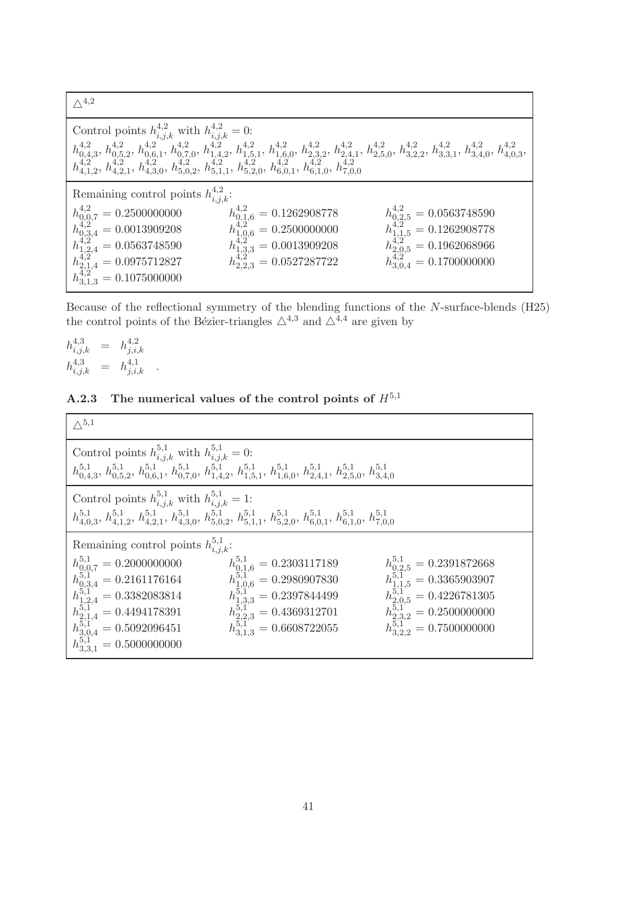| $\triangle^{4,2}$ | | |
|---|---|---|
| Control points $h^{4,2}_{i,j,k}$ with $h^{4,2}_{i,j,k} = 0$: $h^{4,2}_{0,4,3}$, $h^{4,2}_{0,5,2}$, $h^{4,2}_{0,6,1}$, $h^{4,2}_{0,7,0}$, $h^{4,2}_{1,4,2}$, $h^{4,2}_{1,5,1}$, $h^{4,2}_{1,6,0}$, $h^{4,2}_{2,3,2}$, $h^{4,2}_{2,4,1}$, $h^{4,2}_{2,5,0}$, $h^{4,2}_{3,2,2}$, $h^{4,2}_{3,3,1}$, $h^{4,2}_{3,4,0}$, $h^{4,2}_{4,0,3}$, $h^{4,2}_{4,1,2}$, $h^{4,2}_{4,2,1}$, $h^{4,2}_{4,3,0}$, $h^{4,2}_{5,0,2}$, $h^{4,2}_{5,1,1}$, $h^{4,2}_{5,2,0}$, $h^{4,2}_{6,0,1}$, $h^{4,2}_{6,1,0}$, $h^{4,2}_{7,0,0}$ | | |
| Remaining control points $h^{4,2}_{i,j,k}$: | | |
| $h^{4,2}_{0,0,7} = 0.2500000000$ | $h^{4,2}_{0,1,6} = 0.1262908778$ | $h^{4,2}_{0,2,5} = 0.0563748590$ |
| $h^{4,2}_{0,3,4} = 0.0013909208$ | $h^{4,2}_{1,0,6} = 0.2500000000$ | $h^{4,2}_{1,1,5} = 0.1262908778$ |
| $h^{4,2}_{1,2,4} = 0.0563748590$ | $h^{4,2}_{1,3,3} = 0.0013909208$ | $h^{4,2}_{2,0,5} = 0.1962068966$ |
| $h^{4,2}_{2,1,4} = 0.0975712827$ | $h^{4,2}_{2,2,3} = 0.0527287722$ | $h^{4,2}_{3,0,4} = 0.1700000000$ |
| $h^{4,2}_{3,1,3} = 0.1075000000$ | | |

Because of the reflectional symmetry of the blending functions of the $N$-surface-blends (H25) the control points of the Bézier-triangles $\triangle^{4,3}$ and $\triangle^{4,4}$ are given by

$$
\begin{aligned}
h^{4,3}_{i,j,k} &= h^{4,2}_{j,i,k} \\
h^{4,3}_{i,j,k} &= h^{4,1}_{j,i,k} \quad .
\end{aligned}
$$

### A.2.3 The numerical values of the control points of $H^{5,1}$

| $\triangle^{5,1}$ | | |
|---|---|---|
| Control points $h^{5,1}_{i,j,k}$ with $h^{5,1}_{i,j,k} = 0$: $h^{5,1}_{0,4,3}$, $h^{5,1}_{0,5,2}$, $h^{5,1}_{0,6,1}$, $h^{5,1}_{0,7,0}$, $h^{5,1}_{1,4,2}$, $h^{5,1}_{1,5,1}$, $h^{5,1}_{1,6,0}$, $h^{5,1}_{2,4,1}$, $h^{5,1}_{2,5,0}$, $h^{5,1}_{3,4,0}$ | | |
| Control points $h^{5,1}_{i,j,k}$ with $h^{5,1}_{i,j,k} = 1$: $h^{5,1}_{4,0,3}$, $h^{5,1}_{4,1,2}$, $h^{5,1}_{4,2,1}$, $h^{5,1}_{4,3,0}$, $h^{5,1}_{5,0,2}$, $h^{5,1}_{5,1,1}$, $h^{5,1}_{5,2,0}$, $h^{5,1}_{6,0,1}$, $h^{5,1}_{6,1,0}$, $h^{5,1}_{7,0,0}$ | | |
| Remaining control points $h^{5,1}_{i,j,k}$: | | |
| $h^{5,1}_{0,0,7} = 0.2000000000$ | $h^{5,1}_{0,1,6} = 0.2303117189$ | $h^{5,1}_{0,2,5} = 0.2391872668$ |
| $h^{5,1}_{0,3,4} = 0.2161176164$ | $h^{5,1}_{1,0,6} = 0.2980907830$ | $h^{5,1}_{1,1,5} = 0.3365903907$ |
| $h^{5,1}_{1,2,4} = 0.3382083814$ | $h^{5,1}_{1,3,3} = 0.2397844499$ | $h^{5,1}_{2,0,5} = 0.4226781305$ |
| $h^{5,1}_{2,1,4} = 0.4494178391$ | $h^{5,1}_{2,2,3} = 0.4369312701$ | $h^{5,1}_{2,3,2} = 0.2500000000$ |
| $h^{5,1}_{3,0,4} = 0.5092096451$ | $h^{5,1}_{3,1,3} = 0.6608722055$ | $h^{5,1}_{3,2,2} = 0.7500000000$ |
| $h^{5,1}_{3,3,1} = 0.5000000000$ | | |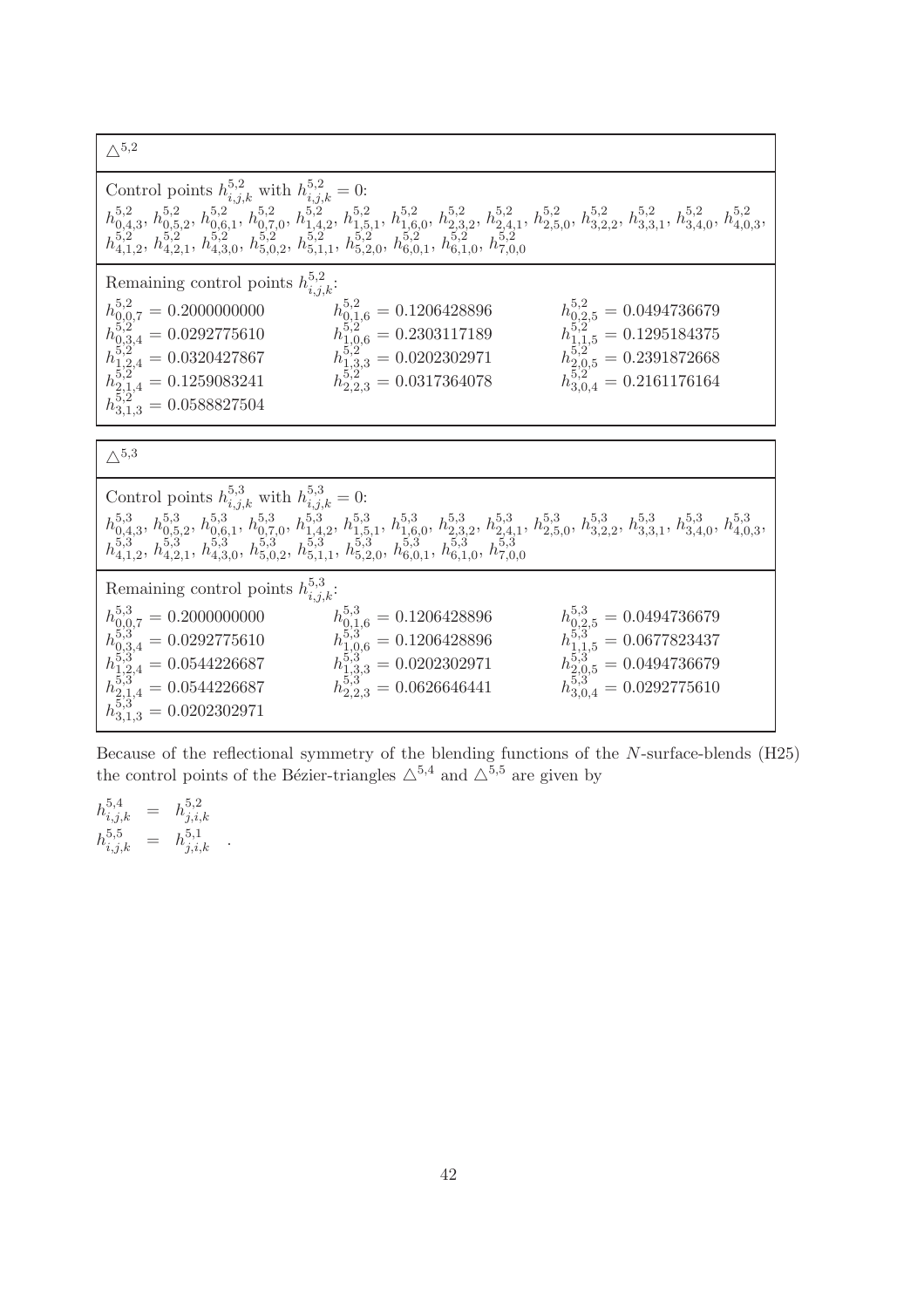$\triangle^{5,2}$

Control points $h^{5,2}_{i,j,k}$ with $h^{5,2}_{i,j,k} = 0$:
$h^{5,2}_{0,4,3}$, $h^{5,2}_{0,5,2}$, $h^{5,2}_{0,6,1}$, $h^{5,2}_{0,7,0}$, $h^{5,2}_{1,4,2}$, $h^{5,2}_{1,5,1}$, $h^{5,2}_{1,6,0}$, $h^{5,2}_{2,3,2}$, $h^{5,2}_{2,4,1}$, $h^{5,2}_{2,5,0}$, $h^{5,2}_{3,2,2}$, $h^{5,2}_{3,3,1}$, $h^{5,2}_{3,4,0}$, $h^{5,2}_{4,0,3}$, $h^{5,2}_{4,1,2}$, $h^{5,2}_{4,2,1}$, $h^{5,2}_{4,3,0}$, $h^{5,2}_{5,0,2}$, $h^{5,2}_{5,1,1}$, $h^{5,2}_{5,2,0}$, $h^{5,2}_{6,0,1}$, $h^{5,2}_{6,1,0}$, $h^{5,2}_{7,0,0}$

Remaining control points $h^{5,2}_{i,j,k}$:

| | | |
|---|---|---|
| $h^{5,2}_{0,0,7} = 0.2000000000$ | $h^{5,2}_{0,1,6} = 0.1206428896$ | $h^{5,2}_{0,2,5} = 0.0494736679$ |
| $h^{5,2}_{0,3,4} = 0.0292775610$ | $h^{5,2}_{1,0,6} = 0.2303117189$ | $h^{5,2}_{1,1,5} = 0.1295184375$ |
| $h^{5,2}_{1,2,4} = 0.0320427867$ | $h^{5,2}_{1,3,3} = 0.0202302971$ | $h^{5,2}_{2,0,5} = 0.2391872668$ |
| $h^{5,2}_{2,1,4} = 0.1259083241$ | $h^{5,2}_{2,2,3} = 0.0317364078$ | $h^{5,2}_{3,0,4} = 0.2161176164$ |
| $h^{5,2}_{3,1,3} = 0.0588827504$ | | |

$\triangle^{5,3}$

Control points $h^{5,3}_{i,j,k}$ with $h^{5,3}_{i,j,k} = 0$:
$h^{5,3}_{0,4,3}$, $h^{5,3}_{0,5,2}$, $h^{5,3}_{0,6,1}$, $h^{5,3}_{0,7,0}$, $h^{5,3}_{1,4,2}$, $h^{5,3}_{1,5,1}$, $h^{5,3}_{1,6,0}$, $h^{5,3}_{2,3,2}$, $h^{5,3}_{2,4,1}$, $h^{5,3}_{2,5,0}$, $h^{5,3}_{3,2,2}$, $h^{5,3}_{3,3,1}$, $h^{5,3}_{3,4,0}$, $h^{5,3}_{4,0,3}$, $h^{5,3}_{4,1,2}$, $h^{5,3}_{4,2,1}$, $h^{5,3}_{4,3,0}$, $h^{5,3}_{5,0,2}$, $h^{5,3}_{5,1,1}$, $h^{5,3}_{5,2,0}$, $h^{5,3}_{6,0,1}$, $h^{5,3}_{6,1,0}$, $h^{5,3}_{7,0,0}$

Remaining control points $h^{5,3}_{i,j,k}$:

| | | |
|---|---|---|
| $h^{5,3}_{0,0,7} = 0.2000000000$ | $h^{5,3}_{0,1,6} = 0.1206428896$ | $h^{5,3}_{0,2,5} = 0.0494736679$ |
| $h^{5,3}_{0,3,4} = 0.0292775610$ | $h^{5,3}_{1,0,6} = 0.1206428896$ | $h^{5,3}_{1,1,5} = 0.0677823437$ |
| $h^{5,3}_{1,2,4} = 0.0544226687$ | $h^{5,3}_{1,3,3} = 0.0202302971$ | $h^{5,3}_{2,0,5} = 0.0494736679$ |
| $h^{5,3}_{2,1,4} = 0.0544226687$ | $h^{5,3}_{2,2,3} = 0.0626646441$ | $h^{5,3}_{3,0,4} = 0.0292775610$ |
| $h^{5,3}_{3,1,3} = 0.0202302971$ | | |

Because of the reflectional symmetry of the blending functions of the $N$-surface-blends (H25) the control points of the Bézier-triangles $\triangle^{5,4}$ and $\triangle^{5,5}$ are given by

$$
\begin{aligned}
h^{5,4}_{i,j,k} &= h^{5,2}_{j,i,k} \\
h^{5,5}_{i,j,k} &= h^{5,1}_{j,i,k} \quad .
\end{aligned}
$$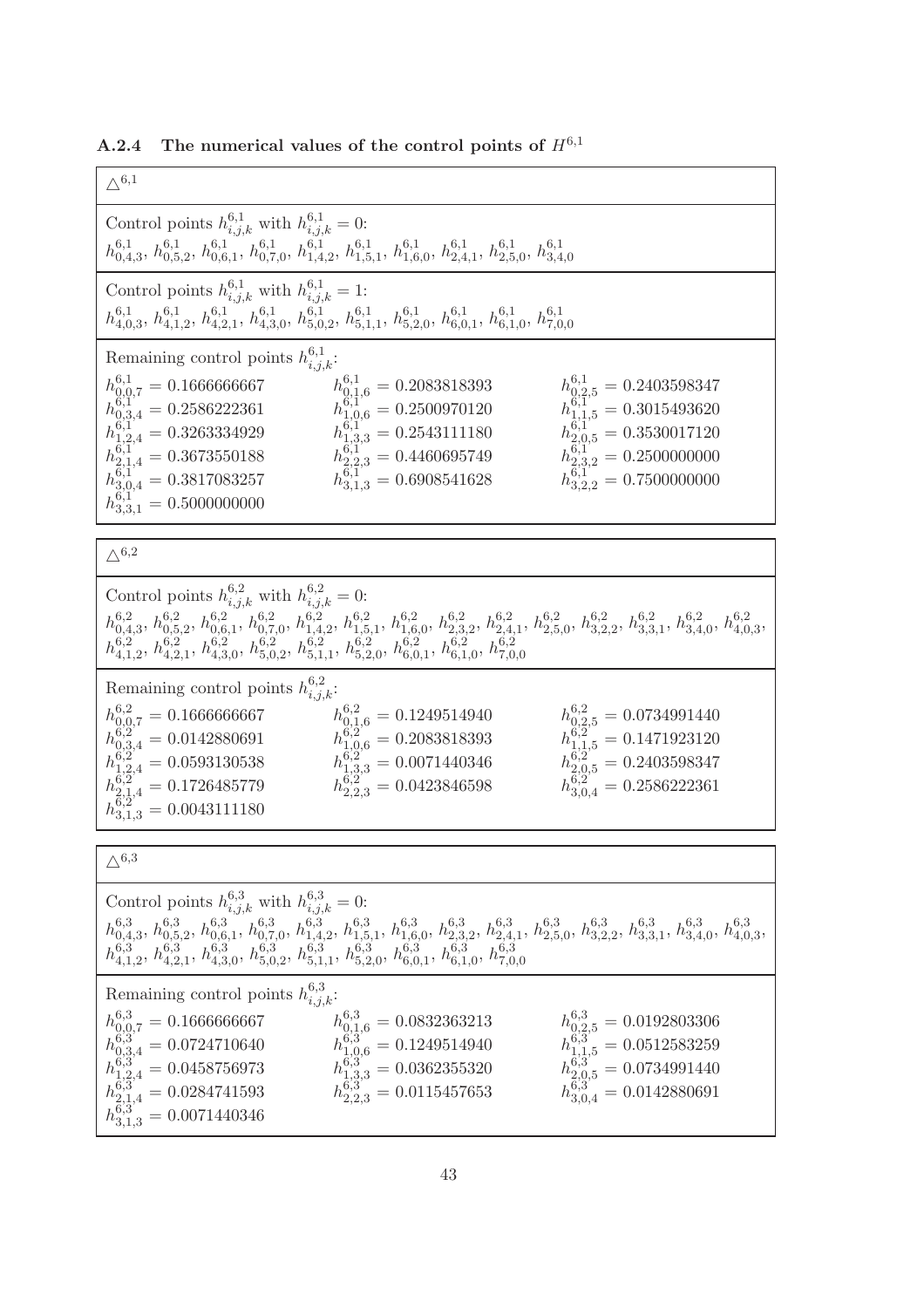### A.2.4 The numerical values of the control points of $H^{6,1}$

**$\triangle^{6,1}$**

Control points $h^{6,1}_{i,j,k}$ with $h^{6,1}_{i,j,k} = 0$:
$h^{6,1}_{0,4,3}$, $h^{6,1}_{0,5,2}$, $h^{6,1}_{0,6,1}$, $h^{6,1}_{0,7,0}$, $h^{6,1}_{1,4,2}$, $h^{6,1}_{1,5,1}$, $h^{6,1}_{1,6,0}$, $h^{6,1}_{2,4,1}$, $h^{6,1}_{2,5,0}$, $h^{6,1}_{3,4,0}$

Control points $h^{6,1}_{i,j,k}$ with $h^{6,1}_{i,j,k} = 1$:
$h^{6,1}_{4,0,3}$, $h^{6,1}_{4,1,2}$, $h^{6,1}_{4,2,1}$, $h^{6,1}_{4,3,0}$, $h^{6,1}_{5,0,2}$, $h^{6,1}_{5,1,1}$, $h^{6,1}_{5,2,0}$, $h^{6,1}_{6,0,1}$, $h^{6,1}_{6,1,0}$, $h^{6,1}_{7,0,0}$

Remaining control points $h^{6,1}_{i,j,k}$:

| | | |
|---|---|---|
| $h^{6,1}_{0,0,7} = 0.1666666667$ | $h^{6,1}_{0,1,6} = 0.2083818393$ | $h^{6,1}_{0,2,5} = 0.2403598347$ |
| $h^{6,1}_{0,3,4} = 0.2586222361$ | $h^{6,1}_{1,0,6} = 0.2500970120$ | $h^{6,1}_{1,1,5} = 0.3015493620$ |
| $h^{6,1}_{1,2,4} = 0.3263334929$ | $h^{6,1}_{1,3,3} = 0.2543111180$ | $h^{6,1}_{2,0,5} = 0.3530017120$ |
| $h^{6,1}_{2,1,4} = 0.3673550188$ | $h^{6,1}_{2,2,3} = 0.4460695749$ | $h^{6,1}_{2,3,2} = 0.2500000000$ |
| $h^{6,1}_{3,0,4} = 0.3817083257$ | $h^{6,1}_{3,1,3} = 0.6908541628$ | $h^{6,1}_{3,2,2} = 0.7500000000$ |
| $h^{6,1}_{3,3,1} = 0.5000000000$ | | |

**$\triangle^{6,2}$**

Control points $h^{6,2}_{i,j,k}$ with $h^{6,2}_{i,j,k} = 0$:
$h^{6,2}_{0,4,3}$, $h^{6,2}_{0,5,2}$, $h^{6,2}_{0,6,1}$, $h^{6,2}_{0,7,0}$, $h^{6,2}_{1,4,2}$, $h^{6,2}_{1,5,1}$, $h^{6,2}_{1,6,0}$, $h^{6,2}_{2,3,2}$, $h^{6,2}_{2,4,1}$, $h^{6,2}_{2,5,0}$, $h^{6,2}_{3,2,2}$, $h^{6,2}_{3,3,1}$, $h^{6,2}_{3,4,0}$, $h^{6,2}_{4,0,3}$, $h^{6,2}_{4,1,2}$, $h^{6,2}_{4,2,1}$, $h^{6,2}_{4,3,0}$, $h^{6,2}_{5,0,2}$, $h^{6,2}_{5,1,1}$, $h^{6,2}_{5,2,0}$, $h^{6,2}_{6,0,1}$, $h^{6,2}_{6,1,0}$, $h^{6,2}_{7,0,0}$

Remaining control points $h^{6,2}_{i,j,k}$:

| | | |
|---|---|---|
| $h^{6,2}_{0,0,7} = 0.1666666667$ | $h^{6,2}_{0,1,6} = 0.1249514940$ | $h^{6,2}_{0,2,5} = 0.0734991440$ |
| $h^{6,2}_{0,3,4} = 0.0142880691$ | $h^{6,2}_{1,0,6} = 0.2083818393$ | $h^{6,2}_{1,1,5} = 0.1471923120$ |
| $h^{6,2}_{1,2,4} = 0.0593130538$ | $h^{6,2}_{1,3,3} = 0.0071440346$ | $h^{6,2}_{2,0,5} = 0.2403598347$ |
| $h^{6,2}_{2,1,4} = 0.1726485779$ | $h^{6,2}_{2,2,3} = 0.0423846598$ | $h^{6,2}_{3,0,4} = 0.2586222361$ |
| $h^{6,2}_{3,1,3} = 0.0043111180$ | | |

**$\triangle^{6,3}$**

Control points $h^{6,3}_{i,j,k}$ with $h^{6,3}_{i,j,k} = 0$:
$h^{6,3}_{0,4,3}$, $h^{6,3}_{0,5,2}$, $h^{6,3}_{0,6,1}$, $h^{6,3}_{0,7,0}$, $h^{6,3}_{1,4,2}$, $h^{6,3}_{1,5,1}$, $h^{6,3}_{1,6,0}$, $h^{6,3}_{2,3,2}$, $h^{6,3}_{2,4,1}$, $h^{6,3}_{2,5,0}$, $h^{6,3}_{3,2,2}$, $h^{6,3}_{3,3,1}$, $h^{6,3}_{3,4,0}$, $h^{6,3}_{4,0,3}$, $h^{6,3}_{4,1,2}$, $h^{6,3}_{4,2,1}$, $h^{6,3}_{4,3,0}$, $h^{6,3}_{5,0,2}$, $h^{6,3}_{5,1,1}$, $h^{6,3}_{5,2,0}$, $h^{6,3}_{6,0,1}$, $h^{6,3}_{6,1,0}$, $h^{6,3}_{7,0,0}$

Remaining control points $h^{6,3}_{i,j,k}$:

| | | |
|---|---|---|
| $h^{6,3}_{0,0,7} = 0.1666666667$ | $h^{6,3}_{0,1,6} = 0.0832363213$ | $h^{6,3}_{0,2,5} = 0.0192803306$ |
| $h^{6,3}_{0,3,4} = 0.0724710640$ | $h^{6,3}_{1,0,6} = 0.1249514940$ | $h^{6,3}_{1,1,5} = 0.0512583259$ |
| $h^{6,3}_{1,2,4} = 0.0458756973$ | $h^{6,3}_{1,3,3} = 0.0362355320$ | $h^{6,3}_{2,0,5} = 0.0734991440$ |
| $h^{6,3}_{2,1,4} = 0.0284741593$ | $h^{6,3}_{2,2,3} = 0.0115457653$ | $h^{6,3}_{3,0,4} = 0.0142880691$ |
| $h^{6,3}_{3,1,3} = 0.0071440346$ | | |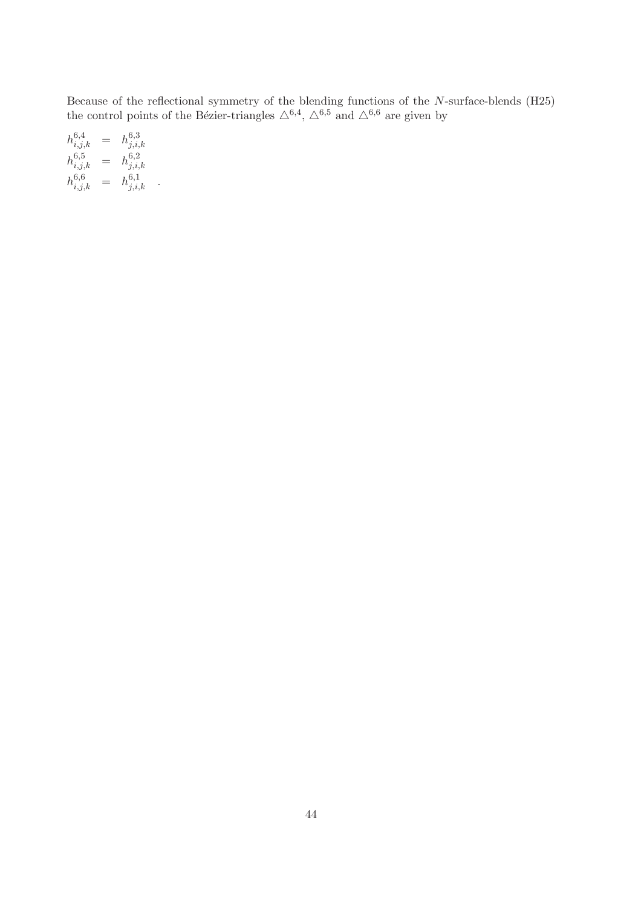Because of the reflectional symmetry of the blending functions of the $N$-surface-blends (H25) the control points of the Bézier-triangles $\triangle^{6,4}$, $\triangle^{6,5}$ and $\triangle^{6,6}$ are given by

$$
\begin{aligned}
h^{6,4}_{i,j,k} &= h^{6,3}_{j,i,k} \\
h^{6,5}_{i,j,k} &= h^{6,2}_{j,i,k} \\
h^{6,6}_{i,j,k} &= h^{6,1}_{j,i,k} \quad .
\end{aligned}
$$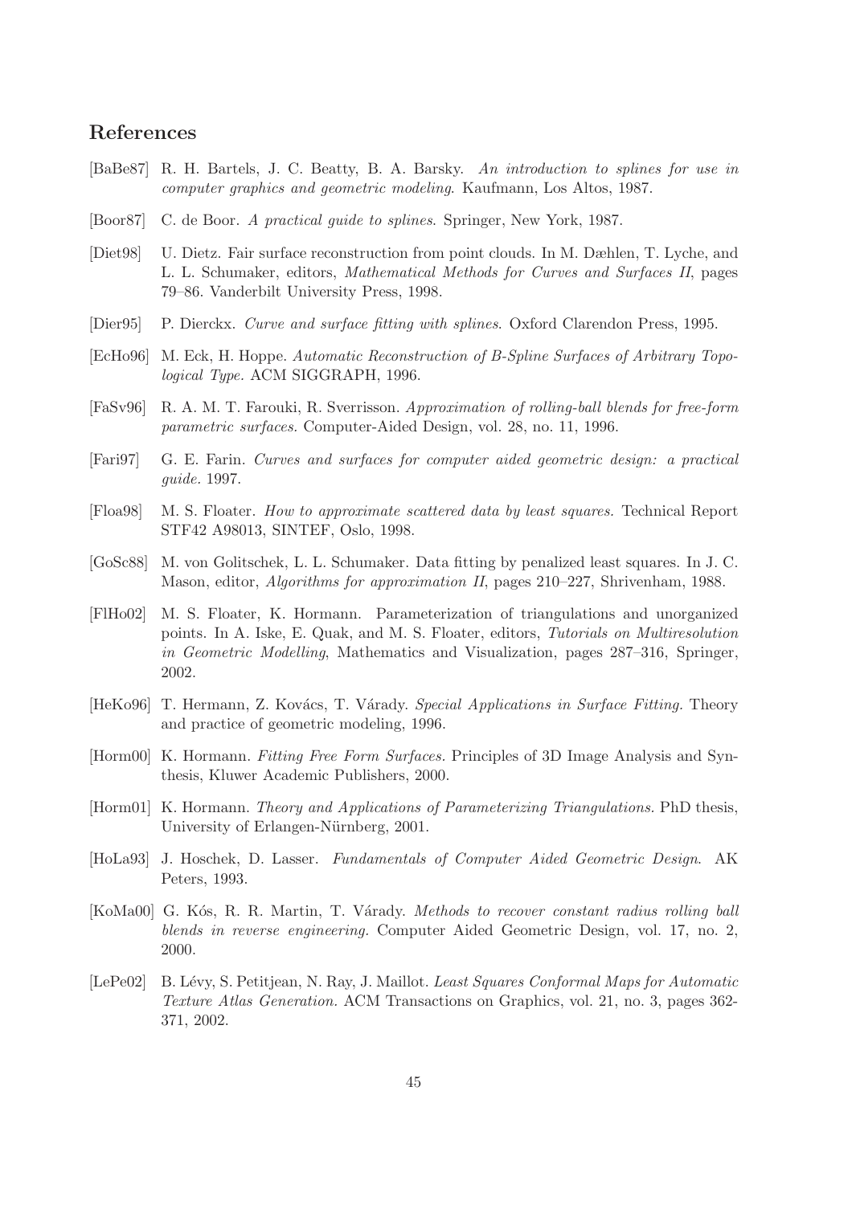## References

[BaBe87] R. H. Bartels, J. C. Beatty, B. A. Barsky. *An introduction to splines for use in computer graphics and geometric modeling*. Kaufmann, Los Altos, 1987.

[Boor87] C. de Boor. *A practical guide to splines*. Springer, New York, 1987.

[Diet98] U. Dietz. Fair surface reconstruction from point clouds. In M. Dæhlen, T. Lyche, and L. L. Schumaker, editors, *Mathematical Methods for Curves and Surfaces II*, pages 79–86. Vanderbilt University Press, 1998.

[Dier95] P. Dierckx. *Curve and surface fitting with splines*. Oxford Clarendon Press, 1995.

[EcHo96] M. Eck, H. Hoppe. *Automatic Reconstruction of B-Spline Surfaces of Arbitrary Topological Type*. ACM SIGGRAPH, 1996.

[FaSv96] R. A. M. T. Farouki, R. Sverrisson. *Approximation of rolling-ball blends for free-form parametric surfaces.* Computer-Aided Design, vol. 28, no. 11, 1996.

[Fari97] G. E. Farin. *Curves and surfaces for computer aided geometric design: a practical guide.* 1997.

[Floa98] M. S. Floater. *How to approximate scattered data by least squares.* Technical Report STF42 A98013, SINTEF, Oslo, 1998.

[GoSc88] M. von Golitschek, L. L. Schumaker. Data fitting by penalized least squares. In J. C. Mason, editor, *Algorithms for approximation II*, pages 210–227, Shrivenham, 1988.

[FlHo02] M. S. Floater, K. Hormann. Parameterization of triangulations and unorganized points. In A. Iske, E. Quak, and M. S. Floater, editors, *Tutorials on Multiresolution in Geometric Modelling*, Mathematics and Visualization, pages 287–316, Springer, 2002.

[HeKo96] T. Hermann, Z. Kovács, T. Várady. *Special Applications in Surface Fitting.* Theory and practice of geometric modeling, 1996.

[Horm00] K. Hormann. *Fitting Free Form Surfaces.* Principles of 3D Image Analysis and Synthesis, Kluwer Academic Publishers, 2000.

[Horm01] K. Hormann. *Theory and Applications of Parameterizing Triangulations.* PhD thesis, University of Erlangen-Nürnberg, 2001.

[HoLa93] J. Hoschek, D. Lasser. *Fundamentals of Computer Aided Geometric Design*. AK Peters, 1993.

[KoMa00] G. Kós, R. R. Martin, T. Várady. *Methods to recover constant radius rolling ball blends in reverse engineering.* Computer Aided Geometric Design, vol. 17, no. 2, 2000.

[LePe02] B. Lévy, S. Petitjean, N. Ray, J. Maillot. *Least Squares Conformal Maps for Automatic Texture Atlas Generation.* ACM Transactions on Graphics, vol. 21, no. 3, pages 362-371, 2002.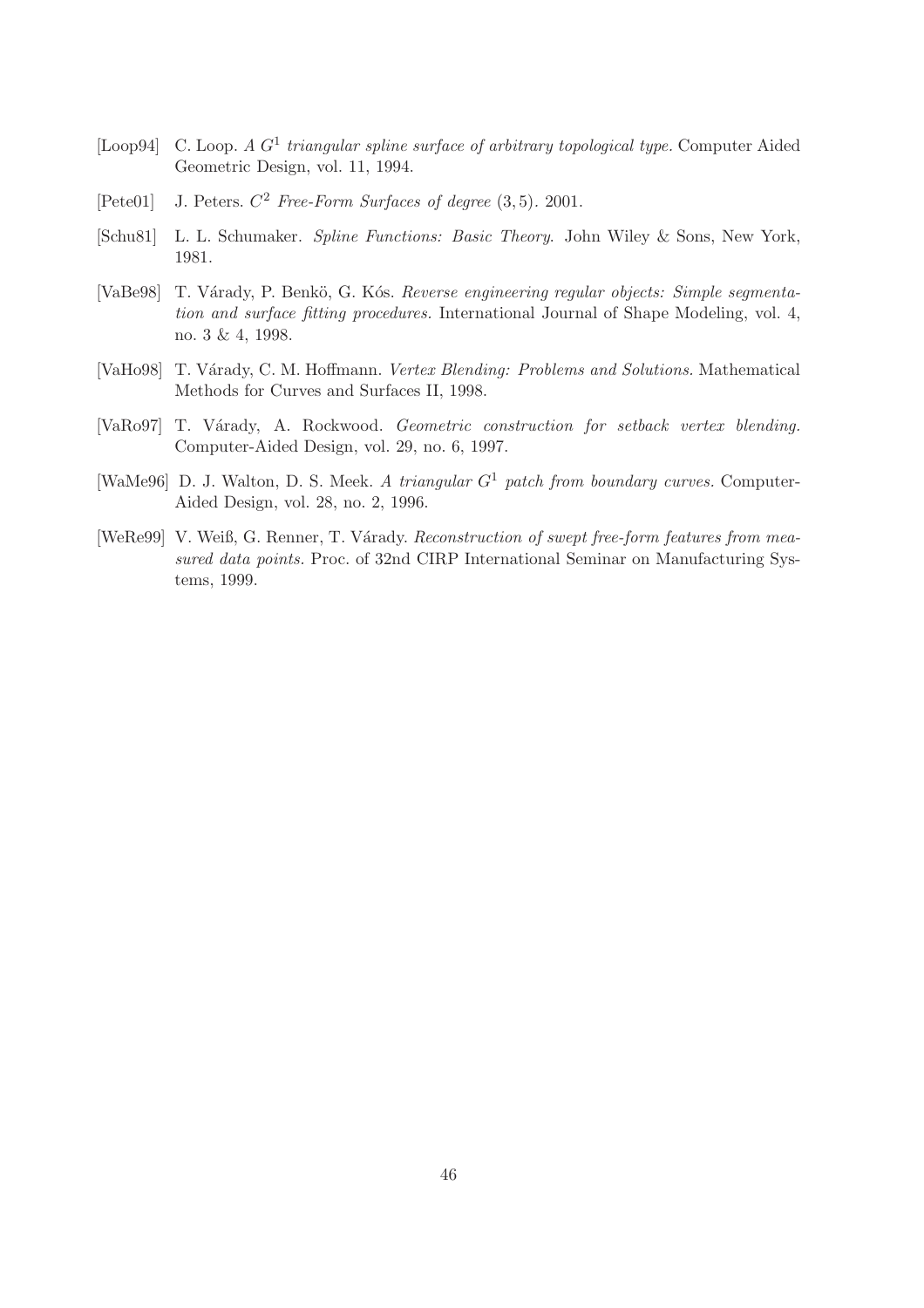[Loop94] C. Loop. *A $G^1$ triangular spline surface of arbitrary topological type*. Computer Aided Geometric Design, vol. 11, 1994.

[Pete01] J. Peters. *$C^2$ Free-Form Surfaces of degree $(3, 5)$*. 2001.

[Schu81] L. L. Schumaker. *Spline Functions: Basic Theory*. John Wiley & Sons, New York, 1981.

[VaBe98] T. Várady, P. Benkö, G. Kós. *Reverse engineering regular objects: Simple segmentation and surface fitting procedures*. International Journal of Shape Modeling, vol. 4, no. 3 & 4, 1998.

[VaHo98] T. Várady, C. M. Hoffmann. *Vertex Blending: Problems and Solutions*. Mathematical Methods for Curves and Surfaces II, 1998.

[VaRo97] T. Várady, A. Rockwood. *Geometric construction for setback vertex blending*. Computer-Aided Design, vol. 29, no. 6, 1997.

[WaMe96] D. J. Walton, D. S. Meek. *A triangular $G^1$ patch from boundary curves*. Computer-Aided Design, vol. 28, no. 2, 1996.

[WeRe99] V. Weiß, G. Renner, T. Várady. *Reconstruction of swept free-form features from measured data points*. Proc. of 32nd CIRP International Seminar on Manufacturing Systems, 1999.